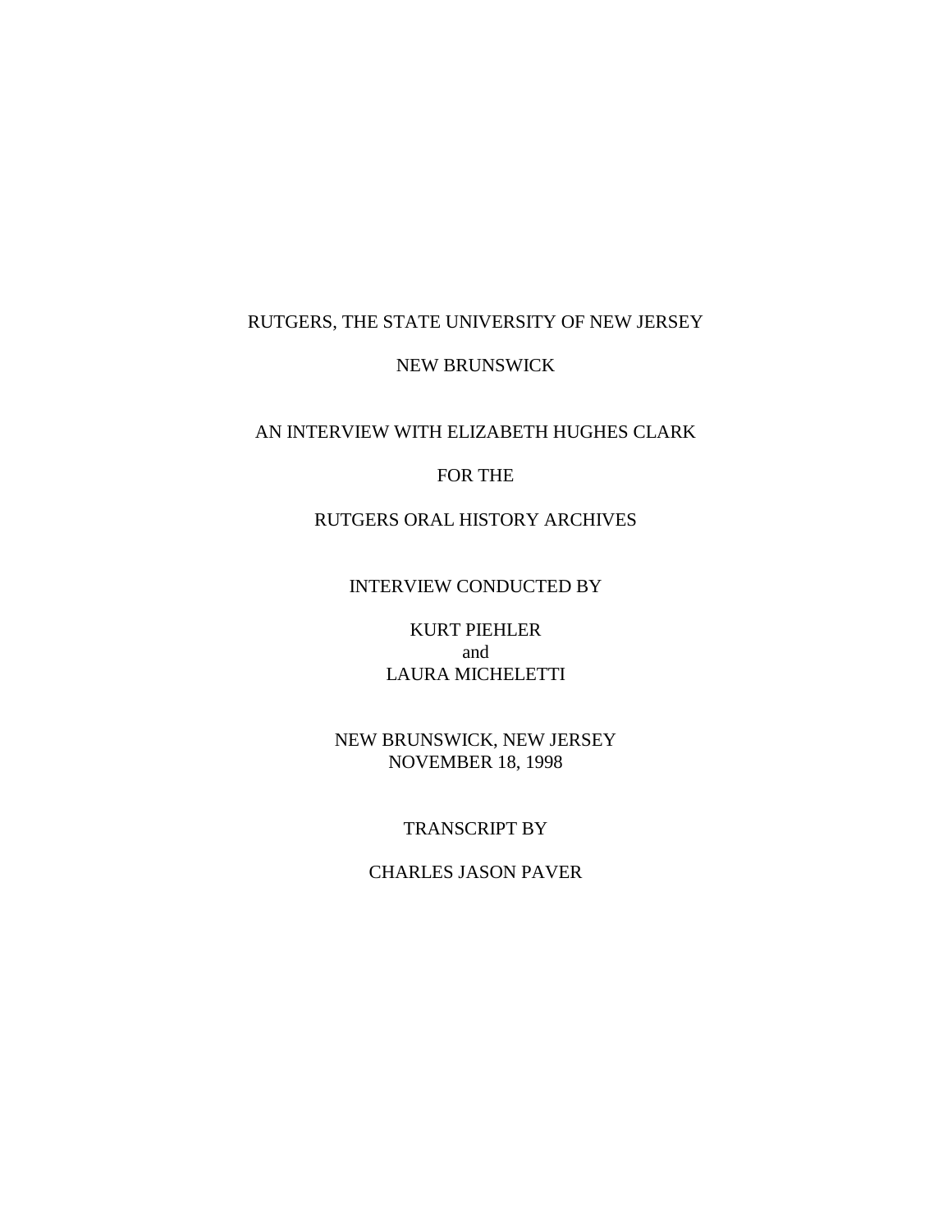RUTGERS, THE STATE UNIVERSITY OF NEW JERSEY

NEW BRUNSWICK

AN INTERVIEW WITH ELIZABETH HUGHES CLARK

FOR THE

RUTGERS ORAL HISTORY ARCHIVES

INTERVIEW CONDUCTED BY

KURT PIEHLER
and
LAURA MICHELETTI

NEW BRUNSWICK, NEW JERSEY
NOVEMBER 18, 1998

TRANSCRIPT BY

CHARLES JASON PAVER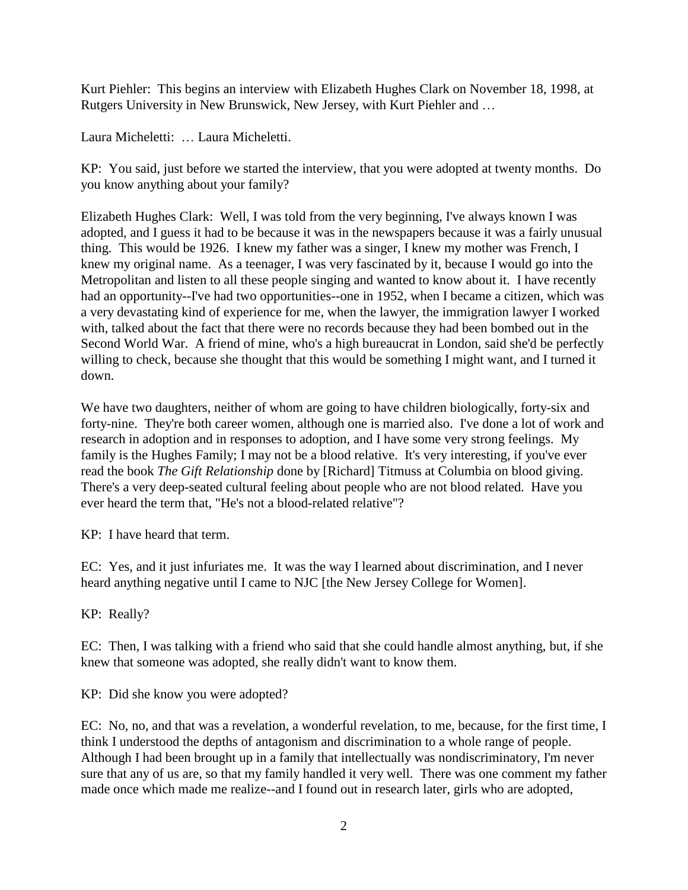Kurt Piehler: This begins an interview with Elizabeth Hughes Clark on November 18, 1998, at Rutgers University in New Brunswick, New Jersey, with Kurt Piehler and …

Laura Micheletti: … Laura Micheletti.

KP: You said, just before we started the interview, that you were adopted at twenty months. Do you know anything about your family?

Elizabeth Hughes Clark: Well, I was told from the very beginning, I've always known I was adopted, and I guess it had to be because it was in the newspapers because it was a fairly unusual thing. This would be 1926. I knew my father was a singer, I knew my mother was French, I knew my original name. As a teenager, I was very fascinated by it, because I would go into the Metropolitan and listen to all these people singing and wanted to know about it. I have recently had an opportunity--I've had two opportunities--one in 1952, when I became a citizen, which was a very devastating kind of experience for me, when the lawyer, the immigration lawyer I worked with, talked about the fact that there were no records because they had been bombed out in the Second World War. A friend of mine, who's a high bureaucrat in London, said she'd be perfectly willing to check, because she thought that this would be something I might want, and I turned it down.

We have two daughters, neither of whom are going to have children biologically, forty-six and forty-nine. They're both career women, although one is married also. I've done a lot of work and research in adoption and in responses to adoption, and I have some very strong feelings. My family is the Hughes Family; I may not be a blood relative. It's very interesting, if you've ever read the book *The Gift Relationship* done by [Richard] Titmuss at Columbia on blood giving. There's a very deep-seated cultural feeling about people who are not blood related. Have you ever heard the term that, "He's not a blood-related relative"?

KP: I have heard that term.

EC: Yes, and it just infuriates me. It was the way I learned about discrimination, and I never heard anything negative until I came to NJC [the New Jersey College for Women].

KP: Really?

EC: Then, I was talking with a friend who said that she could handle almost anything, but, if she knew that someone was adopted, she really didn't want to know them.

KP: Did she know you were adopted?

EC: No, no, and that was a revelation, a wonderful revelation, to me, because, for the first time, I think I understood the depths of antagonism and discrimination to a whole range of people. Although I had been brought up in a family that intellectually was nondiscriminatory, I'm never sure that any of us are, so that my family handled it very well. There was one comment my father made once which made me realize--and I found out in research later, girls who are adopted,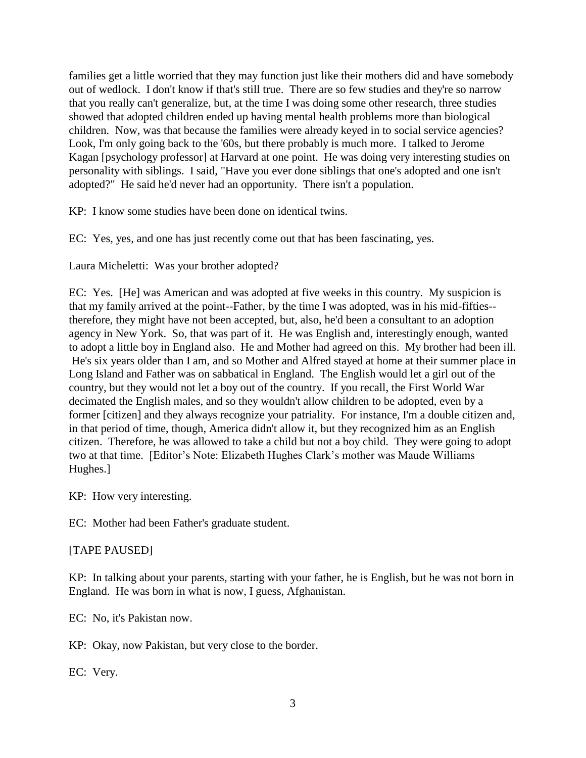families get a little worried that they may function just like their mothers did and have somebody out of wedlock. I don't know if that's still true. There are so few studies and they're so narrow that you really can't generalize, but, at the time I was doing some other research, three studies showed that adopted children ended up having mental health problems more than biological children. Now, was that because the families were already keyed in to social service agencies? Look, I'm only going back to the '60s, but there probably is much more. I talked to Jerome Kagan [psychology professor] at Harvard at one point. He was doing very interesting studies on personality with siblings. I said, "Have you ever done siblings that one's adopted and one isn't adopted?" He said he'd never had an opportunity. There isn't a population.

KP: I know some studies have been done on identical twins.

EC: Yes, yes, and one has just recently come out that has been fascinating, yes.

Laura Micheletti: Was your brother adopted?

EC: Yes. [He] was American and was adopted at five weeks in this country. My suspicion is that my family arrived at the point--Father, by the time I was adopted, was in his mid-fifties--therefore, they might have not been accepted, but, also, he'd been a consultant to an adoption agency in New York. So, that was part of it. He was English and, interestingly enough, wanted to adopt a little boy in England also. He and Mother had agreed on this. My brother had been ill. He's six years older than I am, and so Mother and Alfred stayed at home at their summer place in Long Island and Father was on sabbatical in England. The English would let a girl out of the country, but they would not let a boy out of the country. If you recall, the First World War decimated the English males, and so they wouldn't allow children to be adopted, even by a former [citizen] and they always recognize your patriality. For instance, I'm a double citizen and, in that period of time, though, America didn't allow it, but they recognized him as an English citizen. Therefore, he was allowed to take a child but not a boy child. They were going to adopt two at that time. [Editor's Note: Elizabeth Hughes Clark's mother was Maude Williams Hughes.]

KP: How very interesting.

EC: Mother had been Father's graduate student.

[TAPE PAUSED]

KP: In talking about your parents, starting with your father, he is English, but he was not born in England. He was born in what is now, I guess, Afghanistan.

EC: No, it's Pakistan now.

KP: Okay, now Pakistan, but very close to the border.

EC: Very.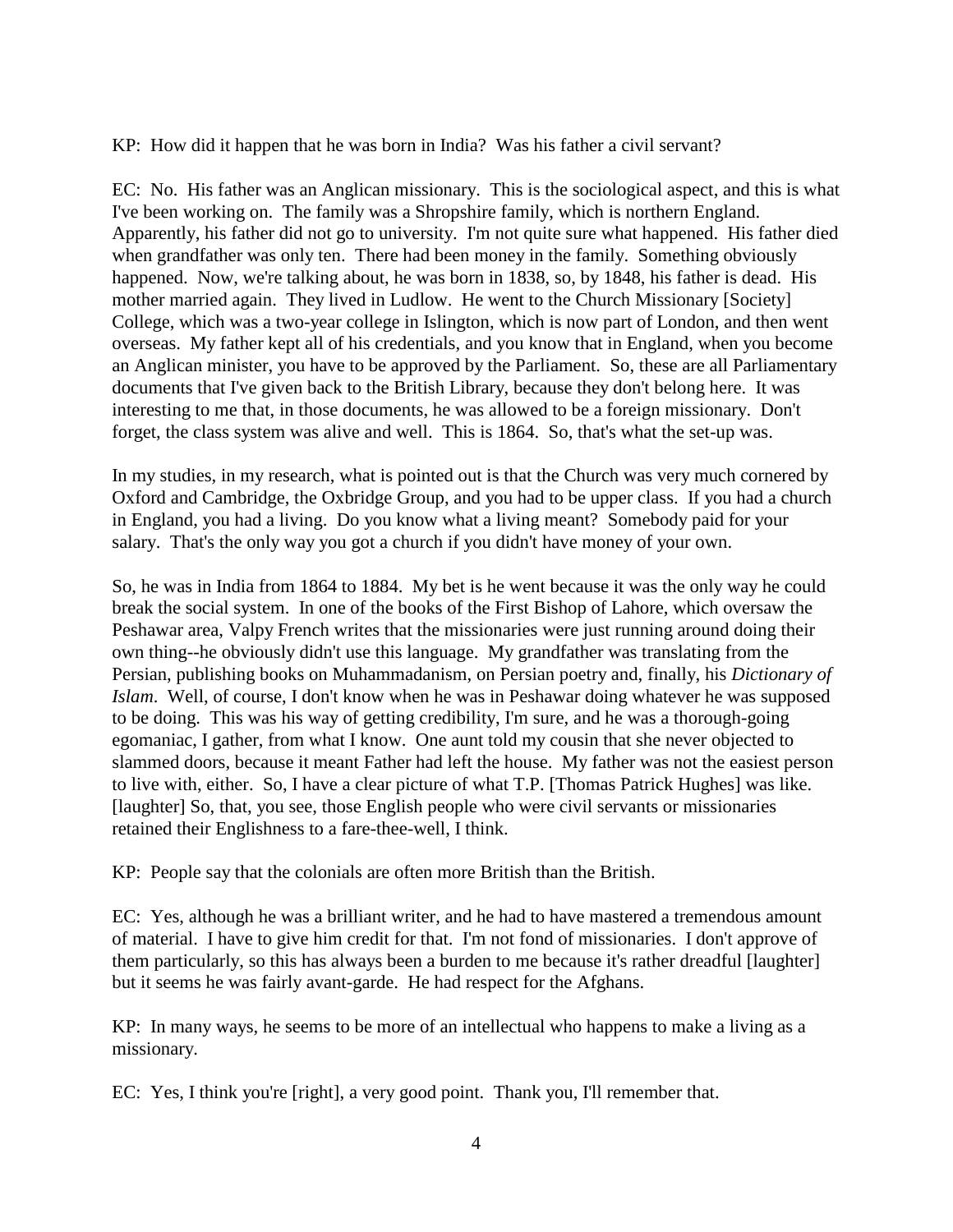KP: How did it happen that he was born in India? Was his father a civil servant?

EC: No. His father was an Anglican missionary. This is the sociological aspect, and this is what I've been working on. The family was a Shropshire family, which is northern England. Apparently, his father did not go to university. I'm not quite sure what happened. His father died when grandfather was only ten. There had been money in the family. Something obviously happened. Now, we're talking about, he was born in 1838, so, by 1848, his father is dead. His mother married again. They lived in Ludlow. He went to the Church Missionary [Society] College, which was a two-year college in Islington, which is now part of London, and then went overseas. My father kept all of his credentials, and you know that in England, when you become an Anglican minister, you have to be approved by the Parliament. So, these are all Parliamentary documents that I've given back to the British Library, because they don't belong here. It was interesting to me that, in those documents, he was allowed to be a foreign missionary. Don't forget, the class system was alive and well. This is 1864. So, that's what the set-up was.

In my studies, in my research, what is pointed out is that the Church was very much cornered by Oxford and Cambridge, the Oxbridge Group, and you had to be upper class. If you had a church in England, you had a living. Do you know what a living meant? Somebody paid for your salary. That's the only way you got a church if you didn't have money of your own.

So, he was in India from 1864 to 1884. My bet is he went because it was the only way he could break the social system. In one of the books of the First Bishop of Lahore, which oversaw the Peshawar area, Valpy French writes that the missionaries were just running around doing their own thing--he obviously didn't use this language. My grandfather was translating from the Persian, publishing books on Muhammadanism, on Persian poetry and, finally, his *Dictionary of Islam*. Well, of course, I don't know when he was in Peshawar doing whatever he was supposed to be doing. This was his way of getting credibility, I'm sure, and he was a thorough-going egomaniac, I gather, from what I know. One aunt told my cousin that she never objected to slammed doors, because it meant Father had left the house. My father was not the easiest person to live with, either. So, I have a clear picture of what T.P. [Thomas Patrick Hughes] was like. [laughter] So, that, you see, those English people who were civil servants or missionaries retained their Englishness to a fare-thee-well, I think.

KP: People say that the colonials are often more British than the British.

EC: Yes, although he was a brilliant writer, and he had to have mastered a tremendous amount of material. I have to give him credit for that. I'm not fond of missionaries. I don't approve of them particularly, so this has always been a burden to me because it's rather dreadful [laughter] but it seems he was fairly avant-garde. He had respect for the Afghans.

KP: In many ways, he seems to be more of an intellectual who happens to make a living as a missionary.

EC: Yes, I think you're [right], a very good point. Thank you, I'll remember that.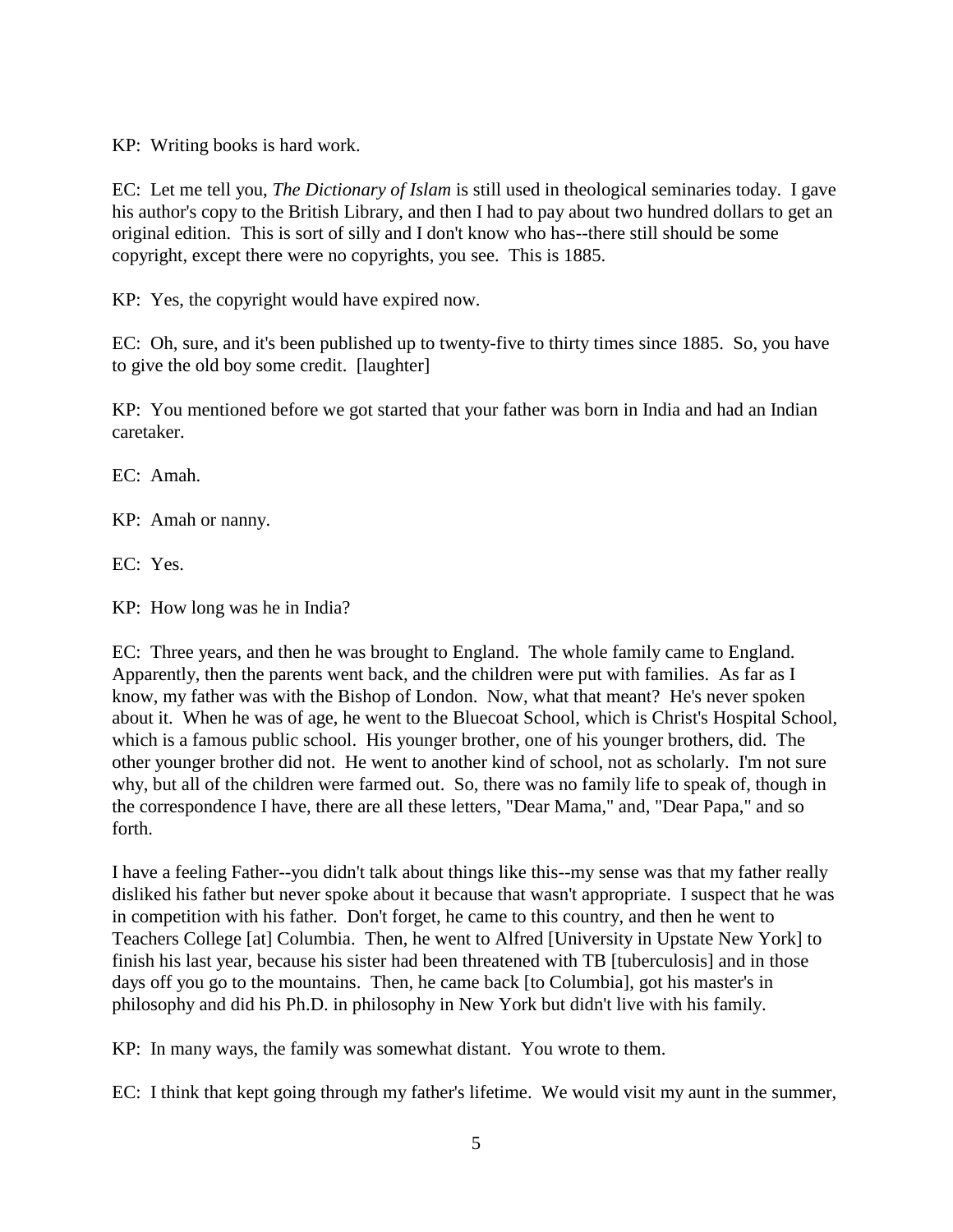KP: Writing books is hard work.

EC: Let me tell you, *The Dictionary of Islam* is still used in theological seminaries today. I gave his author's copy to the British Library, and then I had to pay about two hundred dollars to get an original edition. This is sort of silly and I don't know who has--there still should be some copyright, except there were no copyrights, you see. This is 1885.

KP: Yes, the copyright would have expired now.

EC: Oh, sure, and it's been published up to twenty-five to thirty times since 1885. So, you have to give the old boy some credit. [laughter]

KP: You mentioned before we got started that your father was born in India and had an Indian caretaker.

EC: Amah.

KP: Amah or nanny.

EC: Yes.

KP: How long was he in India?

EC: Three years, and then he was brought to England. The whole family came to England. Apparently, then the parents went back, and the children were put with families. As far as I know, my father was with the Bishop of London. Now, what that meant? He's never spoken about it. When he was of age, he went to the Bluecoat School, which is Christ's Hospital School, which is a famous public school. His younger brother, one of his younger brothers, did. The other younger brother did not. He went to another kind of school, not as scholarly. I'm not sure why, but all of the children were farmed out. So, there was no family life to speak of, though in the correspondence I have, there are all these letters, "Dear Mama," and, "Dear Papa," and so forth.

I have a feeling Father--you didn't talk about things like this--my sense was that my father really disliked his father but never spoke about it because that wasn't appropriate. I suspect that he was in competition with his father. Don't forget, he came to this country, and then he went to Teachers College [at] Columbia. Then, he went to Alfred [University in Upstate New York] to finish his last year, because his sister had been threatened with TB [tuberculosis] and in those days off you go to the mountains. Then, he came back [to Columbia], got his master's in philosophy and did his Ph.D. in philosophy in New York but didn't live with his family.

KP: In many ways, the family was somewhat distant. You wrote to them.

EC: I think that kept going through my father's lifetime. We would visit my aunt in the summer,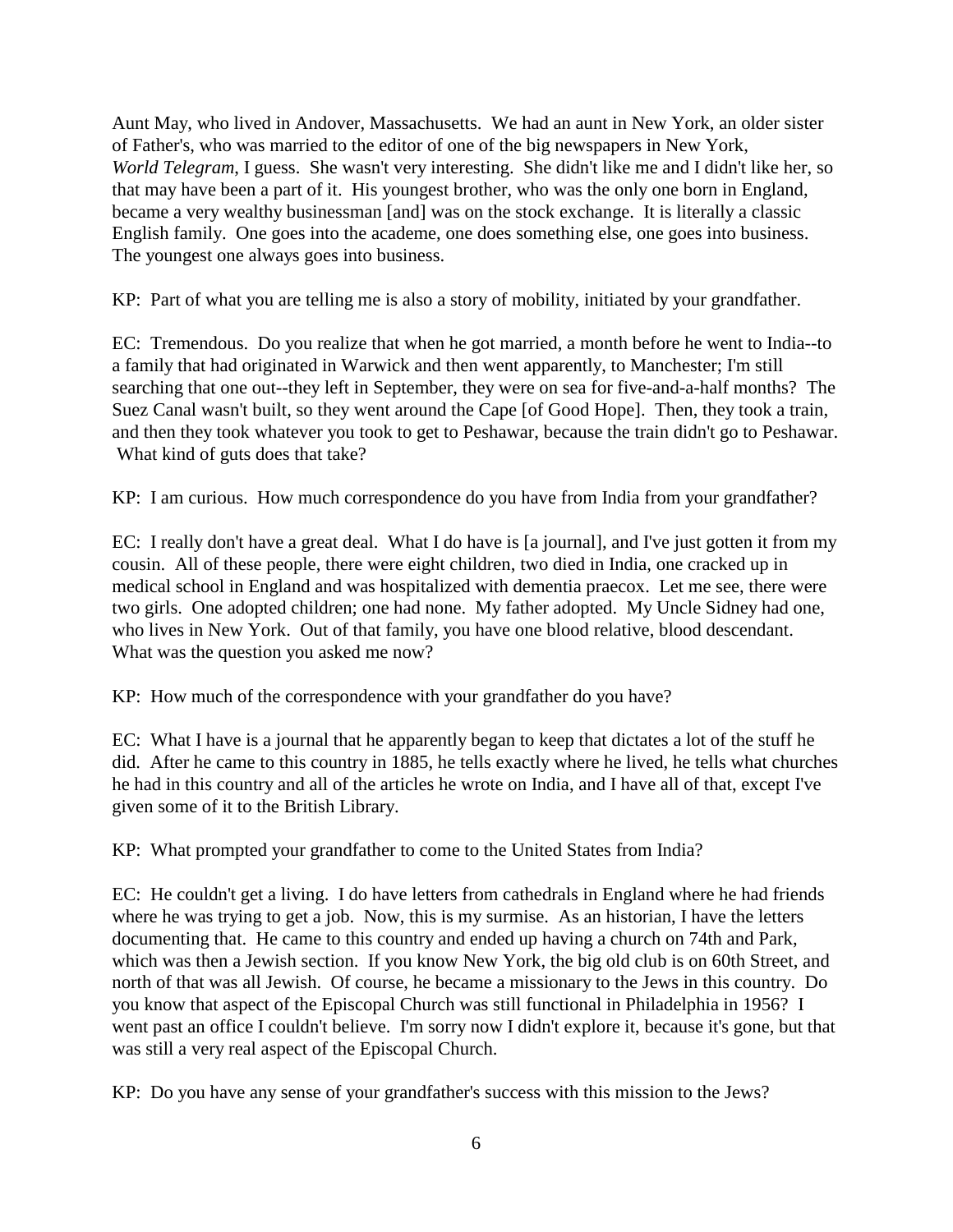Aunt May, who lived in Andover, Massachusetts. We had an aunt in New York, an older sister of Father's, who was married to the editor of one of the big newspapers in New York, *World Telegram*, I guess. She wasn't very interesting. She didn't like me and I didn't like her, so that may have been a part of it. His youngest brother, who was the only one born in England, became a very wealthy businessman [and] was on the stock exchange. It is literally a classic English family. One goes into the academe, one does something else, one goes into business. The youngest one always goes into business.

KP: Part of what you are telling me is also a story of mobility, initiated by your grandfather.

EC: Tremendous. Do you realize that when he got married, a month before he went to India--to a family that had originated in Warwick and then went apparently, to Manchester; I'm still searching that one out--they left in September, they were on sea for five-and-a-half months? The Suez Canal wasn't built, so they went around the Cape [of Good Hope]. Then, they took a train, and then they took whatever you took to get to Peshawar, because the train didn't go to Peshawar. What kind of guts does that take?

KP: I am curious. How much correspondence do you have from India from your grandfather?

EC: I really don't have a great deal. What I do have is [a journal], and I've just gotten it from my cousin. All of these people, there were eight children, two died in India, one cracked up in medical school in England and was hospitalized with dementia praecox. Let me see, there were two girls. One adopted children; one had none. My father adopted. My Uncle Sidney had one, who lives in New York. Out of that family, you have one blood relative, blood descendant. What was the question you asked me now?

KP: How much of the correspondence with your grandfather do you have?

EC: What I have is a journal that he apparently began to keep that dictates a lot of the stuff he did. After he came to this country in 1885, he tells exactly where he lived, he tells what churches he had in this country and all of the articles he wrote on India, and I have all of that, except I've given some of it to the British Library.

KP: What prompted your grandfather to come to the United States from India?

EC: He couldn't get a living. I do have letters from cathedrals in England where he had friends where he was trying to get a job. Now, this is my surmise. As an historian, I have the letters documenting that. He came to this country and ended up having a church on 74th and Park, which was then a Jewish section. If you know New York, the big old club is on 60th Street, and north of that was all Jewish. Of course, he became a missionary to the Jews in this country. Do you know that aspect of the Episcopal Church was still functional in Philadelphia in 1956? I went past an office I couldn't believe. I'm sorry now I didn't explore it, because it's gone, but that was still a very real aspect of the Episcopal Church.

KP: Do you have any sense of your grandfather's success with this mission to the Jews?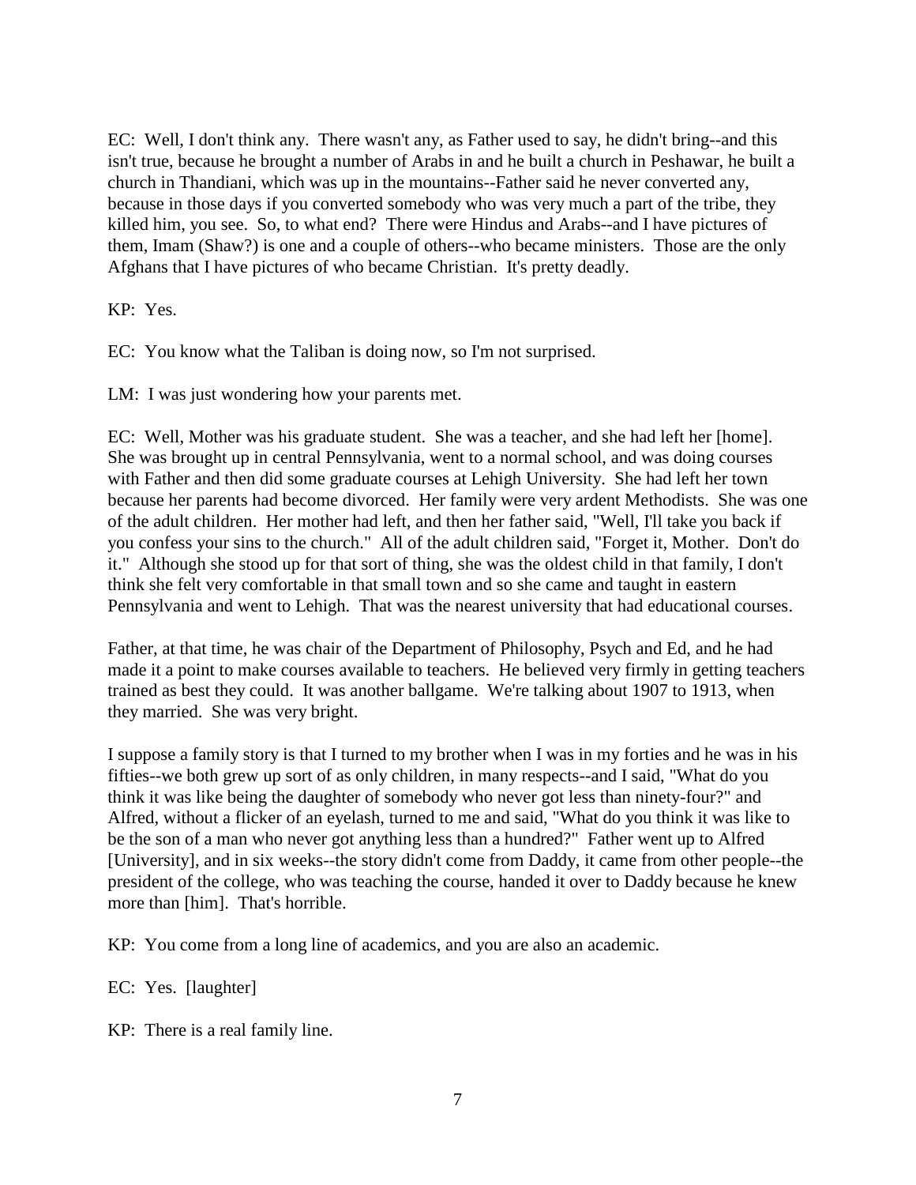EC: Well, I don't think any. There wasn't any, as Father used to say, he didn't bring--and this isn't true, because he brought a number of Arabs in and he built a church in Peshawar, he built a church in Thandiani, which was up in the mountains--Father said he never converted any, because in those days if you converted somebody who was very much a part of the tribe, they killed him, you see. So, to what end? There were Hindus and Arabs--and I have pictures of them, Imam (Shaw?) is one and a couple of others--who became ministers. Those are the only Afghans that I have pictures of who became Christian. It's pretty deadly.

KP: Yes.

EC: You know what the Taliban is doing now, so I'm not surprised.

LM: I was just wondering how your parents met.

EC: Well, Mother was his graduate student. She was a teacher, and she had left her [home]. She was brought up in central Pennsylvania, went to a normal school, and was doing courses with Father and then did some graduate courses at Lehigh University. She had left her town because her parents had become divorced. Her family were very ardent Methodists. She was one of the adult children. Her mother had left, and then her father said, "Well, I'll take you back if you confess your sins to the church." All of the adult children said, "Forget it, Mother. Don't do it." Although she stood up for that sort of thing, she was the oldest child in that family, I don't think she felt very comfortable in that small town and so she came and taught in eastern Pennsylvania and went to Lehigh. That was the nearest university that had educational courses.

Father, at that time, he was chair of the Department of Philosophy, Psych and Ed, and he had made it a point to make courses available to teachers. He believed very firmly in getting teachers trained as best they could. It was another ballgame. We're talking about 1907 to 1913, when they married. She was very bright.

I suppose a family story is that I turned to my brother when I was in my forties and he was in his fifties--we both grew up sort of as only children, in many respects--and I said, "What do you think it was like being the daughter of somebody who never got less than ninety-four?" and Alfred, without a flicker of an eyelash, turned to me and said, "What do you think it was like to be the son of a man who never got anything less than a hundred?" Father went up to Alfred [University], and in six weeks--the story didn't come from Daddy, it came from other people--the president of the college, who was teaching the course, handed it over to Daddy because he knew more than [him]. That's horrible.

KP: You come from a long line of academics, and you are also an academic.

EC: Yes. [laughter]

KP: There is a real family line.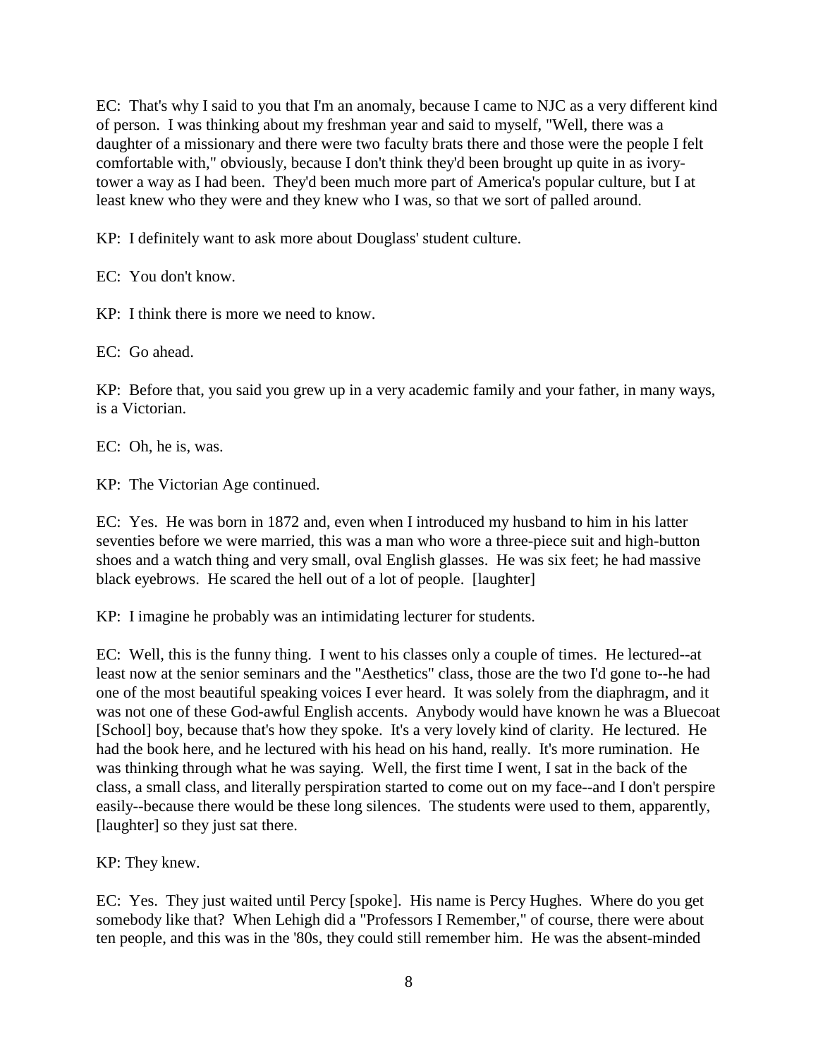EC: That's why I said to you that I'm an anomaly, because I came to NJC as a very different kind of person. I was thinking about my freshman year and said to myself, "Well, there was a daughter of a missionary and there were two faculty brats there and those were the people I felt comfortable with," obviously, because I don't think they'd been brought up quite in as ivory-tower a way as I had been. They'd been much more part of America's popular culture, but I at least knew who they were and they knew who I was, so that we sort of palled around.

KP: I definitely want to ask more about Douglass' student culture.

EC: You don't know.

KP: I think there is more we need to know.

EC: Go ahead.

KP: Before that, you said you grew up in a very academic family and your father, in many ways, is a Victorian.

EC: Oh, he is, was.

KP: The Victorian Age continued.

EC: Yes. He was born in 1872 and, even when I introduced my husband to him in his latter seventies before we were married, this was a man who wore a three-piece suit and high-button shoes and a watch thing and very small, oval English glasses. He was six feet; he had massive black eyebrows. He scared the hell out of a lot of people. [laughter]

KP: I imagine he probably was an intimidating lecturer for students.

EC: Well, this is the funny thing. I went to his classes only a couple of times. He lectured--at least now at the senior seminars and the "Aesthetics" class, those are the two I'd gone to--he had one of the most beautiful speaking voices I ever heard. It was solely from the diaphragm, and it was not one of these God-awful English accents. Anybody would have known he was a Bluecoat [School] boy, because that's how they spoke. It's a very lovely kind of clarity. He lectured. He had the book here, and he lectured with his head on his hand, really. It's more rumination. He was thinking through what he was saying. Well, the first time I went, I sat in the back of the class, a small class, and literally perspiration started to come out on my face--and I don't perspire easily--because there would be these long silences. The students were used to them, apparently, [laughter] so they just sat there.

KP: They knew.

EC: Yes. They just waited until Percy [spoke]. His name is Percy Hughes. Where do you get somebody like that? When Lehigh did a "Professors I Remember," of course, there were about ten people, and this was in the '80s, they could still remember him. He was the absent-minded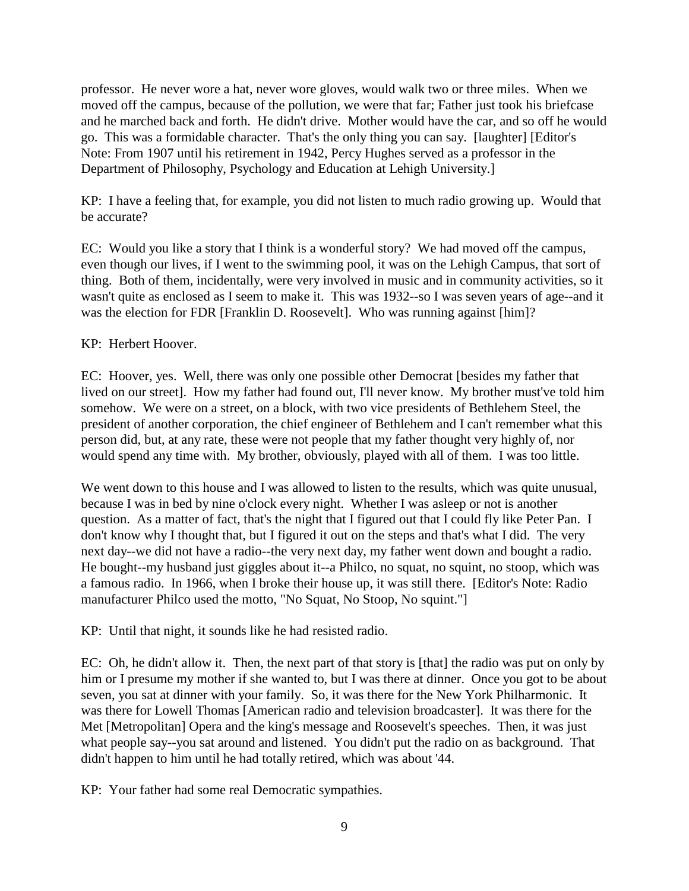professor. He never wore a hat, never wore gloves, would walk two or three miles. When we moved off the campus, because of the pollution, we were that far; Father just took his briefcase and he marched back and forth. He didn't drive. Mother would have the car, and so off he would go. This was a formidable character. That's the only thing you can say. [laughter] [Editor's Note: From 1907 until his retirement in 1942, Percy Hughes served as a professor in the Department of Philosophy, Psychology and Education at Lehigh University.]

KP: I have a feeling that, for example, you did not listen to much radio growing up. Would that be accurate?

EC: Would you like a story that I think is a wonderful story? We had moved off the campus, even though our lives, if I went to the swimming pool, it was on the Lehigh Campus, that sort of thing. Both of them, incidentally, were very involved in music and in community activities, so it wasn't quite as enclosed as I seem to make it. This was 1932--so I was seven years of age--and it was the election for FDR [Franklin D. Roosevelt]. Who was running against [him]?

KP: Herbert Hoover.

EC: Hoover, yes. Well, there was only one possible other Democrat [besides my father that lived on our street]. How my father had found out, I'll never know. My brother must've told him somehow. We were on a street, on a block, with two vice presidents of Bethlehem Steel, the president of another corporation, the chief engineer of Bethlehem and I can't remember what this person did, but, at any rate, these were not people that my father thought very highly of, nor would spend any time with. My brother, obviously, played with all of them. I was too little.

We went down to this house and I was allowed to listen to the results, which was quite unusual, because I was in bed by nine o'clock every night. Whether I was asleep or not is another question. As a matter of fact, that's the night that I figured out that I could fly like Peter Pan. I don't know why I thought that, but I figured it out on the steps and that's what I did. The very next day--we did not have a radio--the very next day, my father went down and bought a radio. He bought--my husband just giggles about it--a Philco, no squat, no squint, no stoop, which was a famous radio. In 1966, when I broke their house up, it was still there. [Editor's Note: Radio manufacturer Philco used the motto, "No Squat, No Stoop, No squint."]

KP: Until that night, it sounds like he had resisted radio.

EC: Oh, he didn't allow it. Then, the next part of that story is [that] the radio was put on only by him or I presume my mother if she wanted to, but I was there at dinner. Once you got to be about seven, you sat at dinner with your family. So, it was there for the New York Philharmonic. It was there for Lowell Thomas [American radio and television broadcaster]. It was there for the Met [Metropolitan] Opera and the king's message and Roosevelt's speeches. Then, it was just what people say--you sat around and listened. You didn't put the radio on as background. That didn't happen to him until he had totally retired, which was about '44.

KP: Your father had some real Democratic sympathies.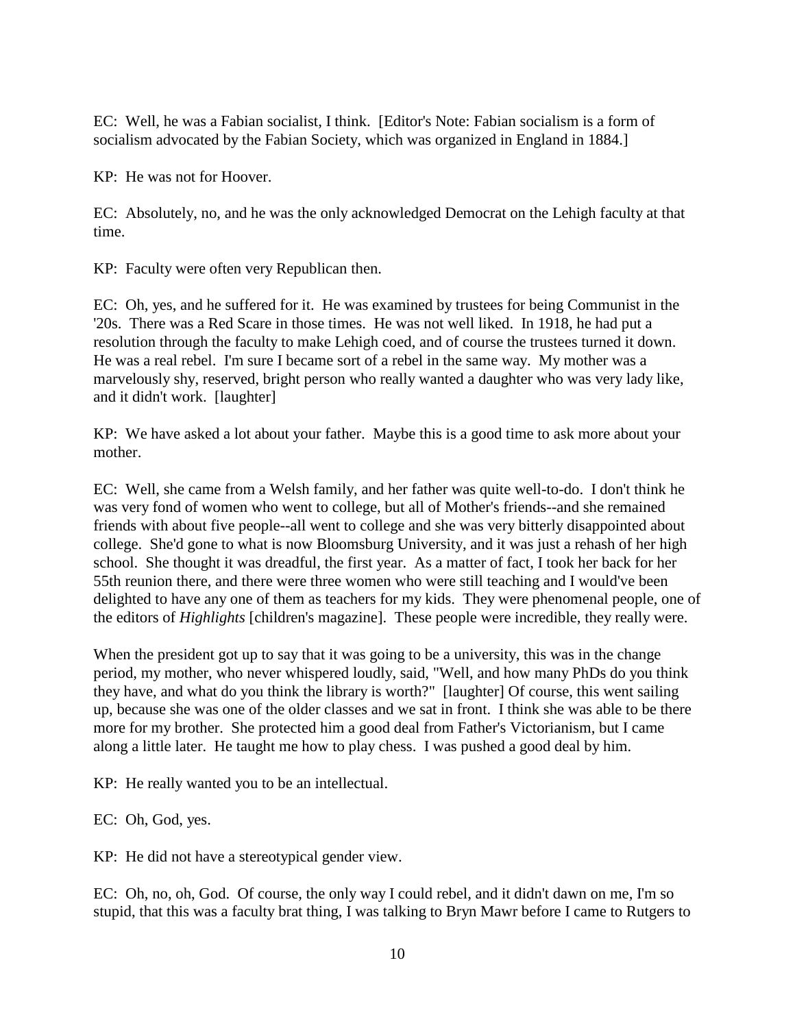EC: Well, he was a Fabian socialist, I think. [Editor's Note: Fabian socialism is a form of socialism advocated by the Fabian Society, which was organized in England in 1884.]

KP: He was not for Hoover.

EC: Absolutely, no, and he was the only acknowledged Democrat on the Lehigh faculty at that time.

KP: Faculty were often very Republican then.

EC: Oh, yes, and he suffered for it. He was examined by trustees for being Communist in the '20s. There was a Red Scare in those times. He was not well liked. In 1918, he had put a resolution through the faculty to make Lehigh coed, and of course the trustees turned it down. He was a real rebel. I'm sure I became sort of a rebel in the same way. My mother was a marvelously shy, reserved, bright person who really wanted a daughter who was very lady like, and it didn't work. [laughter]

KP: We have asked a lot about your father. Maybe this is a good time to ask more about your mother.

EC: Well, she came from a Welsh family, and her father was quite well-to-do. I don't think he was very fond of women who went to college, but all of Mother's friends--and she remained friends with about five people--all went to college and she was very bitterly disappointed about college. She'd gone to what is now Bloomsburg University, and it was just a rehash of her high school. She thought it was dreadful, the first year. As a matter of fact, I took her back for her 55th reunion there, and there were three women who were still teaching and I would've been delighted to have any one of them as teachers for my kids. They were phenomenal people, one of the editors of *Highlights* [children's magazine]. These people were incredible, they really were.

When the president got up to say that it was going to be a university, this was in the change period, my mother, who never whispered loudly, said, "Well, and how many PhDs do you think they have, and what do you think the library is worth?" [laughter] Of course, this went sailing up, because she was one of the older classes and we sat in front. I think she was able to be there more for my brother. She protected him a good deal from Father's Victorianism, but I came along a little later. He taught me how to play chess. I was pushed a good deal by him.

KP: He really wanted you to be an intellectual.

EC: Oh, God, yes.

KP: He did not have a stereotypical gender view.

EC: Oh, no, oh, God. Of course, the only way I could rebel, and it didn't dawn on me, I'm so stupid, that this was a faculty brat thing, I was talking to Bryn Mawr before I came to Rutgers to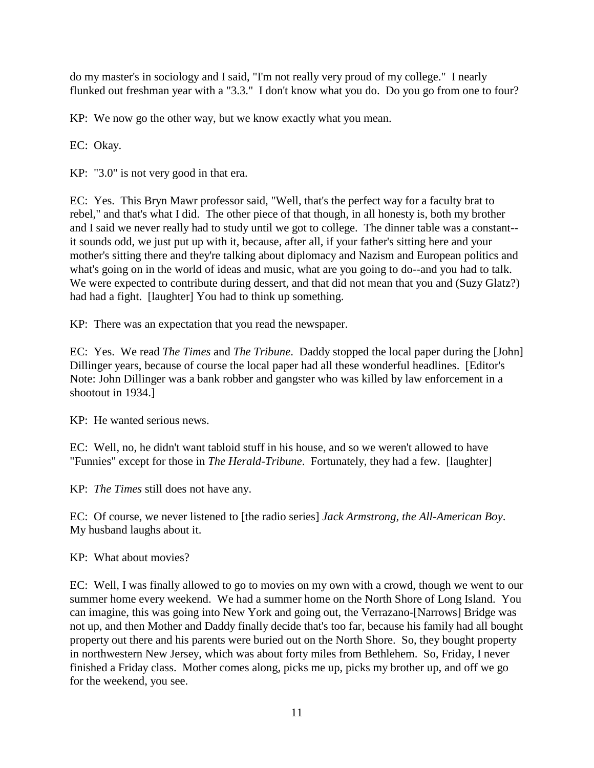do my master's in sociology and I said, "I'm not really very proud of my college." I nearly flunked out freshman year with a "3.3." I don't know what you do. Do you go from one to four?

KP: We now go the other way, but we know exactly what you mean.

EC: Okay.

KP: "3.0" is not very good in that era.

EC: Yes. This Bryn Mawr professor said, "Well, that's the perfect way for a faculty brat to rebel," and that's what I did. The other piece of that though, in all honesty is, both my brother and I said we never really had to study until we got to college. The dinner table was a constant--it sounds odd, we just put up with it, because, after all, if your father's sitting here and your mother's sitting there and they're talking about diplomacy and Nazism and European politics and what's going on in the world of ideas and music, what are you going to do--and you had to talk. We were expected to contribute during dessert, and that did not mean that you and (Suzy Glatz?) had had a fight. [laughter] You had to think up something.

KP: There was an expectation that you read the newspaper.

EC: Yes. We read *The Times* and *The Tribune*. Daddy stopped the local paper during the [John] Dillinger years, because of course the local paper had all these wonderful headlines. [Editor's Note: John Dillinger was a bank robber and gangster who was killed by law enforcement in a shootout in 1934.]

KP: He wanted serious news.

EC: Well, no, he didn't want tabloid stuff in his house, and so we weren't allowed to have "Funnies" except for those in *The Herald-Tribune*. Fortunately, they had a few. [laughter]

KP: *The Times* still does not have any.

EC: Of course, we never listened to [the radio series] *Jack Armstrong, the All-American Boy*. My husband laughs about it.

KP: What about movies?

EC: Well, I was finally allowed to go to movies on my own with a crowd, though we went to our summer home every weekend. We had a summer home on the North Shore of Long Island. You can imagine, this was going into New York and going out, the Verrazano-[Narrows] Bridge was not up, and then Mother and Daddy finally decide that's too far, because his family had all bought property out there and his parents were buried out on the North Shore. So, they bought property in northwestern New Jersey, which was about forty miles from Bethlehem. So, Friday, I never finished a Friday class. Mother comes along, picks me up, picks my brother up, and off we go for the weekend, you see.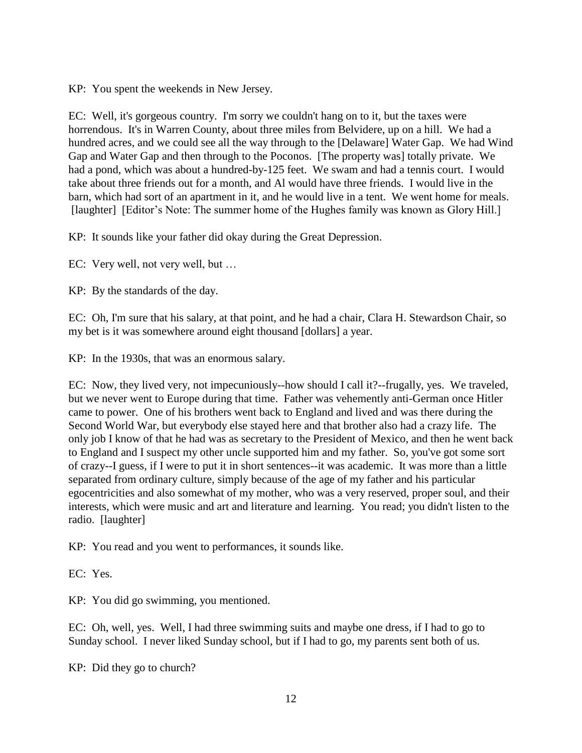KP: You spent the weekends in New Jersey.

EC: Well, it's gorgeous country. I'm sorry we couldn't hang on to it, but the taxes were horrendous. It's in Warren County, about three miles from Belvidere, up on a hill. We had a hundred acres, and we could see all the way through to the [Delaware] Water Gap. We had Wind Gap and Water Gap and then through to the Poconos. [The property was] totally private. We had a pond, which was about a hundred-by-125 feet. We swam and had a tennis court. I would take about three friends out for a month, and Al would have three friends. I would live in the barn, which had sort of an apartment in it, and he would live in a tent. We went home for meals. [laughter] [Editor's Note: The summer home of the Hughes family was known as Glory Hill.]

KP: It sounds like your father did okay during the Great Depression.

EC: Very well, not very well, but …

KP: By the standards of the day.

EC: Oh, I'm sure that his salary, at that point, and he had a chair, Clara H. Stewardson Chair, so my bet is it was somewhere around eight thousand [dollars] a year.

KP: In the 1930s, that was an enormous salary.

EC: Now, they lived very, not impecuniously--how should I call it?--frugally, yes. We traveled, but we never went to Europe during that time. Father was vehemently anti-German once Hitler came to power. One of his brothers went back to England and lived and was there during the Second World War, but everybody else stayed here and that brother also had a crazy life. The only job I know of that he had was as secretary to the President of Mexico, and then he went back to England and I suspect my other uncle supported him and my father. So, you've got some sort of crazy--I guess, if I were to put it in short sentences--it was academic. It was more than a little separated from ordinary culture, simply because of the age of my father and his particular egocentricities and also somewhat of my mother, who was a very reserved, proper soul, and their interests, which were music and art and literature and learning. You read; you didn't listen to the radio. [laughter]

KP: You read and you went to performances, it sounds like.

EC: Yes.

KP: You did go swimming, you mentioned.

EC: Oh, well, yes. Well, I had three swimming suits and maybe one dress, if I had to go to Sunday school. I never liked Sunday school, but if I had to go, my parents sent both of us.

KP: Did they go to church?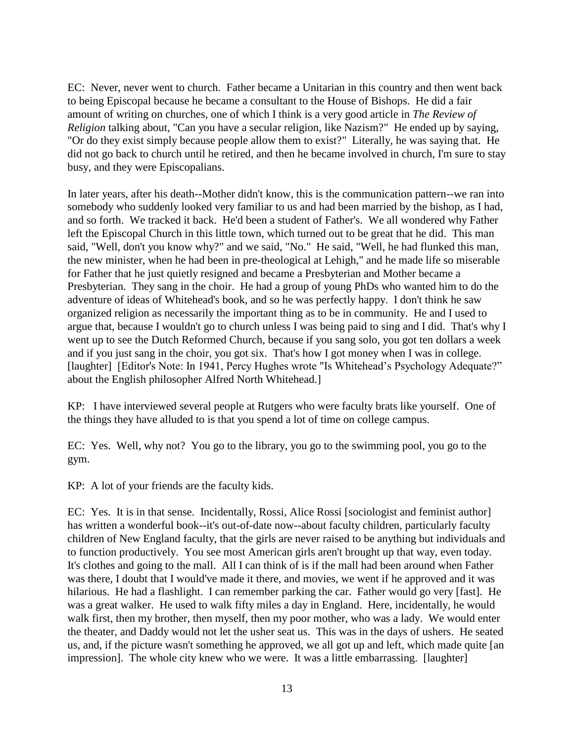EC: Never, never went to church. Father became a Unitarian in this country and then went back to being Episcopal because he became a consultant to the House of Bishops. He did a fair amount of writing on churches, one of which I think is a very good article in *The Review of Religion* talking about, "Can you have a secular religion, like Nazism?" He ended up by saying, "Or do they exist simply because people allow them to exist?" Literally, he was saying that. He did not go back to church until he retired, and then he became involved in church, I'm sure to stay busy, and they were Episcopalians.

In later years, after his death--Mother didn't know, this is the communication pattern--we ran into somebody who suddenly looked very familiar to us and had been married by the bishop, as I had, and so forth. We tracked it back. He'd been a student of Father's. We all wondered why Father left the Episcopal Church in this little town, which turned out to be great that he did. This man said, "Well, don't you know why?" and we said, "No." He said, "Well, he had flunked this man, the new minister, when he had been in pre-theological at Lehigh," and he made life so miserable for Father that he just quietly resigned and became a Presbyterian and Mother became a Presbyterian. They sang in the choir. He had a group of young PhDs who wanted him to do the adventure of ideas of Whitehead's book, and so he was perfectly happy. I don't think he saw organized religion as necessarily the important thing as to be in community. He and I used to argue that, because I wouldn't go to church unless I was being paid to sing and I did. That's why I went up to see the Dutch Reformed Church, because if you sang solo, you got ten dollars a week and if you just sang in the choir, you got six. That's how I got money when I was in college. [laughter] [Editor's Note: In 1941, Percy Hughes wrote "Is Whitehead's Psychology Adequate?" about the English philosopher Alfred North Whitehead.]

KP: I have interviewed several people at Rutgers who were faculty brats like yourself. One of the things they have alluded to is that you spend a lot of time on college campus.

EC: Yes. Well, why not? You go to the library, you go to the swimming pool, you go to the gym.

KP: A lot of your friends are the faculty kids.

EC: Yes. It is in that sense. Incidentally, Rossi, Alice Rossi [sociologist and feminist author] has written a wonderful book--it's out-of-date now--about faculty children, particularly faculty children of New England faculty, that the girls are never raised to be anything but individuals and to function productively. You see most American girls aren't brought up that way, even today. It's clothes and going to the mall. All I can think of is if the mall had been around when Father was there, I doubt that I would've made it there, and movies, we went if he approved and it was hilarious. He had a flashlight. I can remember parking the car. Father would go very [fast]. He was a great walker. He used to walk fifty miles a day in England. Here, incidentally, he would walk first, then my brother, then myself, then my poor mother, who was a lady. We would enter the theater, and Daddy would not let the usher seat us. This was in the days of ushers. He seated us, and, if the picture wasn't something he approved, we all got up and left, which made quite [an impression]. The whole city knew who we were. It was a little embarrassing. [laughter]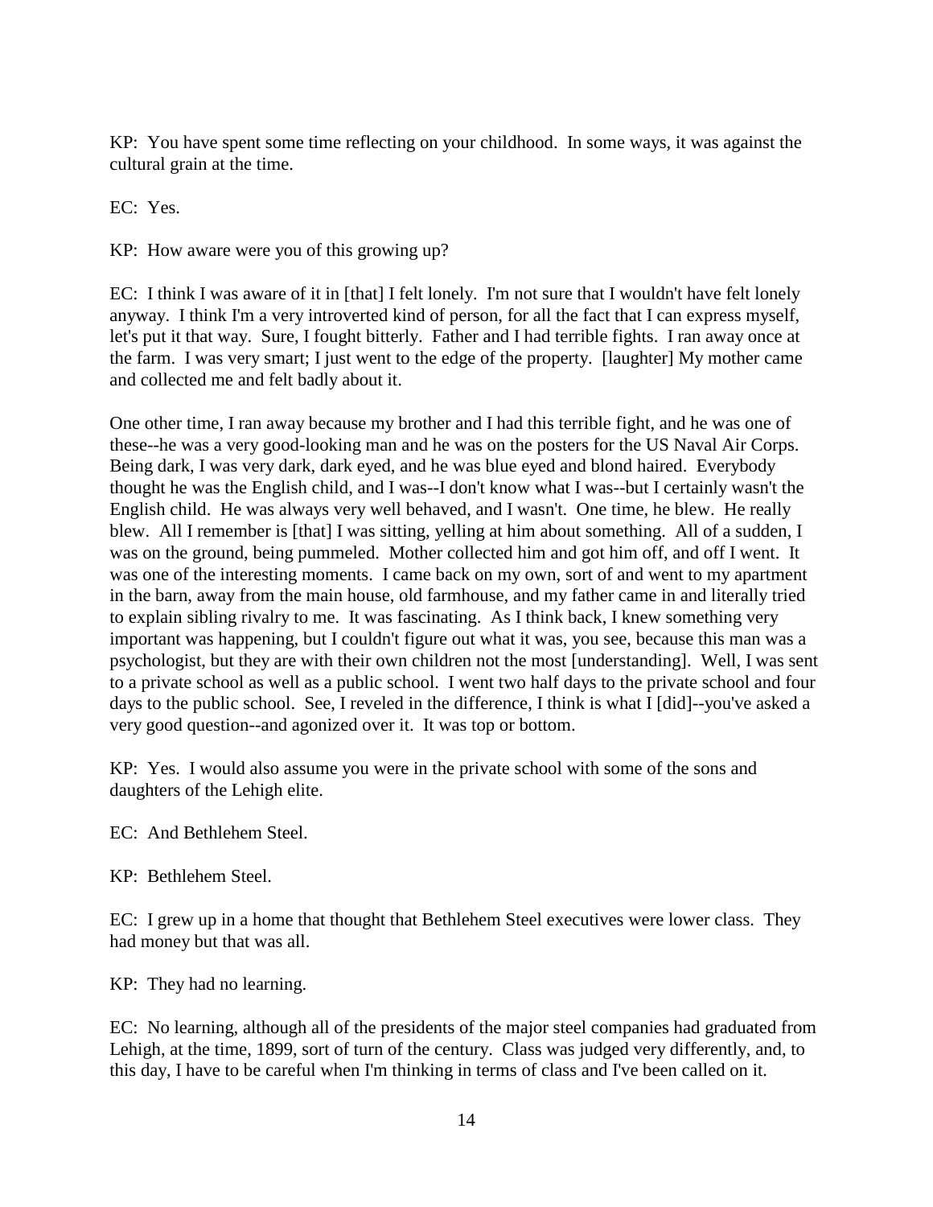KP: You have spent some time reflecting on your childhood. In some ways, it was against the cultural grain at the time.

EC: Yes.

KP: How aware were you of this growing up?

EC: I think I was aware of it in [that] I felt lonely. I'm not sure that I wouldn't have felt lonely anyway. I think I'm a very introverted kind of person, for all the fact that I can express myself, let's put it that way. Sure, I fought bitterly. Father and I had terrible fights. I ran away once at the farm. I was very smart; I just went to the edge of the property. [laughter] My mother came and collected me and felt badly about it.

One other time, I ran away because my brother and I had this terrible fight, and he was one of these--he was a very good-looking man and he was on the posters for the US Naval Air Corps. Being dark, I was very dark, dark eyed, and he was blue eyed and blond haired. Everybody thought he was the English child, and I was--I don't know what I was--but I certainly wasn't the English child. He was always very well behaved, and I wasn't. One time, he blew. He really blew. All I remember is [that] I was sitting, yelling at him about something. All of a sudden, I was on the ground, being pummeled. Mother collected him and got him off, and off I went. It was one of the interesting moments. I came back on my own, sort of and went to my apartment in the barn, away from the main house, old farmhouse, and my father came in and literally tried to explain sibling rivalry to me. It was fascinating. As I think back, I knew something very important was happening, but I couldn't figure out what it was, you see, because this man was a psychologist, but they are with their own children not the most [understanding]. Well, I was sent to a private school as well as a public school. I went two half days to the private school and four days to the public school. See, I reveled in the difference, I think is what I [did]--you've asked a very good question--and agonized over it. It was top or bottom.

KP: Yes. I would also assume you were in the private school with some of the sons and daughters of the Lehigh elite.

EC: And Bethlehem Steel.

KP: Bethlehem Steel.

EC: I grew up in a home that thought that Bethlehem Steel executives were lower class. They had money but that was all.

KP: They had no learning.

EC: No learning, although all of the presidents of the major steel companies had graduated from Lehigh, at the time, 1899, sort of turn of the century. Class was judged very differently, and, to this day, I have to be careful when I'm thinking in terms of class and I've been called on it.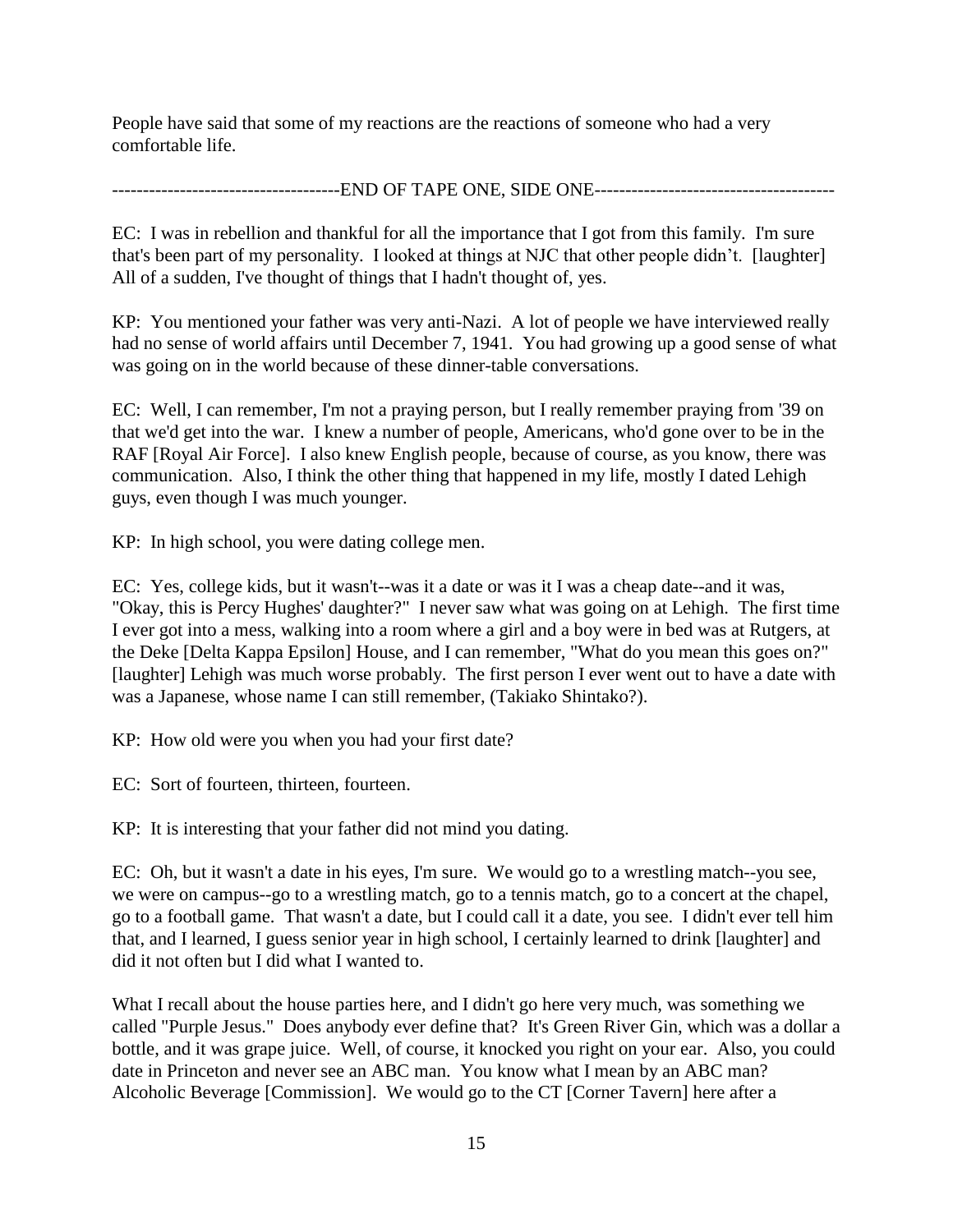People have said that some of my reactions are the reactions of someone who had a very comfortable life.

------------------------------------END OF TAPE ONE, SIDE ONE---------------------------------------

EC: I was in rebellion and thankful for all the importance that I got from this family. I'm sure that's been part of my personality. I looked at things at NJC that other people didn't. [laughter] All of a sudden, I've thought of things that I hadn't thought of, yes.

KP: You mentioned your father was very anti-Nazi. A lot of people we have interviewed really had no sense of world affairs until December 7, 1941. You had growing up a good sense of what was going on in the world because of these dinner-table conversations.

EC: Well, I can remember, I'm not a praying person, but I really remember praying from '39 on that we'd get into the war. I knew a number of people, Americans, who'd gone over to be in the RAF [Royal Air Force]. I also knew English people, because of course, as you know, there was communication. Also, I think the other thing that happened in my life, mostly I dated Lehigh guys, even though I was much younger.

KP: In high school, you were dating college men.

EC: Yes, college kids, but it wasn't--was it a date or was it I was a cheap date--and it was, "Okay, this is Percy Hughes' daughter?" I never saw what was going on at Lehigh. The first time I ever got into a mess, walking into a room where a girl and a boy were in bed was at Rutgers, at the Deke [Delta Kappa Epsilon] House, and I can remember, "What do you mean this goes on?" [laughter] Lehigh was much worse probably. The first person I ever went out to have a date with was a Japanese, whose name I can still remember, (Takiako Shintako?).

KP: How old were you when you had your first date?

EC: Sort of fourteen, thirteen, fourteen.

KP: It is interesting that your father did not mind you dating.

EC: Oh, but it wasn't a date in his eyes, I'm sure. We would go to a wrestling match--you see, we were on campus--go to a wrestling match, go to a tennis match, go to a concert at the chapel, go to a football game. That wasn't a date, but I could call it a date, you see. I didn't ever tell him that, and I learned, I guess senior year in high school, I certainly learned to drink [laughter] and did it not often but I did what I wanted to.

What I recall about the house parties here, and I didn't go here very much, was something we called "Purple Jesus." Does anybody ever define that? It's Green River Gin, which was a dollar a bottle, and it was grape juice. Well, of course, it knocked you right on your ear. Also, you could date in Princeton and never see an ABC man. You know what I mean by an ABC man? Alcoholic Beverage [Commission]. We would go to the CT [Corner Tavern] here after a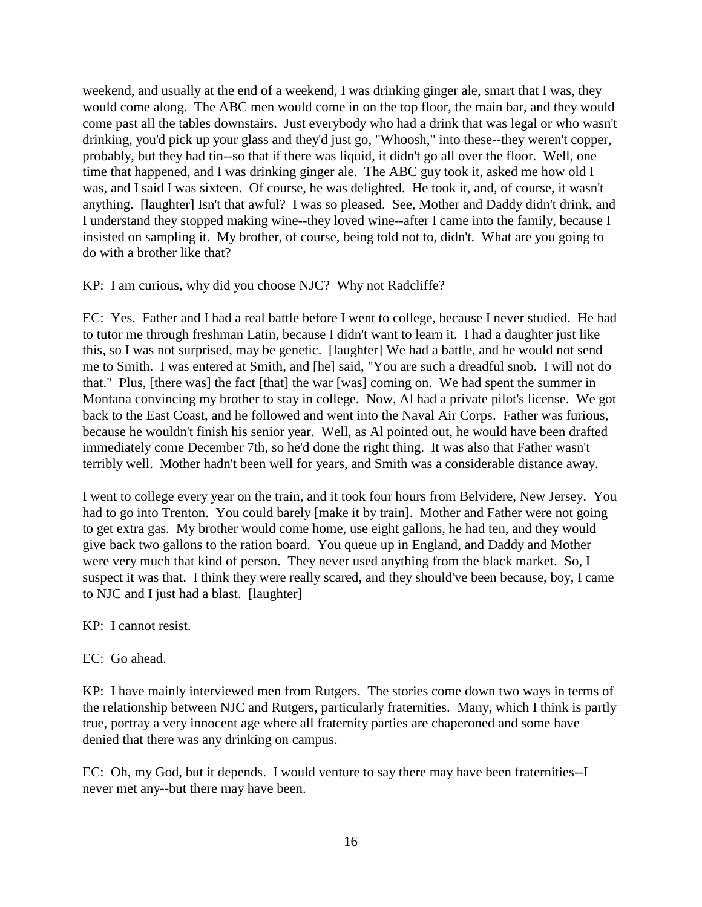weekend, and usually at the end of a weekend, I was drinking ginger ale, smart that I was, they would come along. The ABC men would come in on the top floor, the main bar, and they would come past all the tables downstairs. Just everybody who had a drink that was legal or who wasn't drinking, you'd pick up your glass and they'd just go, "Whoosh," into these--they weren't copper, probably, but they had tin--so that if there was liquid, it didn't go all over the floor. Well, one time that happened, and I was drinking ginger ale. The ABC guy took it, asked me how old I was, and I said I was sixteen. Of course, he was delighted. He took it, and, of course, it wasn't anything. [laughter] Isn't that awful? I was so pleased. See, Mother and Daddy didn't drink, and I understand they stopped making wine--they loved wine--after I came into the family, because I insisted on sampling it. My brother, of course, being told not to, didn't. What are you going to do with a brother like that?

KP: I am curious, why did you choose NJC? Why not Radcliffe?

EC: Yes. Father and I had a real battle before I went to college, because I never studied. He had to tutor me through freshman Latin, because I didn't want to learn it. I had a daughter just like this, so I was not surprised, may be genetic. [laughter] We had a battle, and he would not send me to Smith. I was entered at Smith, and [he] said, "You are such a dreadful snob. I will not do that." Plus, [there was] the fact [that] the war [was] coming on. We had spent the summer in Montana convincing my brother to stay in college. Now, Al had a private pilot's license. We got back to the East Coast, and he followed and went into the Naval Air Corps. Father was furious, because he wouldn't finish his senior year. Well, as Al pointed out, he would have been drafted immediately come December 7th, so he'd done the right thing. It was also that Father wasn't terribly well. Mother hadn't been well for years, and Smith was a considerable distance away.

I went to college every year on the train, and it took four hours from Belvidere, New Jersey. You had to go into Trenton. You could barely [make it by train]. Mother and Father were not going to get extra gas. My brother would come home, use eight gallons, he had ten, and they would give back two gallons to the ration board. You queue up in England, and Daddy and Mother were very much that kind of person. They never used anything from the black market. So, I suspect it was that. I think they were really scared, and they should've been because, boy, I came to NJC and I just had a blast. [laughter]

KP: I cannot resist.

EC: Go ahead.

KP: I have mainly interviewed men from Rutgers. The stories come down two ways in terms of the relationship between NJC and Rutgers, particularly fraternities. Many, which I think is partly true, portray a very innocent age where all fraternity parties are chaperoned and some have denied that there was any drinking on campus.

EC: Oh, my God, but it depends. I would venture to say there may have been fraternities--I never met any--but there may have been.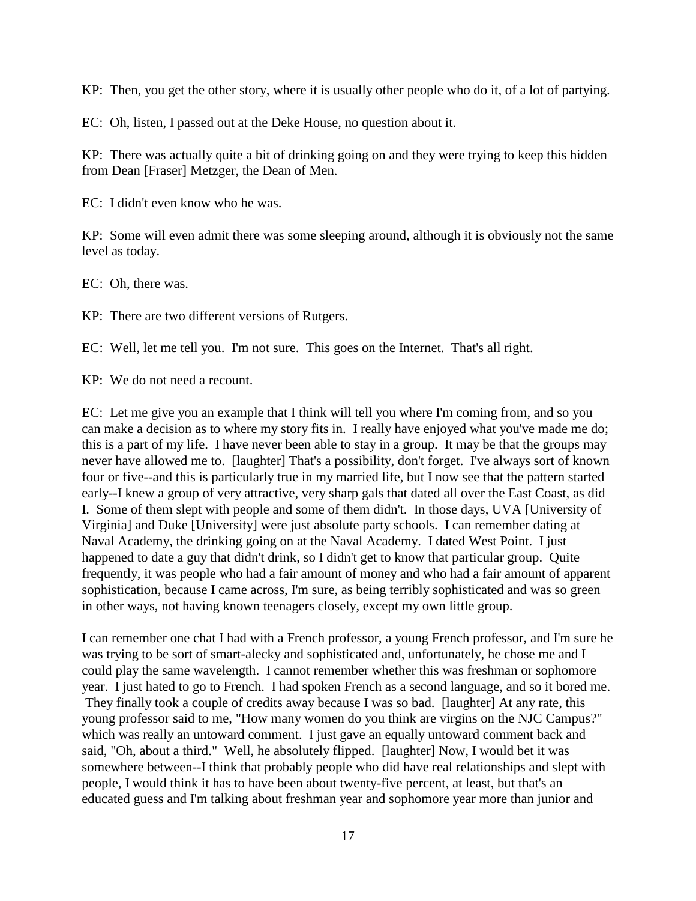KP: Then, you get the other story, where it is usually other people who do it, of a lot of partying.

EC: Oh, listen, I passed out at the Deke House, no question about it.

KP: There was actually quite a bit of drinking going on and they were trying to keep this hidden from Dean [Fraser] Metzger, the Dean of Men.

EC: I didn't even know who he was.

KP: Some will even admit there was some sleeping around, although it is obviously not the same level as today.

EC: Oh, there was.

KP: There are two different versions of Rutgers.

EC: Well, let me tell you. I'm not sure. This goes on the Internet. That's all right.

KP: We do not need a recount.

EC: Let me give you an example that I think will tell you where I'm coming from, and so you can make a decision as to where my story fits in. I really have enjoyed what you've made me do; this is a part of my life. I have never been able to stay in a group. It may be that the groups may never have allowed me to. [laughter] That's a possibility, don't forget. I've always sort of known four or five--and this is particularly true in my married life, but I now see that the pattern started early--I knew a group of very attractive, very sharp gals that dated all over the East Coast, as did I. Some of them slept with people and some of them didn't. In those days, UVA [University of Virginia] and Duke [University] were just absolute party schools. I can remember dating at Naval Academy, the drinking going on at the Naval Academy. I dated West Point. I just happened to date a guy that didn't drink, so I didn't get to know that particular group. Quite frequently, it was people who had a fair amount of money and who had a fair amount of apparent sophistication, because I came across, I'm sure, as being terribly sophisticated and was so green in other ways, not having known teenagers closely, except my own little group.

I can remember one chat I had with a French professor, a young French professor, and I'm sure he was trying to be sort of smart-alecky and sophisticated and, unfortunately, he chose me and I could play the same wavelength. I cannot remember whether this was freshman or sophomore year. I just hated to go to French. I had spoken French as a second language, and so it bored me. They finally took a couple of credits away because I was so bad. [laughter] At any rate, this young professor said to me, "How many women do you think are virgins on the NJC Campus?" which was really an untoward comment. I just gave an equally untoward comment back and said, "Oh, about a third." Well, he absolutely flipped. [laughter] Now, I would bet it was somewhere between--I think that probably people who did have real relationships and slept with people, I would think it has to have been about twenty-five percent, at least, but that's an educated guess and I'm talking about freshman year and sophomore year more than junior and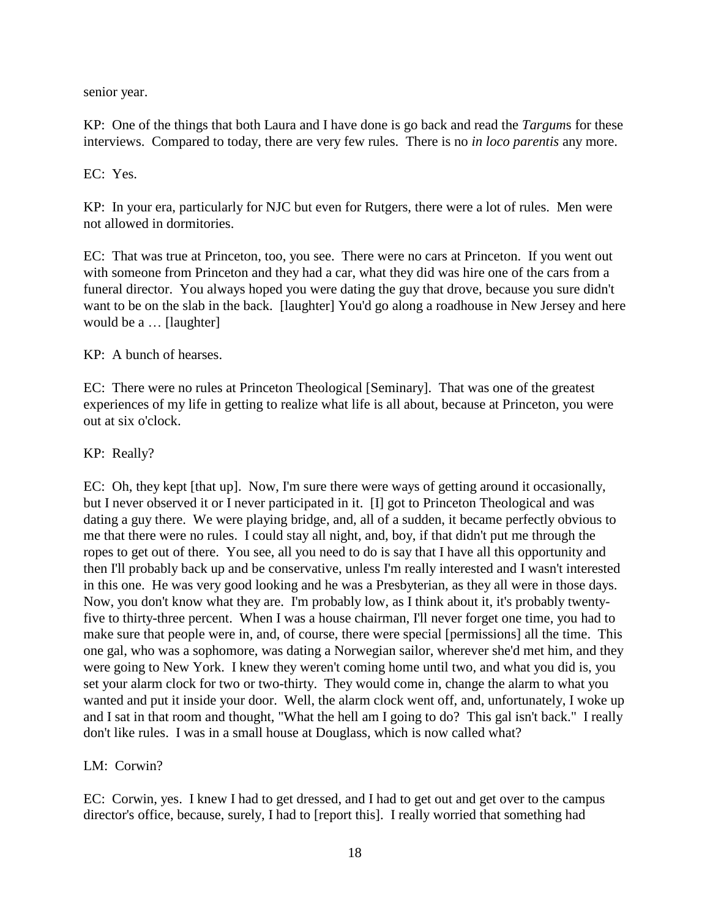senior year.

KP: One of the things that both Laura and I have done is go back and read the *Targum*s for these interviews. Compared to today, there are very few rules. There is no *in loco parentis* any more.

EC: Yes.

KP: In your era, particularly for NJC but even for Rutgers, there were a lot of rules. Men were not allowed in dormitories.

EC: That was true at Princeton, too, you see. There were no cars at Princeton. If you went out with someone from Princeton and they had a car, what they did was hire one of the cars from a funeral director. You always hoped you were dating the guy that drove, because you sure didn't want to be on the slab in the back. [laughter] You'd go along a roadhouse in New Jersey and here would be a … [laughter]

KP: A bunch of hearses.

EC: There were no rules at Princeton Theological [Seminary]. That was one of the greatest experiences of my life in getting to realize what life is all about, because at Princeton, you were out at six o'clock.

KP: Really?

EC: Oh, they kept [that up]. Now, I'm sure there were ways of getting around it occasionally, but I never observed it or I never participated in it. [I] got to Princeton Theological and was dating a guy there. We were playing bridge, and, all of a sudden, it became perfectly obvious to me that there were no rules. I could stay all night, and, boy, if that didn't put me through the ropes to get out of there. You see, all you need to do is say that I have all this opportunity and then I'll probably back up and be conservative, unless I'm really interested and I wasn't interested in this one. He was very good looking and he was a Presbyterian, as they all were in those days. Now, you don't know what they are. I'm probably low, as I think about it, it's probably twenty-five to thirty-three percent. When I was a house chairman, I'll never forget one time, you had to make sure that people were in, and, of course, there were special [permissions] all the time. This one gal, who was a sophomore, was dating a Norwegian sailor, wherever she'd met him, and they were going to New York. I knew they weren't coming home until two, and what you did is, you set your alarm clock for two or two-thirty. They would come in, change the alarm to what you wanted and put it inside your door. Well, the alarm clock went off, and, unfortunately, I woke up and I sat in that room and thought, "What the hell am I going to do? This gal isn't back." I really don't like rules. I was in a small house at Douglass, which is now called what?

LM: Corwin?

EC: Corwin, yes. I knew I had to get dressed, and I had to get out and get over to the campus director's office, because, surely, I had to [report this]. I really worried that something had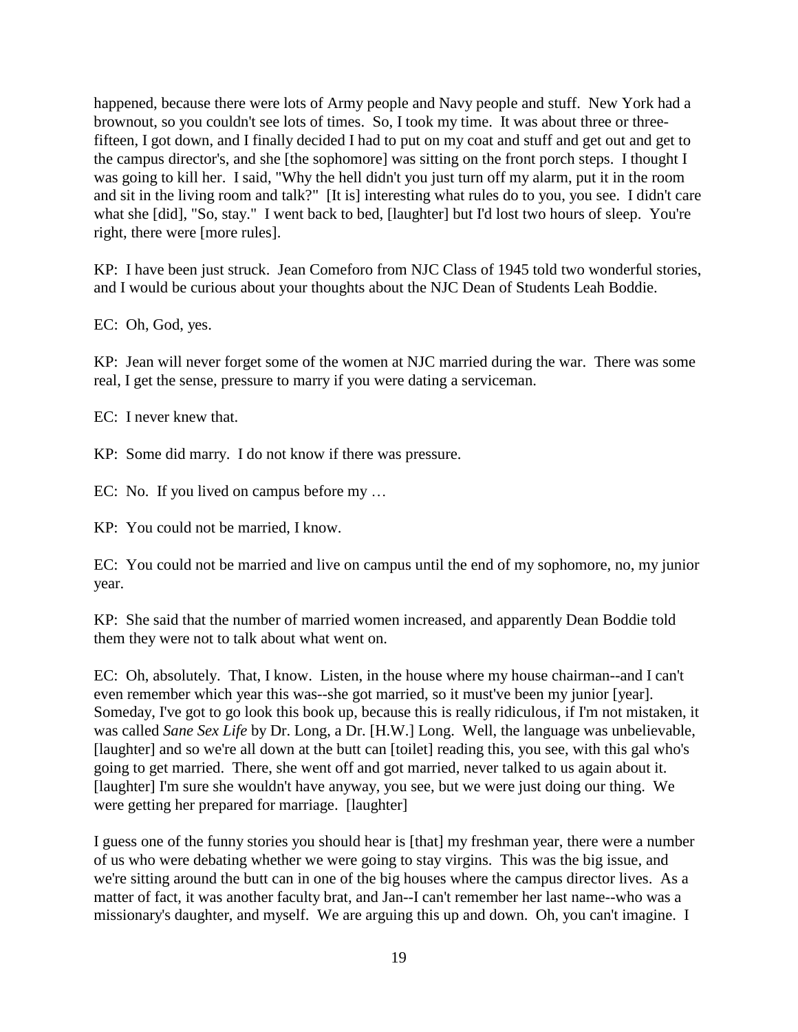happened, because there were lots of Army people and Navy people and stuff. New York had a brownout, so you couldn't see lots of times. So, I took my time. It was about three or three-fifteen, I got down, and I finally decided I had to put on my coat and stuff and get out and get to the campus director's, and she [the sophomore] was sitting on the front porch steps. I thought I was going to kill her. I said, "Why the hell didn't you just turn off my alarm, put it in the room and sit in the living room and talk?" [It is] interesting what rules do to you, you see. I didn't care what she [did], "So, stay." I went back to bed, [laughter] but I'd lost two hours of sleep. You're right, there were [more rules].

KP: I have been just struck. Jean Comeforo from NJC Class of 1945 told two wonderful stories, and I would be curious about your thoughts about the NJC Dean of Students Leah Boddie.

EC: Oh, God, yes.

KP: Jean will never forget some of the women at NJC married during the war. There was some real, I get the sense, pressure to marry if you were dating a serviceman.

EC: I never knew that.

KP: Some did marry. I do not know if there was pressure.

EC: No. If you lived on campus before my …

KP: You could not be married, I know.

EC: You could not be married and live on campus until the end of my sophomore, no, my junior year.

KP: She said that the number of married women increased, and apparently Dean Boddie told them they were not to talk about what went on.

EC: Oh, absolutely. That, I know. Listen, in the house where my house chairman--and I can't even remember which year this was--she got married, so it must've been my junior [year]. Someday, I've got to go look this book up, because this is really ridiculous, if I'm not mistaken, it was called *Sane Sex Life* by Dr. Long, a Dr. [H.W.] Long. Well, the language was unbelievable, [laughter] and so we're all down at the butt can [toilet] reading this, you see, with this gal who's going to get married. There, she went off and got married, never talked to us again about it. [laughter] I'm sure she wouldn't have anyway, you see, but we were just doing our thing. We were getting her prepared for marriage. [laughter]

I guess one of the funny stories you should hear is [that] my freshman year, there were a number of us who were debating whether we were going to stay virgins. This was the big issue, and we're sitting around the butt can in one of the big houses where the campus director lives. As a matter of fact, it was another faculty brat, and Jan--I can't remember her last name--who was a missionary's daughter, and myself. We are arguing this up and down. Oh, you can't imagine. I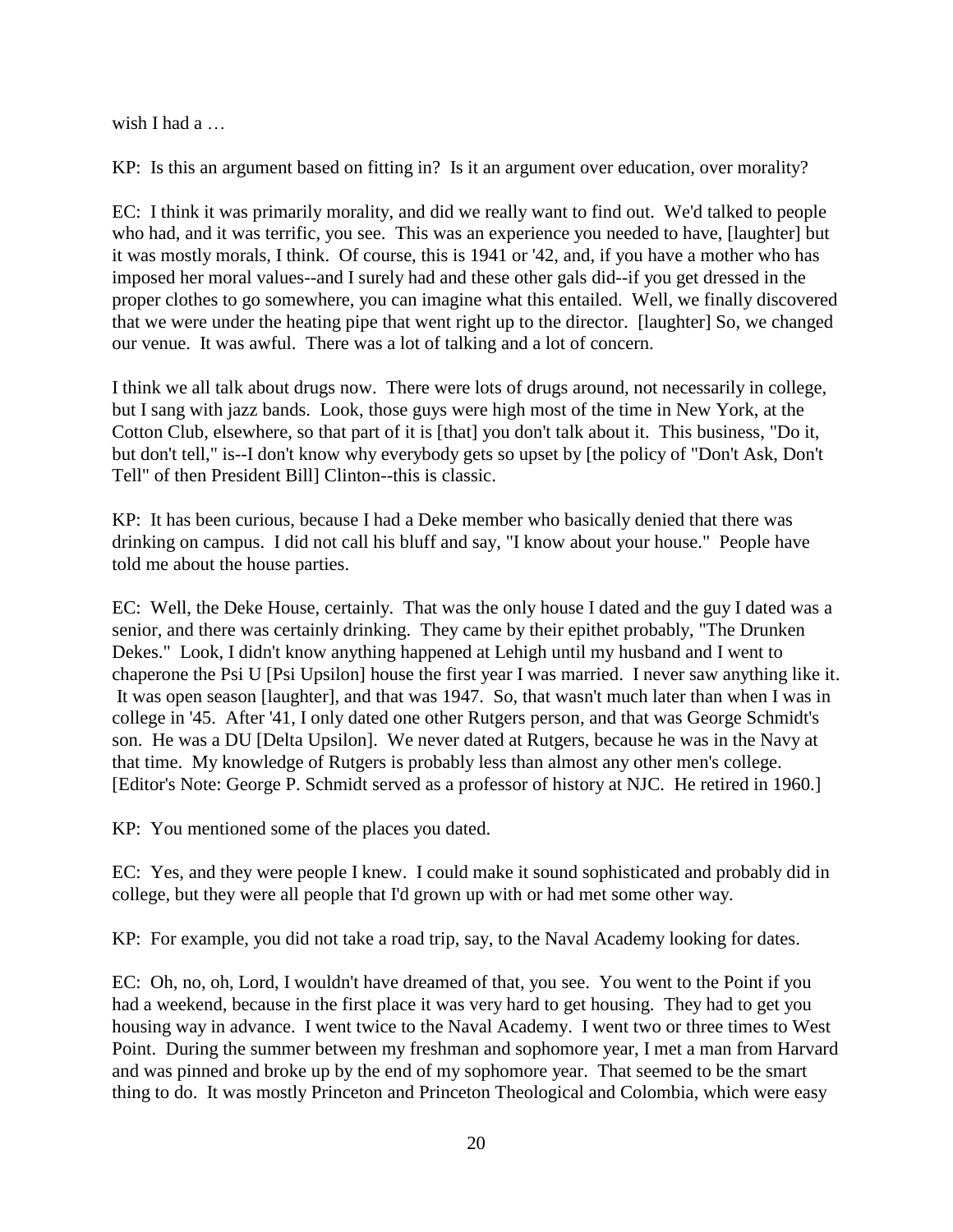wish I had a …

KP: Is this an argument based on fitting in? Is it an argument over education, over morality?

EC: I think it was primarily morality, and did we really want to find out. We'd talked to people who had, and it was terrific, you see. This was an experience you needed to have, [laughter] but it was mostly morals, I think. Of course, this is 1941 or '42, and, if you have a mother who has imposed her moral values--and I surely had and these other gals did--if you get dressed in the proper clothes to go somewhere, you can imagine what this entailed. Well, we finally discovered that we were under the heating pipe that went right up to the director. [laughter] So, we changed our venue. It was awful. There was a lot of talking and a lot of concern.

I think we all talk about drugs now. There were lots of drugs around, not necessarily in college, but I sang with jazz bands. Look, those guys were high most of the time in New York, at the Cotton Club, elsewhere, so that part of it is [that] you don't talk about it. This business, "Do it, but don't tell," is--I don't know why everybody gets so upset by [the policy of "Don't Ask, Don't Tell" of then President Bill] Clinton--this is classic.

KP: It has been curious, because I had a Deke member who basically denied that there was drinking on campus. I did not call his bluff and say, "I know about your house." People have told me about the house parties.

EC: Well, the Deke House, certainly. That was the only house I dated and the guy I dated was a senior, and there was certainly drinking. They came by their epithet probably, "The Drunken Dekes." Look, I didn't know anything happened at Lehigh until my husband and I went to chaperone the Psi U [Psi Upsilon] house the first year I was married. I never saw anything like it. It was open season [laughter], and that was 1947. So, that wasn't much later than when I was in college in '45. After '41, I only dated one other Rutgers person, and that was George Schmidt's son. He was a DU [Delta Upsilon]. We never dated at Rutgers, because he was in the Navy at that time. My knowledge of Rutgers is probably less than almost any other men's college. [Editor's Note: George P. Schmidt served as a professor of history at NJC. He retired in 1960.]

KP: You mentioned some of the places you dated.

EC: Yes, and they were people I knew. I could make it sound sophisticated and probably did in college, but they were all people that I'd grown up with or had met some other way.

KP: For example, you did not take a road trip, say, to the Naval Academy looking for dates.

EC: Oh, no, oh, Lord, I wouldn't have dreamed of that, you see. You went to the Point if you had a weekend, because in the first place it was very hard to get housing. They had to get you housing way in advance. I went twice to the Naval Academy. I went two or three times to West Point. During the summer between my freshman and sophomore year, I met a man from Harvard and was pinned and broke up by the end of my sophomore year. That seemed to be the smart thing to do. It was mostly Princeton and Princeton Theological and Colombia, which were easy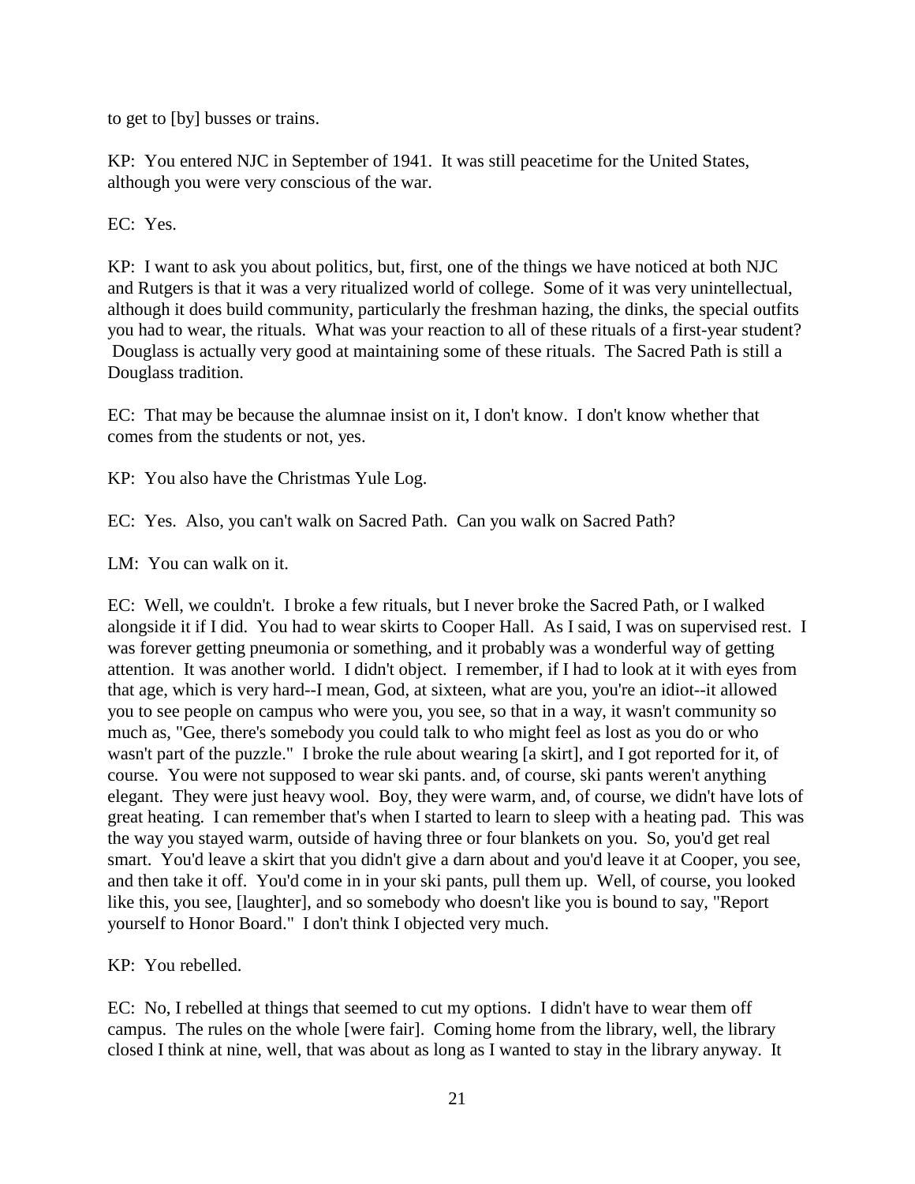to get to [by] busses or trains.

KP: You entered NJC in September of 1941. It was still peacetime for the United States, although you were very conscious of the war.

EC: Yes.

KP: I want to ask you about politics, but, first, one of the things we have noticed at both NJC and Rutgers is that it was a very ritualized world of college. Some of it was very unintellectual, although it does build community, particularly the freshman hazing, the dinks, the special outfits you had to wear, the rituals. What was your reaction to all of these rituals of a first-year student? Douglass is actually very good at maintaining some of these rituals. The Sacred Path is still a Douglass tradition.

EC: That may be because the alumnae insist on it, I don't know. I don't know whether that comes from the students or not, yes.

KP: You also have the Christmas Yule Log.

EC: Yes. Also, you can't walk on Sacred Path. Can you walk on Sacred Path?

LM: You can walk on it.

EC: Well, we couldn't. I broke a few rituals, but I never broke the Sacred Path, or I walked alongside it if I did. You had to wear skirts to Cooper Hall. As I said, I was on supervised rest. I was forever getting pneumonia or something, and it probably was a wonderful way of getting attention. It was another world. I didn't object. I remember, if I had to look at it with eyes from that age, which is very hard--I mean, God, at sixteen, what are you, you're an idiot--it allowed you to see people on campus who were you, you see, so that in a way, it wasn't community so much as, "Gee, there's somebody you could talk to who might feel as lost as you do or who wasn't part of the puzzle." I broke the rule about wearing [a skirt], and I got reported for it, of course. You were not supposed to wear ski pants. and, of course, ski pants weren't anything elegant. They were just heavy wool. Boy, they were warm, and, of course, we didn't have lots of great heating. I can remember that's when I started to learn to sleep with a heating pad. This was the way you stayed warm, outside of having three or four blankets on you. So, you'd get real smart. You'd leave a skirt that you didn't give a darn about and you'd leave it at Cooper, you see, and then take it off. You'd come in in your ski pants, pull them up. Well, of course, you looked like this, you see, [laughter], and so somebody who doesn't like you is bound to say, "Report yourself to Honor Board." I don't think I objected very much.

KP: You rebelled.

EC: No, I rebelled at things that seemed to cut my options. I didn't have to wear them off campus. The rules on the whole [were fair]. Coming home from the library, well, the library closed I think at nine, well, that was about as long as I wanted to stay in the library anyway. It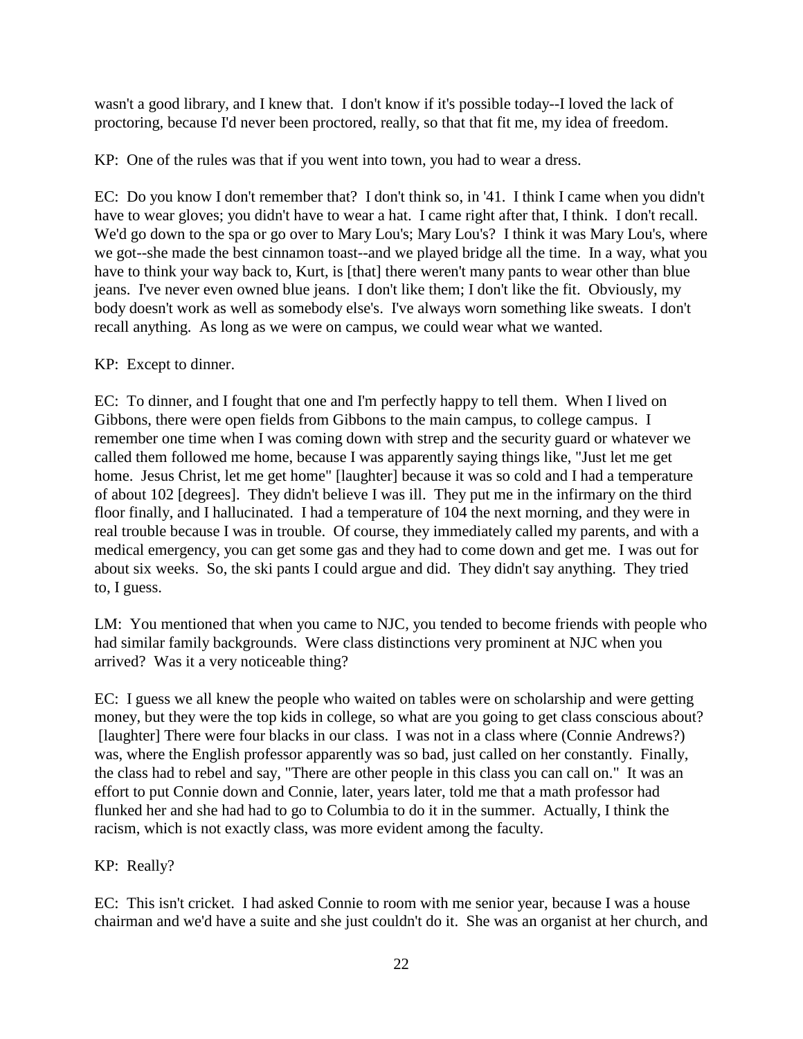wasn't a good library, and I knew that. I don't know if it's possible today--I loved the lack of proctoring, because I'd never been proctored, really, so that that fit me, my idea of freedom.

KP: One of the rules was that if you went into town, you had to wear a dress.

EC: Do you know I don't remember that? I don't think so, in '41. I think I came when you didn't have to wear gloves; you didn't have to wear a hat. I came right after that, I think. I don't recall. We'd go down to the spa or go over to Mary Lou's; Mary Lou's? I think it was Mary Lou's, where we got--she made the best cinnamon toast--and we played bridge all the time. In a way, what you have to think your way back to, Kurt, is [that] there weren't many pants to wear other than blue jeans. I've never even owned blue jeans. I don't like them; I don't like the fit. Obviously, my body doesn't work as well as somebody else's. I've always worn something like sweats. I don't recall anything. As long as we were on campus, we could wear what we wanted.

KP: Except to dinner.

EC: To dinner, and I fought that one and I'm perfectly happy to tell them. When I lived on Gibbons, there were open fields from Gibbons to the main campus, to college campus. I remember one time when I was coming down with strep and the security guard or whatever we called them followed me home, because I was apparently saying things like, "Just let me get home. Jesus Christ, let me get home" [laughter] because it was so cold and I had a temperature of about 102 [degrees]. They didn't believe I was ill. They put me in the infirmary on the third floor finally, and I hallucinated. I had a temperature of 104 the next morning, and they were in real trouble because I was in trouble. Of course, they immediately called my parents, and with a medical emergency, you can get some gas and they had to come down and get me. I was out for about six weeks. So, the ski pants I could argue and did. They didn't say anything. They tried to, I guess.

LM: You mentioned that when you came to NJC, you tended to become friends with people who had similar family backgrounds. Were class distinctions very prominent at NJC when you arrived? Was it a very noticeable thing?

EC: I guess we all knew the people who waited on tables were on scholarship and were getting money, but they were the top kids in college, so what are you going to get class conscious about? [laughter] There were four blacks in our class. I was not in a class where (Connie Andrews?) was, where the English professor apparently was so bad, just called on her constantly. Finally, the class had to rebel and say, "There are other people in this class you can call on." It was an effort to put Connie down and Connie, later, years later, told me that a math professor had flunked her and she had had to go to Columbia to do it in the summer. Actually, I think the racism, which is not exactly class, was more evident among the faculty.

KP: Really?

EC: This isn't cricket. I had asked Connie to room with me senior year, because I was a house chairman and we'd have a suite and she just couldn't do it. She was an organist at her church, and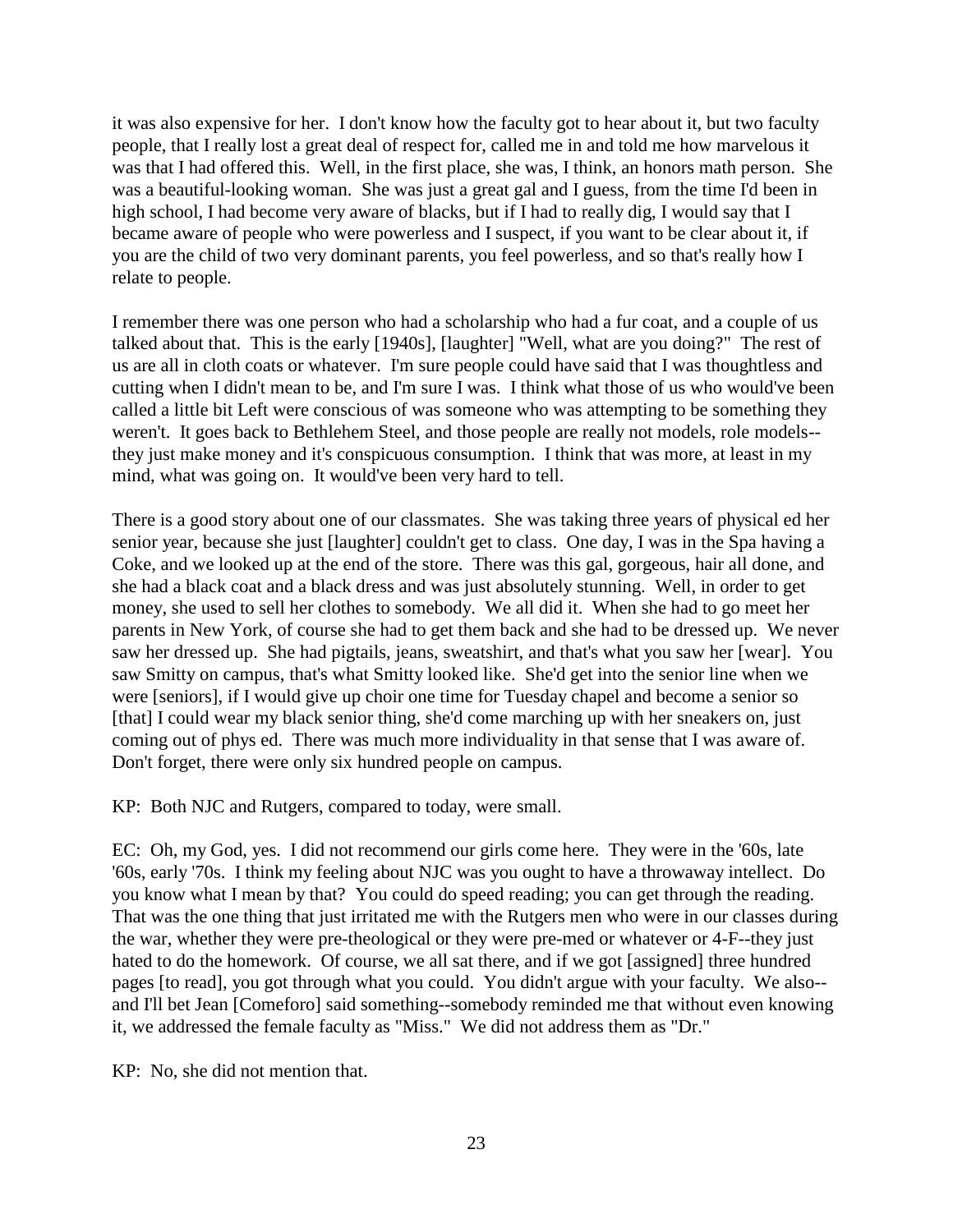it was also expensive for her. I don't know how the faculty got to hear about it, but two faculty people, that I really lost a great deal of respect for, called me in and told me how marvelous it was that I had offered this. Well, in the first place, she was, I think, an honors math person. She was a beautiful-looking woman. She was just a great gal and I guess, from the time I'd been in high school, I had become very aware of blacks, but if I had to really dig, I would say that I became aware of people who were powerless and I suspect, if you want to be clear about it, if you are the child of two very dominant parents, you feel powerless, and so that's really how I relate to people.

I remember there was one person who had a scholarship who had a fur coat, and a couple of us talked about that. This is the early [1940s], [laughter] "Well, what are you doing?" The rest of us are all in cloth coats or whatever. I'm sure people could have said that I was thoughtless and cutting when I didn't mean to be, and I'm sure I was. I think what those of us who would've been called a little bit Left were conscious of was someone who was attempting to be something they weren't. It goes back to Bethlehem Steel, and those people are really not models, role models--they just make money and it's conspicuous consumption. I think that was more, at least in my mind, what was going on. It would've been very hard to tell.

There is a good story about one of our classmates. She was taking three years of physical ed her senior year, because she just [laughter] couldn't get to class. One day, I was in the Spa having a Coke, and we looked up at the end of the store. There was this gal, gorgeous, hair all done, and she had a black coat and a black dress and was just absolutely stunning. Well, in order to get money, she used to sell her clothes to somebody. We all did it. When she had to go meet her parents in New York, of course she had to get them back and she had to be dressed up. We never saw her dressed up. She had pigtails, jeans, sweatshirt, and that's what you saw her [wear]. You saw Smitty on campus, that's what Smitty looked like. She'd get into the senior line when we were [seniors], if I would give up choir one time for Tuesday chapel and become a senior so [that] I could wear my black senior thing, she'd come marching up with her sneakers on, just coming out of phys ed. There was much more individuality in that sense that I was aware of. Don't forget, there were only six hundred people on campus.

KP: Both NJC and Rutgers, compared to today, were small.

EC: Oh, my God, yes. I did not recommend our girls come here. They were in the '60s, late '60s, early '70s. I think my feeling about NJC was you ought to have a throwaway intellect. Do you know what I mean by that? You could do speed reading; you can get through the reading. That was the one thing that just irritated me with the Rutgers men who were in our classes during the war, whether they were pre-theological or they were pre-med or whatever or 4-F--they just hated to do the homework. Of course, we all sat there, and if we got [assigned] three hundred pages [to read], you got through what you could. You didn't argue with your faculty. We also--and I'll bet Jean [Comeforo] said something--somebody reminded me that without even knowing it, we addressed the female faculty as "Miss." We did not address them as "Dr."

KP: No, she did not mention that.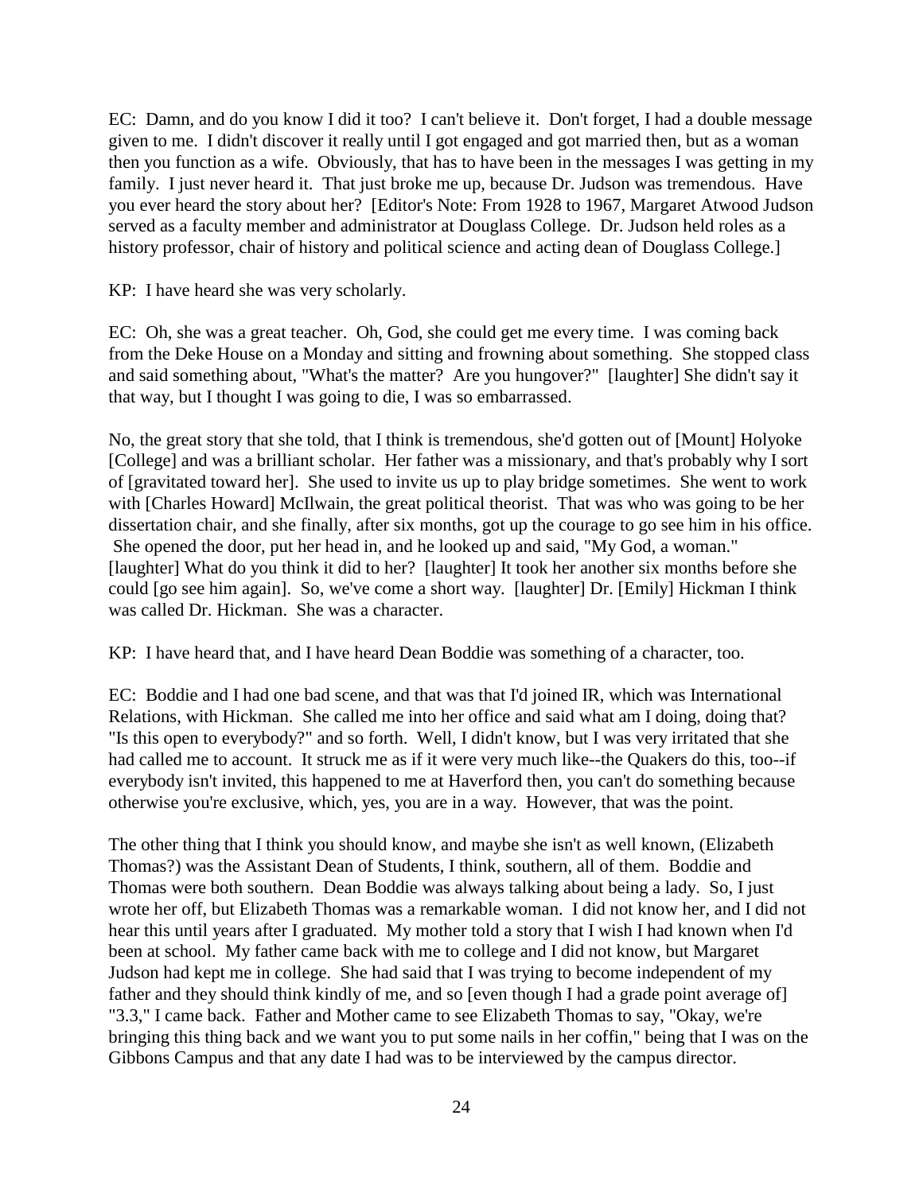EC: Damn, and do you know I did it too? I can't believe it. Don't forget, I had a double message given to me. I didn't discover it really until I got engaged and got married then, but as a woman then you function as a wife. Obviously, that has to have been in the messages I was getting in my family. I just never heard it. That just broke me up, because Dr. Judson was tremendous. Have you ever heard the story about her? [Editor's Note: From 1928 to 1967, Margaret Atwood Judson served as a faculty member and administrator at Douglass College. Dr. Judson held roles as a history professor, chair of history and political science and acting dean of Douglass College.]

KP: I have heard she was very scholarly.

EC: Oh, she was a great teacher. Oh, God, she could get me every time. I was coming back from the Deke House on a Monday and sitting and frowning about something. She stopped class and said something about, "What's the matter? Are you hungover?" [laughter] She didn't say it that way, but I thought I was going to die, I was so embarrassed.

No, the great story that she told, that I think is tremendous, she'd gotten out of [Mount] Holyoke [College] and was a brilliant scholar. Her father was a missionary, and that's probably why I sort of [gravitated toward her]. She used to invite us up to play bridge sometimes. She went to work with [Charles Howard] McIlwain, the great political theorist. That was who was going to be her dissertation chair, and she finally, after six months, got up the courage to go see him in his office. She opened the door, put her head in, and he looked up and said, "My God, a woman." [laughter] What do you think it did to her? [laughter] It took her another six months before she could [go see him again]. So, we've come a short way. [laughter] Dr. [Emily] Hickman I think was called Dr. Hickman. She was a character.

KP: I have heard that, and I have heard Dean Boddie was something of a character, too.

EC: Boddie and I had one bad scene, and that was that I'd joined IR, which was International Relations, with Hickman. She called me into her office and said what am I doing, doing that? "Is this open to everybody?" and so forth. Well, I didn't know, but I was very irritated that she had called me to account. It struck me as if it were very much like--the Quakers do this, too--if everybody isn't invited, this happened to me at Haverford then, you can't do something because otherwise you're exclusive, which, yes, you are in a way. However, that was the point.

The other thing that I think you should know, and maybe she isn't as well known, (Elizabeth Thomas?) was the Assistant Dean of Students, I think, southern, all of them. Boddie and Thomas were both southern. Dean Boddie was always talking about being a lady. So, I just wrote her off, but Elizabeth Thomas was a remarkable woman. I did not know her, and I did not hear this until years after I graduated. My mother told a story that I wish I had known when I'd been at school. My father came back with me to college and I did not know, but Margaret Judson had kept me in college. She had said that I was trying to become independent of my father and they should think kindly of me, and so [even though I had a grade point average of] "3.3," I came back. Father and Mother came to see Elizabeth Thomas to say, "Okay, we're bringing this thing back and we want you to put some nails in her coffin," being that I was on the Gibbons Campus and that any date I had was to be interviewed by the campus director.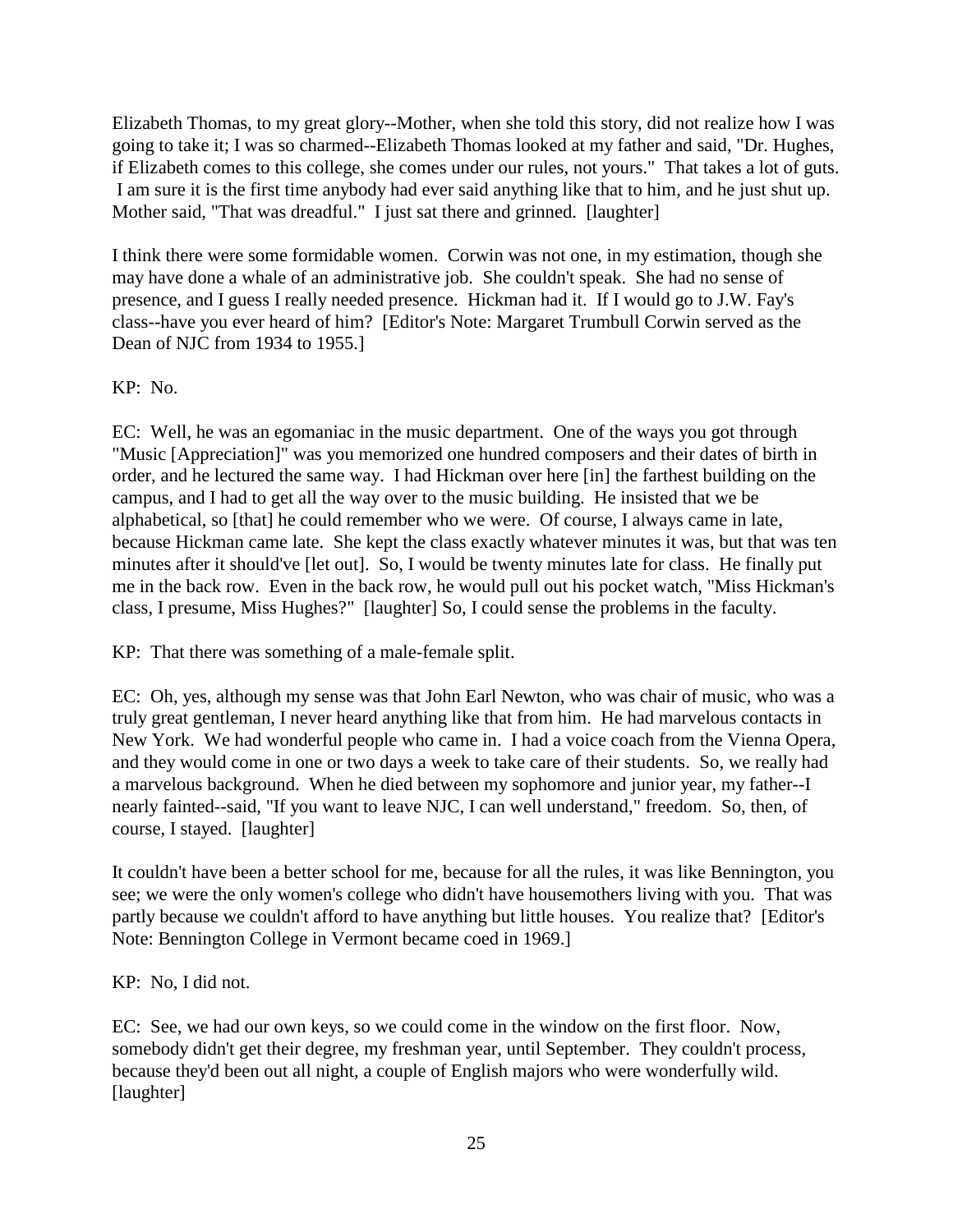Elizabeth Thomas, to my great glory--Mother, when she told this story, did not realize how I was going to take it; I was so charmed--Elizabeth Thomas looked at my father and said, "Dr. Hughes, if Elizabeth comes to this college, she comes under our rules, not yours." That takes a lot of guts. I am sure it is the first time anybody had ever said anything like that to him, and he just shut up. Mother said, "That was dreadful." I just sat there and grinned. [laughter]

I think there were some formidable women. Corwin was not one, in my estimation, though she may have done a whale of an administrative job. She couldn't speak. She had no sense of presence, and I guess I really needed presence. Hickman had it. If I would go to J.W. Fay's class--have you ever heard of him? [Editor's Note: Margaret Trumbull Corwin served as the Dean of NJC from 1934 to 1955.]

KP: No.

EC: Well, he was an egomaniac in the music department. One of the ways you got through "Music [Appreciation]" was you memorized one hundred composers and their dates of birth in order, and he lectured the same way. I had Hickman over here [in] the farthest building on the campus, and I had to get all the way over to the music building. He insisted that we be alphabetical, so [that] he could remember who we were. Of course, I always came in late, because Hickman came late. She kept the class exactly whatever minutes it was, but that was ten minutes after it should've [let out]. So, I would be twenty minutes late for class. He finally put me in the back row. Even in the back row, he would pull out his pocket watch, "Miss Hickman's class, I presume, Miss Hughes?" [laughter] So, I could sense the problems in the faculty.

KP: That there was something of a male-female split.

EC: Oh, yes, although my sense was that John Earl Newton, who was chair of music, who was a truly great gentleman, I never heard anything like that from him. He had marvelous contacts in New York. We had wonderful people who came in. I had a voice coach from the Vienna Opera, and they would come in one or two days a week to take care of their students. So, we really had a marvelous background. When he died between my sophomore and junior year, my father--I nearly fainted--said, "If you want to leave NJC, I can well understand," freedom. So, then, of course, I stayed. [laughter]

It couldn't have been a better school for me, because for all the rules, it was like Bennington, you see; we were the only women's college who didn't have housemothers living with you. That was partly because we couldn't afford to have anything but little houses. You realize that? [Editor's Note: Bennington College in Vermont became coed in 1969.]

KP: No, I did not.

EC: See, we had our own keys, so we could come in the window on the first floor. Now, somebody didn't get their degree, my freshman year, until September. They couldn't process, because they'd been out all night, a couple of English majors who were wonderfully wild. [laughter]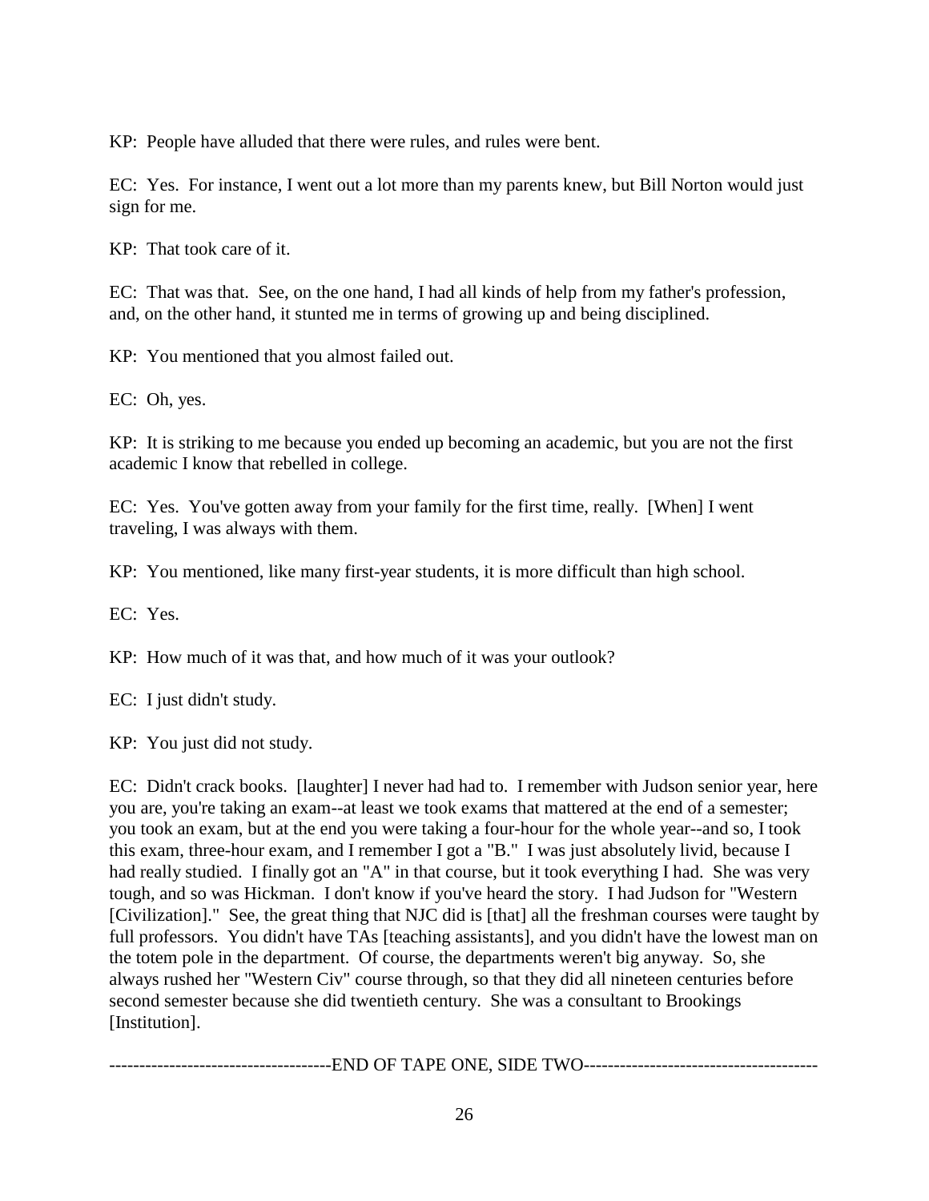KP: People have alluded that there were rules, and rules were bent.

EC: Yes. For instance, I went out a lot more than my parents knew, but Bill Norton would just sign for me.

KP: That took care of it.

EC: That was that. See, on the one hand, I had all kinds of help from my father's profession, and, on the other hand, it stunted me in terms of growing up and being disciplined.

KP: You mentioned that you almost failed out.

EC: Oh, yes.

KP: It is striking to me because you ended up becoming an academic, but you are not the first academic I know that rebelled in college.

EC: Yes. You've gotten away from your family for the first time, really. [When] I went traveling, I was always with them.

KP: You mentioned, like many first-year students, it is more difficult than high school.

EC: Yes.

KP: How much of it was that, and how much of it was your outlook?

EC: I just didn't study.

KP: You just did not study.

EC: Didn't crack books. [laughter] I never had had to. I remember with Judson senior year, here you are, you're taking an exam--at least we took exams that mattered at the end of a semester; you took an exam, but at the end you were taking a four-hour for the whole year--and so, I took this exam, three-hour exam, and I remember I got a "B." I was just absolutely livid, because I had really studied. I finally got an "A" in that course, but it took everything I had. She was very tough, and so was Hickman. I don't know if you've heard the story. I had Judson for "Western [Civilization]." See, the great thing that NJC did is [that] all the freshman courses were taught by full professors. You didn't have TAs [teaching assistants], and you didn't have the lowest man on the totem pole in the department. Of course, the departments weren't big anyway. So, she always rushed her "Western Civ" course through, so that they did all nineteen centuries before second semester because she did twentieth century. She was a consultant to Brookings [Institution].

------------------------------------END OF TAPE ONE, SIDE TWO---------------------------------------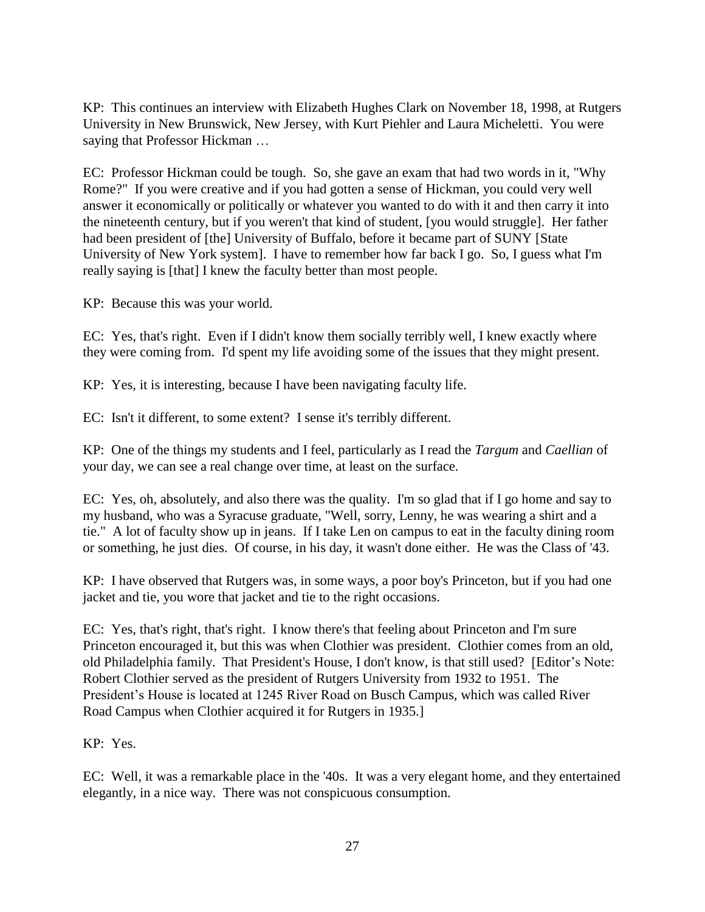KP: This continues an interview with Elizabeth Hughes Clark on November 18, 1998, at Rutgers University in New Brunswick, New Jersey, with Kurt Piehler and Laura Micheletti. You were saying that Professor Hickman …

EC: Professor Hickman could be tough. So, she gave an exam that had two words in it, "Why Rome?" If you were creative and if you had gotten a sense of Hickman, you could very well answer it economically or politically or whatever you wanted to do with it and then carry it into the nineteenth century, but if you weren't that kind of student, [you would struggle]. Her father had been president of [the] University of Buffalo, before it became part of SUNY [State University of New York system]. I have to remember how far back I go. So, I guess what I'm really saying is [that] I knew the faculty better than most people.

KP: Because this was your world.

EC: Yes, that's right. Even if I didn't know them socially terribly well, I knew exactly where they were coming from. I'd spent my life avoiding some of the issues that they might present.

KP: Yes, it is interesting, because I have been navigating faculty life.

EC: Isn't it different, to some extent? I sense it's terribly different.

KP: One of the things my students and I feel, particularly as I read the *Targum* and *Caellian* of your day, we can see a real change over time, at least on the surface.

EC: Yes, oh, absolutely, and also there was the quality. I'm so glad that if I go home and say to my husband, who was a Syracuse graduate, "Well, sorry, Lenny, he was wearing a shirt and a tie." A lot of faculty show up in jeans. If I take Len on campus to eat in the faculty dining room or something, he just dies. Of course, in his day, it wasn't done either. He was the Class of '43.

KP: I have observed that Rutgers was, in some ways, a poor boy's Princeton, but if you had one jacket and tie, you wore that jacket and tie to the right occasions.

EC: Yes, that's right, that's right. I know there's that feeling about Princeton and I'm sure Princeton encouraged it, but this was when Clothier was president. Clothier comes from an old, old Philadelphia family. That President's House, I don't know, is that still used? [Editor's Note: Robert Clothier served as the president of Rutgers University from 1932 to 1951. The President's House is located at 1245 River Road on Busch Campus, which was called River Road Campus when Clothier acquired it for Rutgers in 1935.]

KP: Yes.

EC: Well, it was a remarkable place in the '40s. It was a very elegant home, and they entertained elegantly, in a nice way. There was not conspicuous consumption.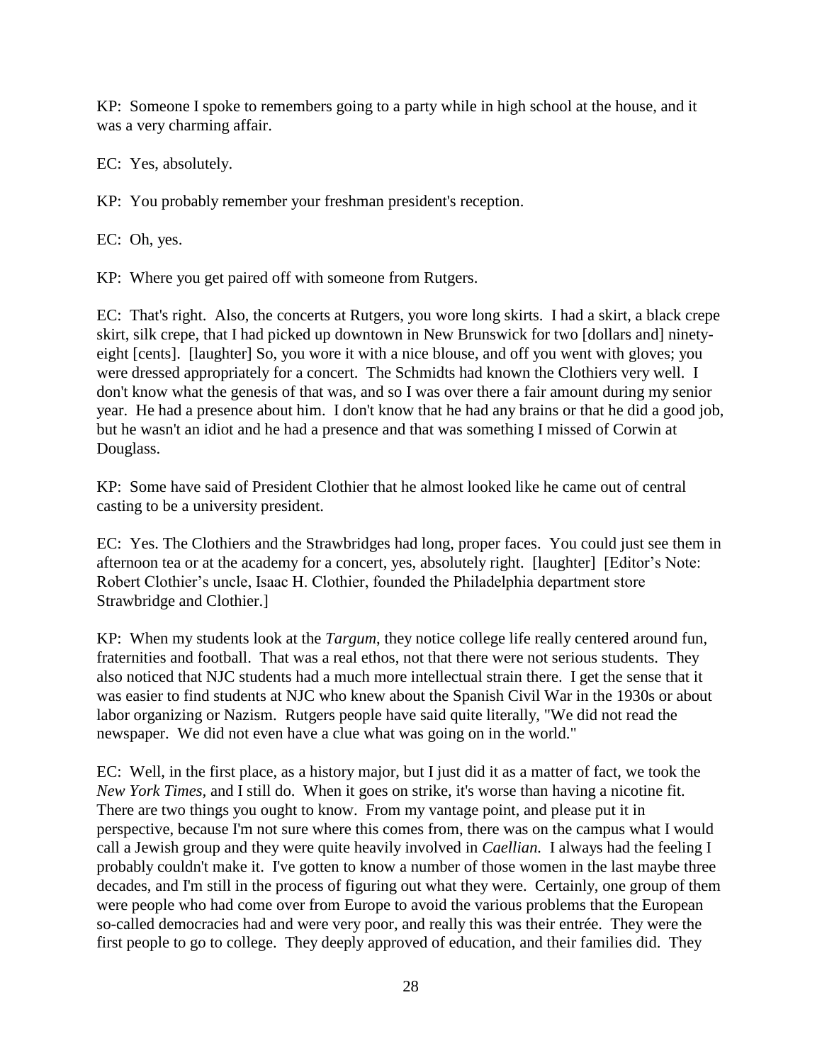KP: Someone I spoke to remembers going to a party while in high school at the house, and it was a very charming affair.

EC: Yes, absolutely.

KP: You probably remember your freshman president's reception.

EC: Oh, yes.

KP: Where you get paired off with someone from Rutgers.

EC: That's right. Also, the concerts at Rutgers, you wore long skirts. I had a skirt, a black crepe skirt, silk crepe, that I had picked up downtown in New Brunswick for two [dollars and] ninety-eight [cents]. [laughter] So, you wore it with a nice blouse, and off you went with gloves; you were dressed appropriately for a concert. The Schmidts had known the Clothiers very well. I don't know what the genesis of that was, and so I was over there a fair amount during my senior year. He had a presence about him. I don't know that he had any brains or that he did a good job, but he wasn't an idiot and he had a presence and that was something I missed of Corwin at Douglass.

KP: Some have said of President Clothier that he almost looked like he came out of central casting to be a university president.

EC: Yes. The Clothiers and the Strawbridges had long, proper faces. You could just see them in afternoon tea or at the academy for a concert, yes, absolutely right. [laughter] [Editor's Note: Robert Clothier's uncle, Isaac H. Clothier, founded the Philadelphia department store Strawbridge and Clothier.]

KP: When my students look at the *Targum*, they notice college life really centered around fun, fraternities and football. That was a real ethos, not that there were not serious students. They also noticed that NJC students had a much more intellectual strain there. I get the sense that it was easier to find students at NJC who knew about the Spanish Civil War in the 1930s or about labor organizing or Nazism. Rutgers people have said quite literally, "We did not read the newspaper. We did not even have a clue what was going on in the world."

EC: Well, in the first place, as a history major, but I just did it as a matter of fact, we took the *New York Times*, and I still do. When it goes on strike, it's worse than having a nicotine fit. There are two things you ought to know. From my vantage point, and please put it in perspective, because I'm not sure where this comes from, there was on the campus what I would call a Jewish group and they were quite heavily involved in *Caellian.* I always had the feeling I probably couldn't make it. I've gotten to know a number of those women in the last maybe three decades, and I'm still in the process of figuring out what they were. Certainly, one group of them were people who had come over from Europe to avoid the various problems that the European so-called democracies had and were very poor, and really this was their entrée. They were the first people to go to college. They deeply approved of education, and their families did. They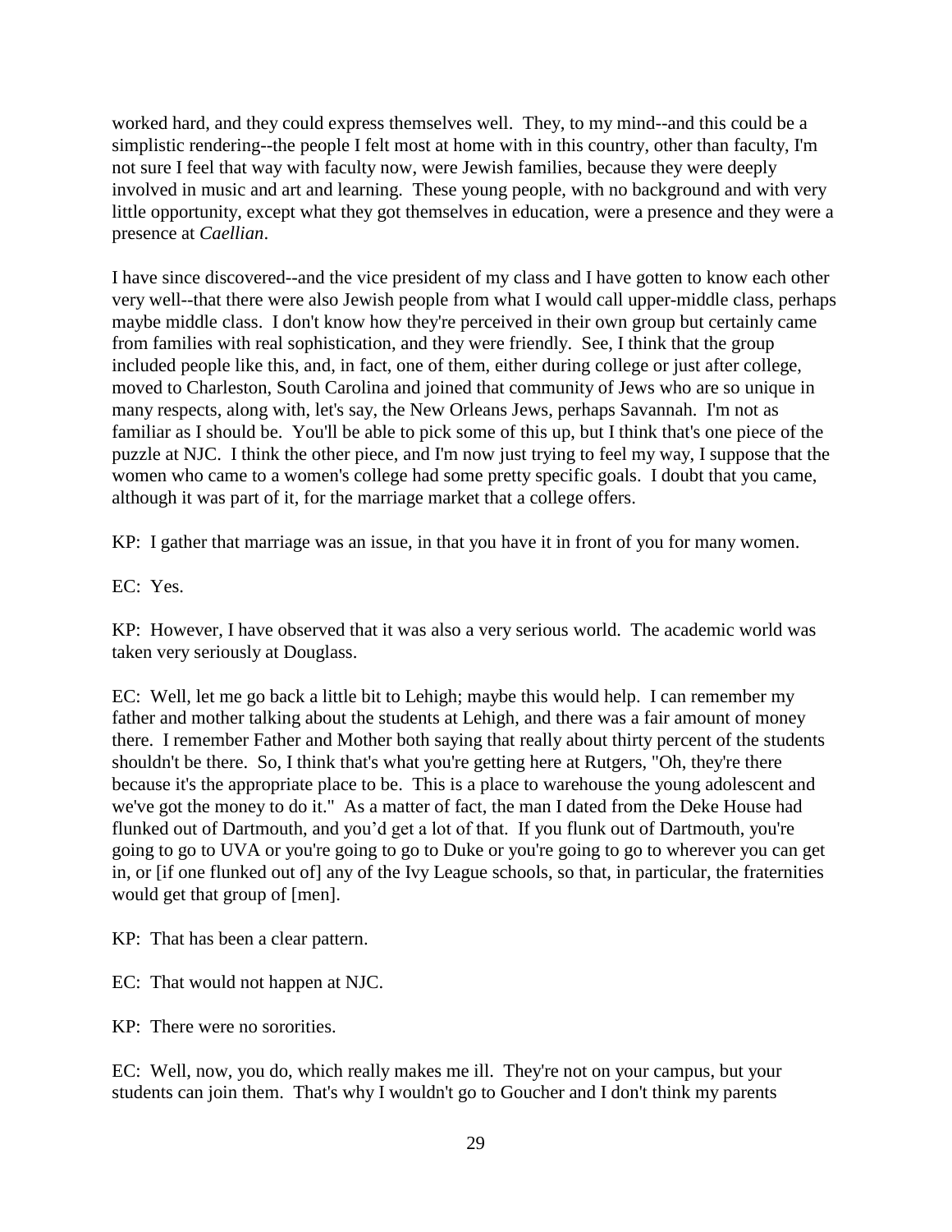worked hard, and they could express themselves well. They, to my mind--and this could be a simplistic rendering--the people I felt most at home with in this country, other than faculty, I'm not sure I feel that way with faculty now, were Jewish families, because they were deeply involved in music and art and learning. These young people, with no background and with very little opportunity, except what they got themselves in education, were a presence and they were a presence at *Caellian*.

I have since discovered--and the vice president of my class and I have gotten to know each other very well--that there were also Jewish people from what I would call upper-middle class, perhaps maybe middle class. I don't know how they're perceived in their own group but certainly came from families with real sophistication, and they were friendly. See, I think that the group included people like this, and, in fact, one of them, either during college or just after college, moved to Charleston, South Carolina and joined that community of Jews who are so unique in many respects, along with, let's say, the New Orleans Jews, perhaps Savannah. I'm not as familiar as I should be. You'll be able to pick some of this up, but I think that's one piece of the puzzle at NJC. I think the other piece, and I'm now just trying to feel my way, I suppose that the women who came to a women's college had some pretty specific goals. I doubt that you came, although it was part of it, for the marriage market that a college offers.

KP: I gather that marriage was an issue, in that you have it in front of you for many women.

EC: Yes.

KP: However, I have observed that it was also a very serious world. The academic world was taken very seriously at Douglass.

EC: Well, let me go back a little bit to Lehigh; maybe this would help. I can remember my father and mother talking about the students at Lehigh, and there was a fair amount of money there. I remember Father and Mother both saying that really about thirty percent of the students shouldn't be there. So, I think that's what you're getting here at Rutgers, "Oh, they're there because it's the appropriate place to be. This is a place to warehouse the young adolescent and we've got the money to do it." As a matter of fact, the man I dated from the Deke House had flunked out of Dartmouth, and you'd get a lot of that. If you flunk out of Dartmouth, you're going to go to UVA or you're going to go to Duke or you're going to go to wherever you can get in, or [if one flunked out of] any of the Ivy League schools, so that, in particular, the fraternities would get that group of [men].

KP: That has been a clear pattern.

EC: That would not happen at NJC.

KP: There were no sororities.

EC: Well, now, you do, which really makes me ill. They're not on your campus, but your students can join them. That's why I wouldn't go to Goucher and I don't think my parents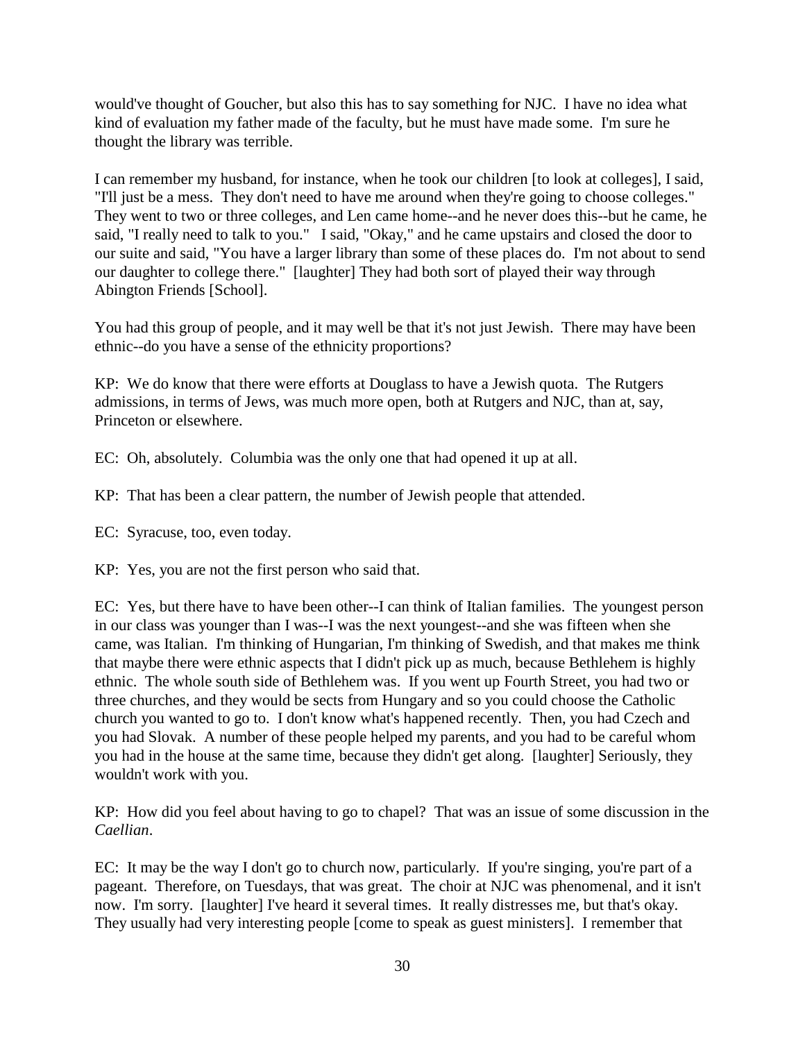would've thought of Goucher, but also this has to say something for NJC. I have no idea what kind of evaluation my father made of the faculty, but he must have made some. I'm sure he thought the library was terrible.

I can remember my husband, for instance, when he took our children [to look at colleges], I said, "I'll just be a mess. They don't need to have me around when they're going to choose colleges." They went to two or three colleges, and Len came home--and he never does this--but he came, he said, "I really need to talk to you." I said, "Okay," and he came upstairs and closed the door to our suite and said, "You have a larger library than some of these places do. I'm not about to send our daughter to college there." [laughter] They had both sort of played their way through Abington Friends [School].

You had this group of people, and it may well be that it's not just Jewish. There may have been ethnic--do you have a sense of the ethnicity proportions?

KP: We do know that there were efforts at Douglass to have a Jewish quota. The Rutgers admissions, in terms of Jews, was much more open, both at Rutgers and NJC, than at, say, Princeton or elsewhere.

EC: Oh, absolutely. Columbia was the only one that had opened it up at all.

KP: That has been a clear pattern, the number of Jewish people that attended.

EC: Syracuse, too, even today.

KP: Yes, you are not the first person who said that.

EC: Yes, but there have to have been other--I can think of Italian families. The youngest person in our class was younger than I was--I was the next youngest--and she was fifteen when she came, was Italian. I'm thinking of Hungarian, I'm thinking of Swedish, and that makes me think that maybe there were ethnic aspects that I didn't pick up as much, because Bethlehem is highly ethnic. The whole south side of Bethlehem was. If you went up Fourth Street, you had two or three churches, and they would be sects from Hungary and so you could choose the Catholic church you wanted to go to. I don't know what's happened recently. Then, you had Czech and you had Slovak. A number of these people helped my parents, and you had to be careful whom you had in the house at the same time, because they didn't get along. [laughter] Seriously, they wouldn't work with you.

KP: How did you feel about having to go to chapel? That was an issue of some discussion in the *Caellian*.

EC: It may be the way I don't go to church now, particularly. If you're singing, you're part of a pageant. Therefore, on Tuesdays, that was great. The choir at NJC was phenomenal, and it isn't now. I'm sorry. [laughter] I've heard it several times. It really distresses me, but that's okay. They usually had very interesting people [come to speak as guest ministers]. I remember that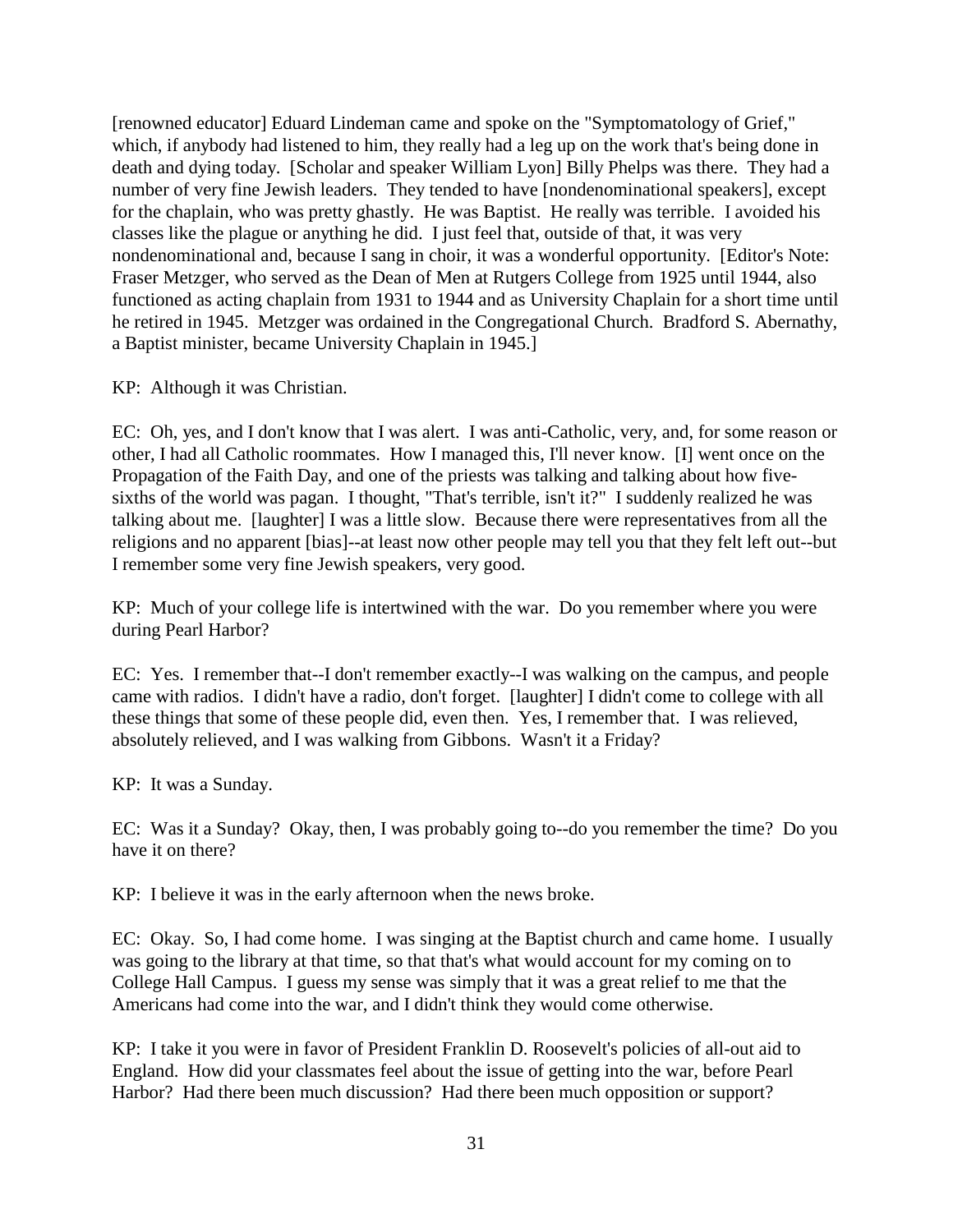[renowned educator] Eduard Lindeman came and spoke on the "Symptomatology of Grief," which, if anybody had listened to him, they really had a leg up on the work that's being done in death and dying today. [Scholar and speaker William Lyon] Billy Phelps was there. They had a number of very fine Jewish leaders. They tended to have [nondenominational speakers], except for the chaplain, who was pretty ghastly. He was Baptist. He really was terrible. I avoided his classes like the plague or anything he did. I just feel that, outside of that, it was very nondenominational and, because I sang in choir, it was a wonderful opportunity. [Editor's Note: Fraser Metzger, who served as the Dean of Men at Rutgers College from 1925 until 1944, also functioned as acting chaplain from 1931 to 1944 and as University Chaplain for a short time until he retired in 1945. Metzger was ordained in the Congregational Church. Bradford S. Abernathy, a Baptist minister, became University Chaplain in 1945.]

KP: Although it was Christian.

EC: Oh, yes, and I don't know that I was alert. I was anti-Catholic, very, and, for some reason or other, I had all Catholic roommates. How I managed this, I'll never know. [I] went once on the Propagation of the Faith Day, and one of the priests was talking and talking about how five-sixths of the world was pagan. I thought, "That's terrible, isn't it?" I suddenly realized he was talking about me. [laughter] I was a little slow. Because there were representatives from all the religions and no apparent [bias]--at least now other people may tell you that they felt left out--but I remember some very fine Jewish speakers, very good.

KP: Much of your college life is intertwined with the war. Do you remember where you were during Pearl Harbor?

EC: Yes. I remember that--I don't remember exactly--I was walking on the campus, and people came with radios. I didn't have a radio, don't forget. [laughter] I didn't come to college with all these things that some of these people did, even then. Yes, I remember that. I was relieved, absolutely relieved, and I was walking from Gibbons. Wasn't it a Friday?

KP: It was a Sunday.

EC: Was it a Sunday? Okay, then, I was probably going to--do you remember the time? Do you have it on there?

KP: I believe it was in the early afternoon when the news broke.

EC: Okay. So, I had come home. I was singing at the Baptist church and came home. I usually was going to the library at that time, so that that's what would account for my coming on to College Hall Campus. I guess my sense was simply that it was a great relief to me that the Americans had come into the war, and I didn't think they would come otherwise.

KP: I take it you were in favor of President Franklin D. Roosevelt's policies of all-out aid to England. How did your classmates feel about the issue of getting into the war, before Pearl Harbor? Had there been much discussion? Had there been much opposition or support?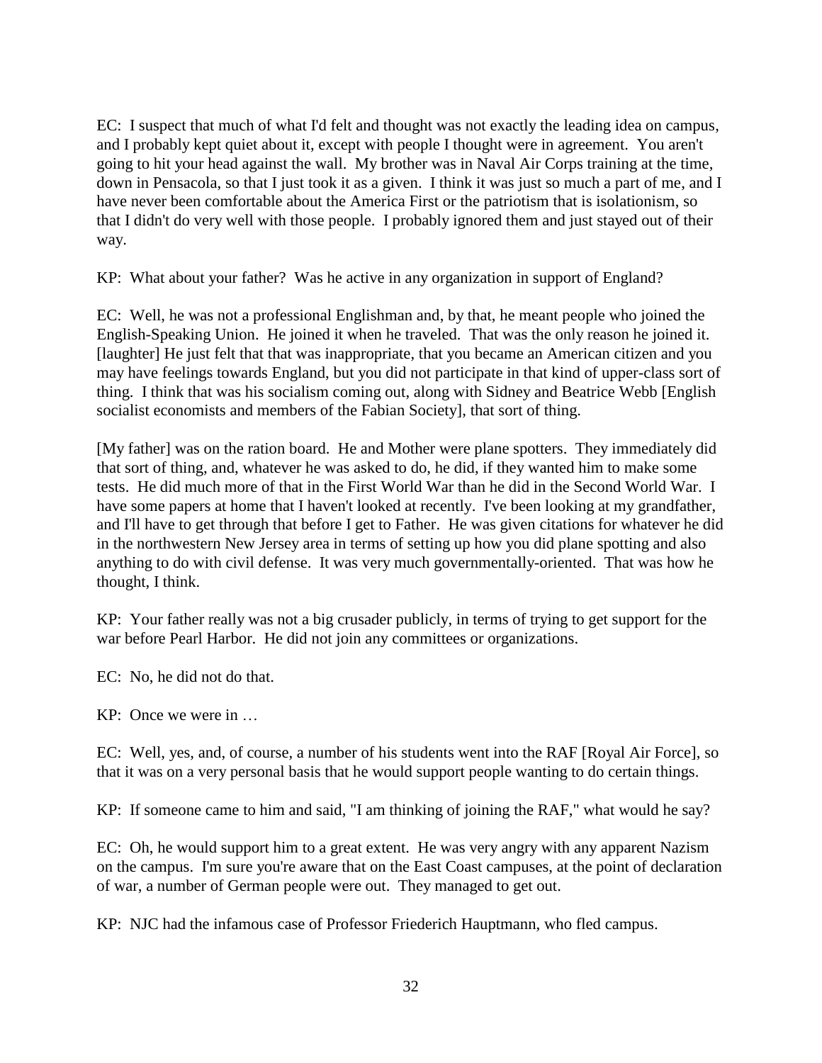EC: I suspect that much of what I'd felt and thought was not exactly the leading idea on campus, and I probably kept quiet about it, except with people I thought were in agreement. You aren't going to hit your head against the wall. My brother was in Naval Air Corps training at the time, down in Pensacola, so that I just took it as a given. I think it was just so much a part of me, and I have never been comfortable about the America First or the patriotism that is isolationism, so that I didn't do very well with those people. I probably ignored them and just stayed out of their way.

KP: What about your father? Was he active in any organization in support of England?

EC: Well, he was not a professional Englishman and, by that, he meant people who joined the English-Speaking Union. He joined it when he traveled. That was the only reason he joined it. [laughter] He just felt that that was inappropriate, that you became an American citizen and you may have feelings towards England, but you did not participate in that kind of upper-class sort of thing. I think that was his socialism coming out, along with Sidney and Beatrice Webb [English socialist economists and members of the Fabian Society], that sort of thing.

[My father] was on the ration board. He and Mother were plane spotters. They immediately did that sort of thing, and, whatever he was asked to do, he did, if they wanted him to make some tests. He did much more of that in the First World War than he did in the Second World War. I have some papers at home that I haven't looked at recently. I've been looking at my grandfather, and I'll have to get through that before I get to Father. He was given citations for whatever he did in the northwestern New Jersey area in terms of setting up how you did plane spotting and also anything to do with civil defense. It was very much governmentally-oriented. That was how he thought, I think.

KP: Your father really was not a big crusader publicly, in terms of trying to get support for the war before Pearl Harbor. He did not join any committees or organizations.

EC: No, he did not do that.

KP: Once we were in …

EC: Well, yes, and, of course, a number of his students went into the RAF [Royal Air Force], so that it was on a very personal basis that he would support people wanting to do certain things.

KP: If someone came to him and said, "I am thinking of joining the RAF," what would he say?

EC: Oh, he would support him to a great extent. He was very angry with any apparent Nazism on the campus. I'm sure you're aware that on the East Coast campuses, at the point of declaration of war, a number of German people were out. They managed to get out.

KP: NJC had the infamous case of Professor Friederich Hauptmann, who fled campus.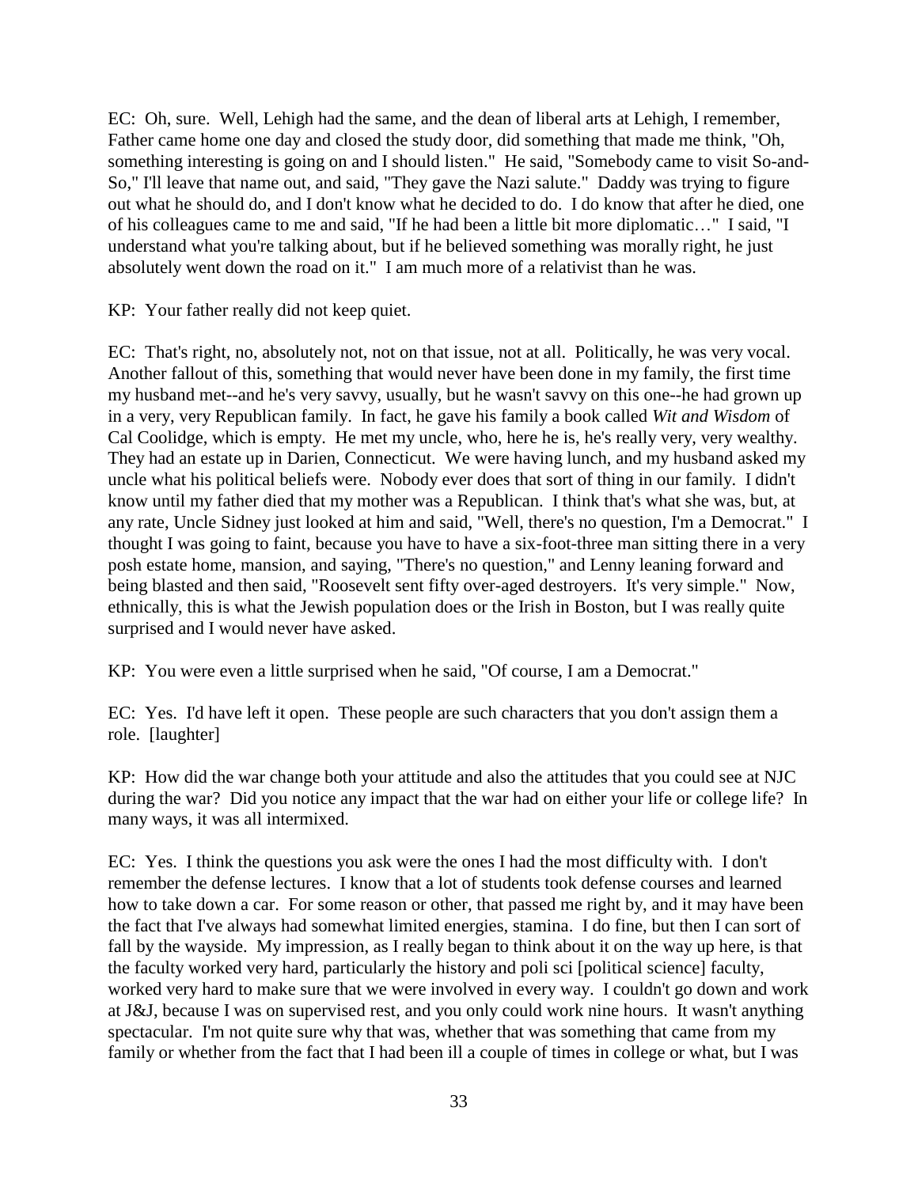EC: Oh, sure. Well, Lehigh had the same, and the dean of liberal arts at Lehigh, I remember, Father came home one day and closed the study door, did something that made me think, "Oh, something interesting is going on and I should listen." He said, "Somebody came to visit So-and-So," I'll leave that name out, and said, "They gave the Nazi salute." Daddy was trying to figure out what he should do, and I don't know what he decided to do. I do know that after he died, one of his colleagues came to me and said, "If he had been a little bit more diplomatic…" I said, "I understand what you're talking about, but if he believed something was morally right, he just absolutely went down the road on it." I am much more of a relativist than he was.

KP: Your father really did not keep quiet.

EC: That's right, no, absolutely not, not on that issue, not at all. Politically, he was very vocal. Another fallout of this, something that would never have been done in my family, the first time my husband met--and he's very savvy, usually, but he wasn't savvy on this one--he had grown up in a very, very Republican family. In fact, he gave his family a book called *Wit and Wisdom* of Cal Coolidge, which is empty. He met my uncle, who, here he is, he's really very, very wealthy. They had an estate up in Darien, Connecticut. We were having lunch, and my husband asked my uncle what his political beliefs were. Nobody ever does that sort of thing in our family. I didn't know until my father died that my mother was a Republican. I think that's what she was, but, at any rate, Uncle Sidney just looked at him and said, "Well, there's no question, I'm a Democrat." I thought I was going to faint, because you have to have a six-foot-three man sitting there in a very posh estate home, mansion, and saying, "There's no question," and Lenny leaning forward and being blasted and then said, "Roosevelt sent fifty over-aged destroyers. It's very simple." Now, ethnically, this is what the Jewish population does or the Irish in Boston, but I was really quite surprised and I would never have asked.

KP: You were even a little surprised when he said, "Of course, I am a Democrat."

EC: Yes. I'd have left it open. These people are such characters that you don't assign them a role. [laughter]

KP: How did the war change both your attitude and also the attitudes that you could see at NJC during the war? Did you notice any impact that the war had on either your life or college life? In many ways, it was all intermixed.

EC: Yes. I think the questions you ask were the ones I had the most difficulty with. I don't remember the defense lectures. I know that a lot of students took defense courses and learned how to take down a car. For some reason or other, that passed me right by, and it may have been the fact that I've always had somewhat limited energies, stamina. I do fine, but then I can sort of fall by the wayside. My impression, as I really began to think about it on the way up here, is that the faculty worked very hard, particularly the history and poli sci [political science] faculty, worked very hard to make sure that we were involved in every way. I couldn't go down and work at J&J, because I was on supervised rest, and you only could work nine hours. It wasn't anything spectacular. I'm not quite sure why that was, whether that was something that came from my family or whether from the fact that I had been ill a couple of times in college or what, but I was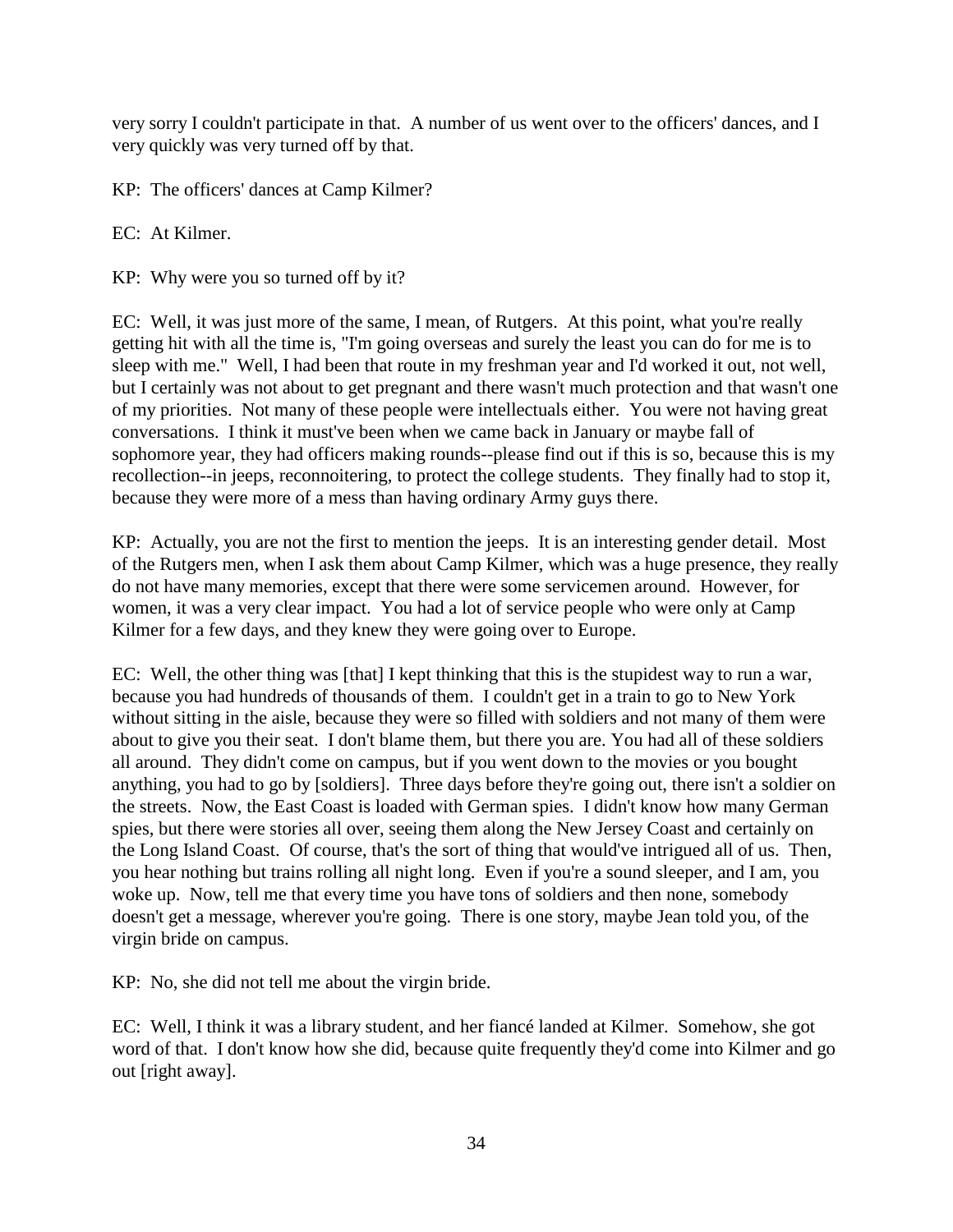very sorry I couldn't participate in that. A number of us went over to the officers' dances, and I very quickly was very turned off by that.

KP: The officers' dances at Camp Kilmer?

EC: At Kilmer.

KP: Why were you so turned off by it?

EC: Well, it was just more of the same, I mean, of Rutgers. At this point, what you're really getting hit with all the time is, "I'm going overseas and surely the least you can do for me is to sleep with me." Well, I had been that route in my freshman year and I'd worked it out, not well, but I certainly was not about to get pregnant and there wasn't much protection and that wasn't one of my priorities. Not many of these people were intellectuals either. You were not having great conversations. I think it must've been when we came back in January or maybe fall of sophomore year, they had officers making rounds--please find out if this is so, because this is my recollection--in jeeps, reconnoitering, to protect the college students. They finally had to stop it, because they were more of a mess than having ordinary Army guys there.

KP: Actually, you are not the first to mention the jeeps. It is an interesting gender detail. Most of the Rutgers men, when I ask them about Camp Kilmer, which was a huge presence, they really do not have many memories, except that there were some servicemen around. However, for women, it was a very clear impact. You had a lot of service people who were only at Camp Kilmer for a few days, and they knew they were going over to Europe.

EC: Well, the other thing was [that] I kept thinking that this is the stupidest way to run a war, because you had hundreds of thousands of them. I couldn't get in a train to go to New York without sitting in the aisle, because they were so filled with soldiers and not many of them were about to give you their seat. I don't blame them, but there you are. You had all of these soldiers all around. They didn't come on campus, but if you went down to the movies or you bought anything, you had to go by [soldiers]. Three days before they're going out, there isn't a soldier on the streets. Now, the East Coast is loaded with German spies. I didn't know how many German spies, but there were stories all over, seeing them along the New Jersey Coast and certainly on the Long Island Coast. Of course, that's the sort of thing that would've intrigued all of us. Then, you hear nothing but trains rolling all night long. Even if you're a sound sleeper, and I am, you woke up. Now, tell me that every time you have tons of soldiers and then none, somebody doesn't get a message, wherever you're going. There is one story, maybe Jean told you, of the virgin bride on campus.

KP: No, she did not tell me about the virgin bride.

EC: Well, I think it was a library student, and her fiancé landed at Kilmer. Somehow, she got word of that. I don't know how she did, because quite frequently they'd come into Kilmer and go out [right away].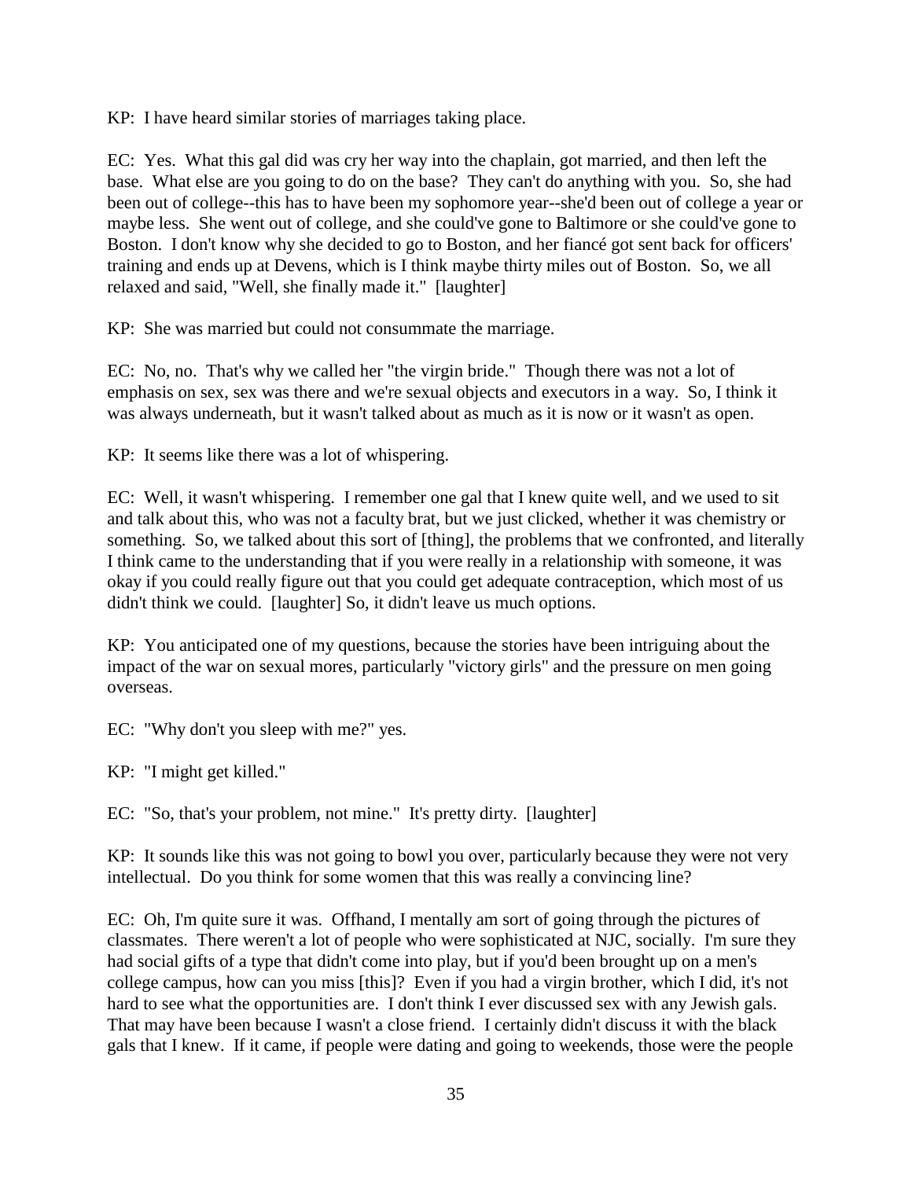KP: I have heard similar stories of marriages taking place.

EC: Yes. What this gal did was cry her way into the chaplain, got married, and then left the base. What else are you going to do on the base? They can't do anything with you. So, she had been out of college--this has to have been my sophomore year--she'd been out of college a year or maybe less. She went out of college, and she could've gone to Baltimore or she could've gone to Boston. I don't know why she decided to go to Boston, and her fiancé got sent back for officers' training and ends up at Devens, which is I think maybe thirty miles out of Boston. So, we all relaxed and said, "Well, she finally made it." [laughter]

KP: She was married but could not consummate the marriage.

EC: No, no. That's why we called her "the virgin bride." Though there was not a lot of emphasis on sex, sex was there and we're sexual objects and executors in a way. So, I think it was always underneath, but it wasn't talked about as much as it is now or it wasn't as open.

KP: It seems like there was a lot of whispering.

EC: Well, it wasn't whispering. I remember one gal that I knew quite well, and we used to sit and talk about this, who was not a faculty brat, but we just clicked, whether it was chemistry or something. So, we talked about this sort of [thing], the problems that we confronted, and literally I think came to the understanding that if you were really in a relationship with someone, it was okay if you could really figure out that you could get adequate contraception, which most of us didn't think we could. [laughter] So, it didn't leave us much options.

KP: You anticipated one of my questions, because the stories have been intriguing about the impact of the war on sexual mores, particularly "victory girls" and the pressure on men going overseas.

EC: "Why don't you sleep with me?" yes.

KP: "I might get killed."

EC: "So, that's your problem, not mine." It's pretty dirty. [laughter]

KP: It sounds like this was not going to bowl you over, particularly because they were not very intellectual. Do you think for some women that this was really a convincing line?

EC: Oh, I'm quite sure it was. Offhand, I mentally am sort of going through the pictures of classmates. There weren't a lot of people who were sophisticated at NJC, socially. I'm sure they had social gifts of a type that didn't come into play, but if you'd been brought up on a men's college campus, how can you miss [this]? Even if you had a virgin brother, which I did, it's not hard to see what the opportunities are. I don't think I ever discussed sex with any Jewish gals. That may have been because I wasn't a close friend. I certainly didn't discuss it with the black gals that I knew. If it came, if people were dating and going to weekends, those were the people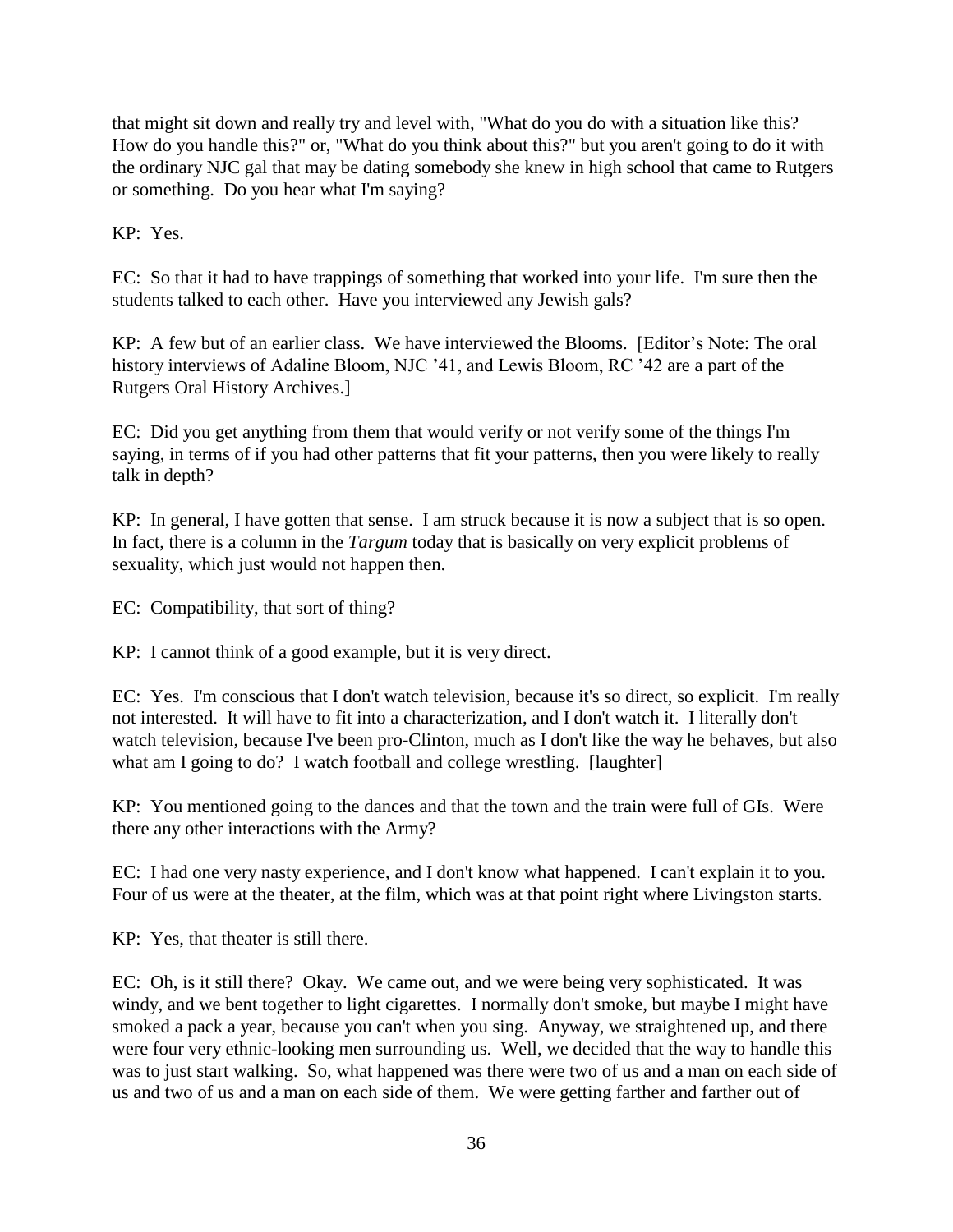that might sit down and really try and level with, "What do you do with a situation like this? How do you handle this?" or, "What do you think about this?" but you aren't going to do it with the ordinary NJC gal that may be dating somebody she knew in high school that came to Rutgers or something. Do you hear what I'm saying?

KP: Yes.

EC: So that it had to have trappings of something that worked into your life. I'm sure then the students talked to each other. Have you interviewed any Jewish gals?

KP: A few but of an earlier class. We have interviewed the Blooms. [Editor's Note: The oral history interviews of Adaline Bloom, NJC '41, and Lewis Bloom, RC '42 are a part of the Rutgers Oral History Archives.]

EC: Did you get anything from them that would verify or not verify some of the things I'm saying, in terms of if you had other patterns that fit your patterns, then you were likely to really talk in depth?

KP: In general, I have gotten that sense. I am struck because it is now a subject that is so open. In fact, there is a column in the *Targum* today that is basically on very explicit problems of sexuality, which just would not happen then.

EC: Compatibility, that sort of thing?

KP: I cannot think of a good example, but it is very direct.

EC: Yes. I'm conscious that I don't watch television, because it's so direct, so explicit. I'm really not interested. It will have to fit into a characterization, and I don't watch it. I literally don't watch television, because I've been pro-Clinton, much as I don't like the way he behaves, but also what am I going to do? I watch football and college wrestling. [laughter]

KP: You mentioned going to the dances and that the town and the train were full of GIs. Were there any other interactions with the Army?

EC: I had one very nasty experience, and I don't know what happened. I can't explain it to you. Four of us were at the theater, at the film, which was at that point right where Livingston starts.

KP: Yes, that theater is still there.

EC: Oh, is it still there? Okay. We came out, and we were being very sophisticated. It was windy, and we bent together to light cigarettes. I normally don't smoke, but maybe I might have smoked a pack a year, because you can't when you sing. Anyway, we straightened up, and there were four very ethnic-looking men surrounding us. Well, we decided that the way to handle this was to just start walking. So, what happened was there were two of us and a man on each side of us and two of us and a man on each side of them. We were getting farther and farther out of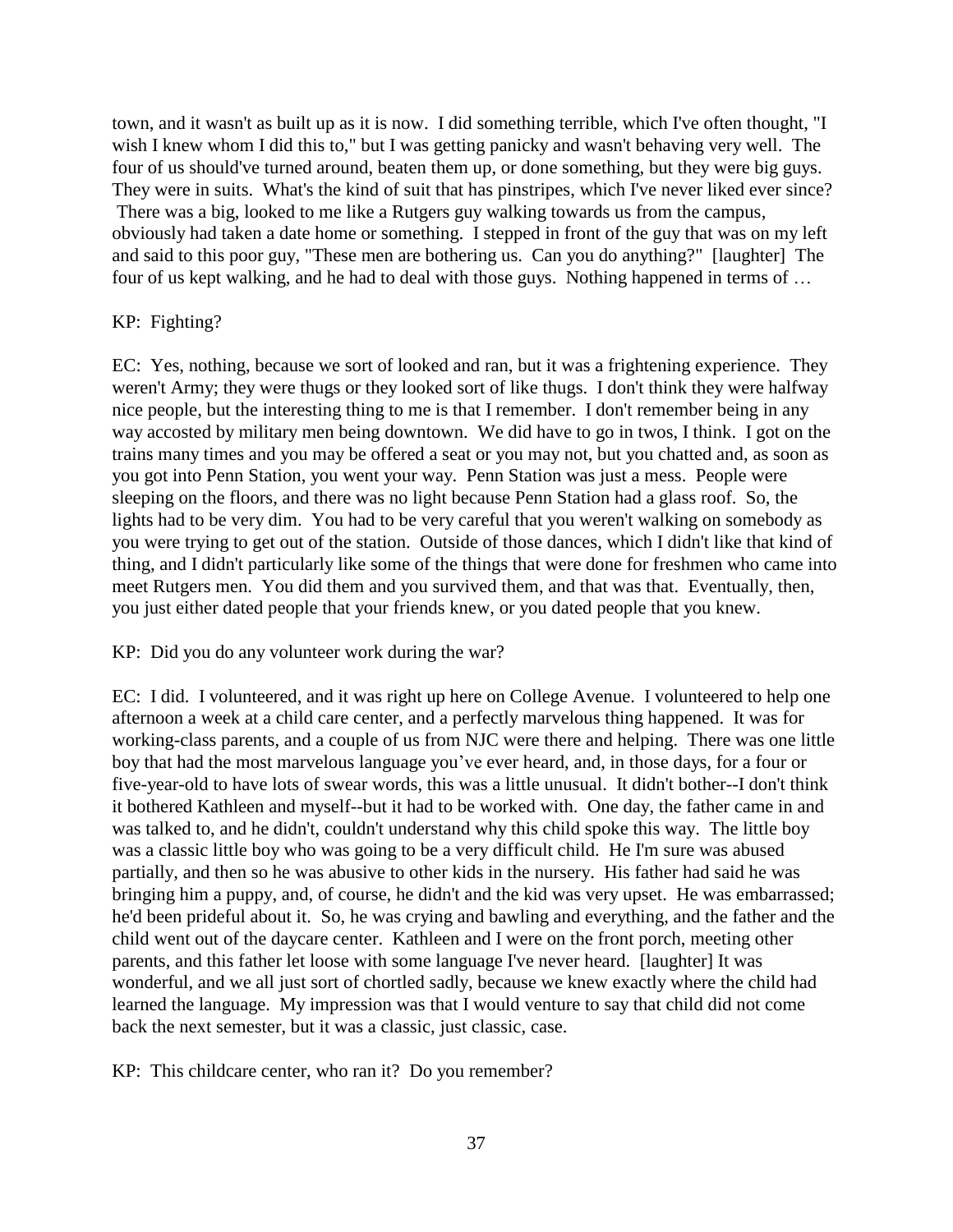town, and it wasn't as built up as it is now. I did something terrible, which I've often thought, "I wish I knew whom I did this to," but I was getting panicky and wasn't behaving very well. The four of us should've turned around, beaten them up, or done something, but they were big guys. They were in suits. What's the kind of suit that has pinstripes, which I've never liked ever since? There was a big, looked to me like a Rutgers guy walking towards us from the campus, obviously had taken a date home or something. I stepped in front of the guy that was on my left and said to this poor guy, "These men are bothering us. Can you do anything?" [laughter] The four of us kept walking, and he had to deal with those guys. Nothing happened in terms of …

KP: Fighting?

EC: Yes, nothing, because we sort of looked and ran, but it was a frightening experience. They weren't Army; they were thugs or they looked sort of like thugs. I don't think they were halfway nice people, but the interesting thing to me is that I remember. I don't remember being in any way accosted by military men being downtown. We did have to go in twos, I think. I got on the trains many times and you may be offered a seat or you may not, but you chatted and, as soon as you got into Penn Station, you went your way. Penn Station was just a mess. People were sleeping on the floors, and there was no light because Penn Station had a glass roof. So, the lights had to be very dim. You had to be very careful that you weren't walking on somebody as you were trying to get out of the station. Outside of those dances, which I didn't like that kind of thing, and I didn't particularly like some of the things that were done for freshmen who came into meet Rutgers men. You did them and you survived them, and that was that. Eventually, then, you just either dated people that your friends knew, or you dated people that you knew.

KP: Did you do any volunteer work during the war?

EC: I did. I volunteered, and it was right up here on College Avenue. I volunteered to help one afternoon a week at a child care center, and a perfectly marvelous thing happened. It was for working-class parents, and a couple of us from NJC were there and helping. There was one little boy that had the most marvelous language you've ever heard, and, in those days, for a four or five-year-old to have lots of swear words, this was a little unusual. It didn't bother--I don't think it bothered Kathleen and myself--but it had to be worked with. One day, the father came in and was talked to, and he didn't, couldn't understand why this child spoke this way. The little boy was a classic little boy who was going to be a very difficult child. He I'm sure was abused partially, and then so he was abusive to other kids in the nursery. His father had said he was bringing him a puppy, and, of course, he didn't and the kid was very upset. He was embarrassed; he'd been prideful about it. So, he was crying and bawling and everything, and the father and the child went out of the daycare center. Kathleen and I were on the front porch, meeting other parents, and this father let loose with some language I've never heard. [laughter] It was wonderful, and we all just sort of chortled sadly, because we knew exactly where the child had learned the language. My impression was that I would venture to say that child did not come back the next semester, but it was a classic, just classic, case.

KP: This childcare center, who ran it? Do you remember?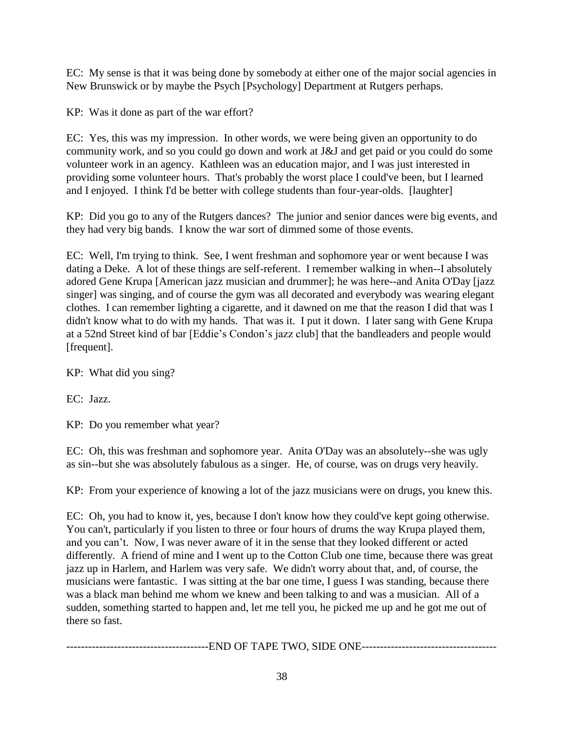EC: My sense is that it was being done by somebody at either one of the major social agencies in New Brunswick or by maybe the Psych [Psychology] Department at Rutgers perhaps.

KP: Was it done as part of the war effort?

EC: Yes, this was my impression. In other words, we were being given an opportunity to do community work, and so you could go down and work at J&J and get paid or you could do some volunteer work in an agency. Kathleen was an education major, and I was just interested in providing some volunteer hours. That's probably the worst place I could've been, but I learned and I enjoyed. I think I'd be better with college students than four-year-olds. [laughter]

KP: Did you go to any of the Rutgers dances? The junior and senior dances were big events, and they had very big bands. I know the war sort of dimmed some of those events.

EC: Well, I'm trying to think. See, I went freshman and sophomore year or went because I was dating a Deke. A lot of these things are self-referent. I remember walking in when--I absolutely adored Gene Krupa [American jazz musician and drummer]; he was here--and Anita O'Day [jazz singer] was singing, and of course the gym was all decorated and everybody was wearing elegant clothes. I can remember lighting a cigarette, and it dawned on me that the reason I did that was I didn't know what to do with my hands. That was it. I put it down. I later sang with Gene Krupa at a 52nd Street kind of bar [Eddie's Condon's jazz club] that the bandleaders and people would [frequent].

KP: What did you sing?

EC: Jazz.

KP: Do you remember what year?

EC: Oh, this was freshman and sophomore year. Anita O'Day was an absolutely--she was ugly as sin--but she was absolutely fabulous as a singer. He, of course, was on drugs very heavily.

KP: From your experience of knowing a lot of the jazz musicians were on drugs, you knew this.

EC: Oh, you had to know it, yes, because I don't know how they could've kept going otherwise. You can't, particularly if you listen to three or four hours of drums the way Krupa played them, and you can't. Now, I was never aware of it in the sense that they looked different or acted differently. A friend of mine and I went up to the Cotton Club one time, because there was great jazz up in Harlem, and Harlem was very safe. We didn't worry about that, and, of course, the musicians were fantastic. I was sitting at the bar one time, I guess I was standing, because there was a black man behind me whom we knew and been talking to and was a musician. All of a sudden, something started to happen and, let me tell you, he picked me up and he got me out of there so fast.

--------------------------------------END OF TAPE TWO, SIDE ONE-------------------------------------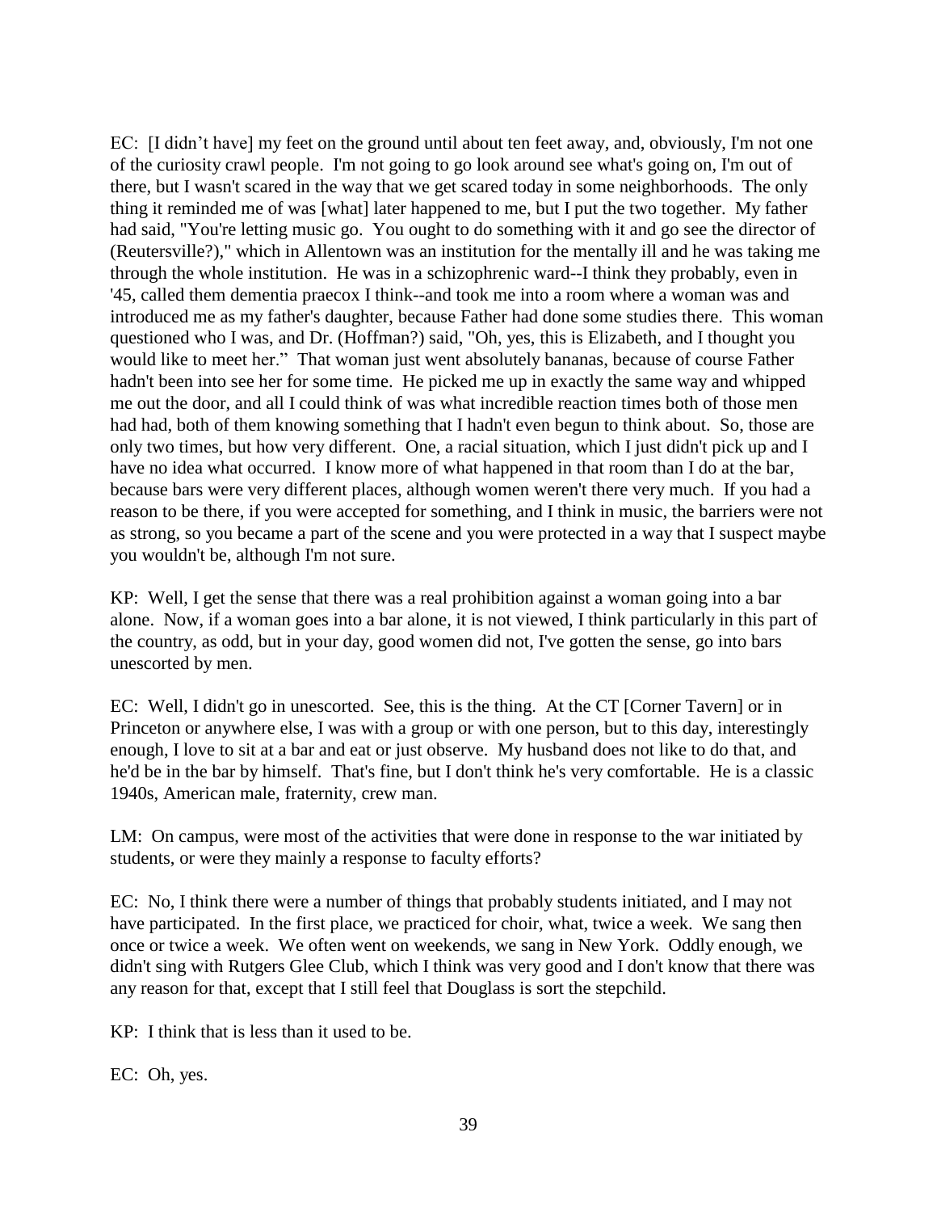EC: [I didn't have] my feet on the ground until about ten feet away, and, obviously, I'm not one of the curiosity crawl people. I'm not going to go look around see what's going on, I'm out of there, but I wasn't scared in the way that we get scared today in some neighborhoods. The only thing it reminded me of was [what] later happened to me, but I put the two together. My father had said, "You're letting music go. You ought to do something with it and go see the director of (Reutersville?)," which in Allentown was an institution for the mentally ill and he was taking me through the whole institution. He was in a schizophrenic ward--I think they probably, even in '45, called them dementia praecox I think--and took me into a room where a woman was and introduced me as my father's daughter, because Father had done some studies there. This woman questioned who I was, and Dr. (Hoffman?) said, "Oh, yes, this is Elizabeth, and I thought you would like to meet her." That woman just went absolutely bananas, because of course Father hadn't been into see her for some time. He picked me up in exactly the same way and whipped me out the door, and all I could think of was what incredible reaction times both of those men had had, both of them knowing something that I hadn't even begun to think about. So, those are only two times, but how very different. One, a racial situation, which I just didn't pick up and I have no idea what occurred. I know more of what happened in that room than I do at the bar, because bars were very different places, although women weren't there very much. If you had a reason to be there, if you were accepted for something, and I think in music, the barriers were not as strong, so you became a part of the scene and you were protected in a way that I suspect maybe you wouldn't be, although I'm not sure.

KP: Well, I get the sense that there was a real prohibition against a woman going into a bar alone. Now, if a woman goes into a bar alone, it is not viewed, I think particularly in this part of the country, as odd, but in your day, good women did not, I've gotten the sense, go into bars unescorted by men.

EC: Well, I didn't go in unescorted. See, this is the thing. At the CT [Corner Tavern] or in Princeton or anywhere else, I was with a group or with one person, but to this day, interestingly enough, I love to sit at a bar and eat or just observe. My husband does not like to do that, and he'd be in the bar by himself. That's fine, but I don't think he's very comfortable. He is a classic 1940s, American male, fraternity, crew man.

LM: On campus, were most of the activities that were done in response to the war initiated by students, or were they mainly a response to faculty efforts?

EC: No, I think there were a number of things that probably students initiated, and I may not have participated. In the first place, we practiced for choir, what, twice a week. We sang then once or twice a week. We often went on weekends, we sang in New York. Oddly enough, we didn't sing with Rutgers Glee Club, which I think was very good and I don't know that there was any reason for that, except that I still feel that Douglass is sort the stepchild.

KP: I think that is less than it used to be.

EC: Oh, yes.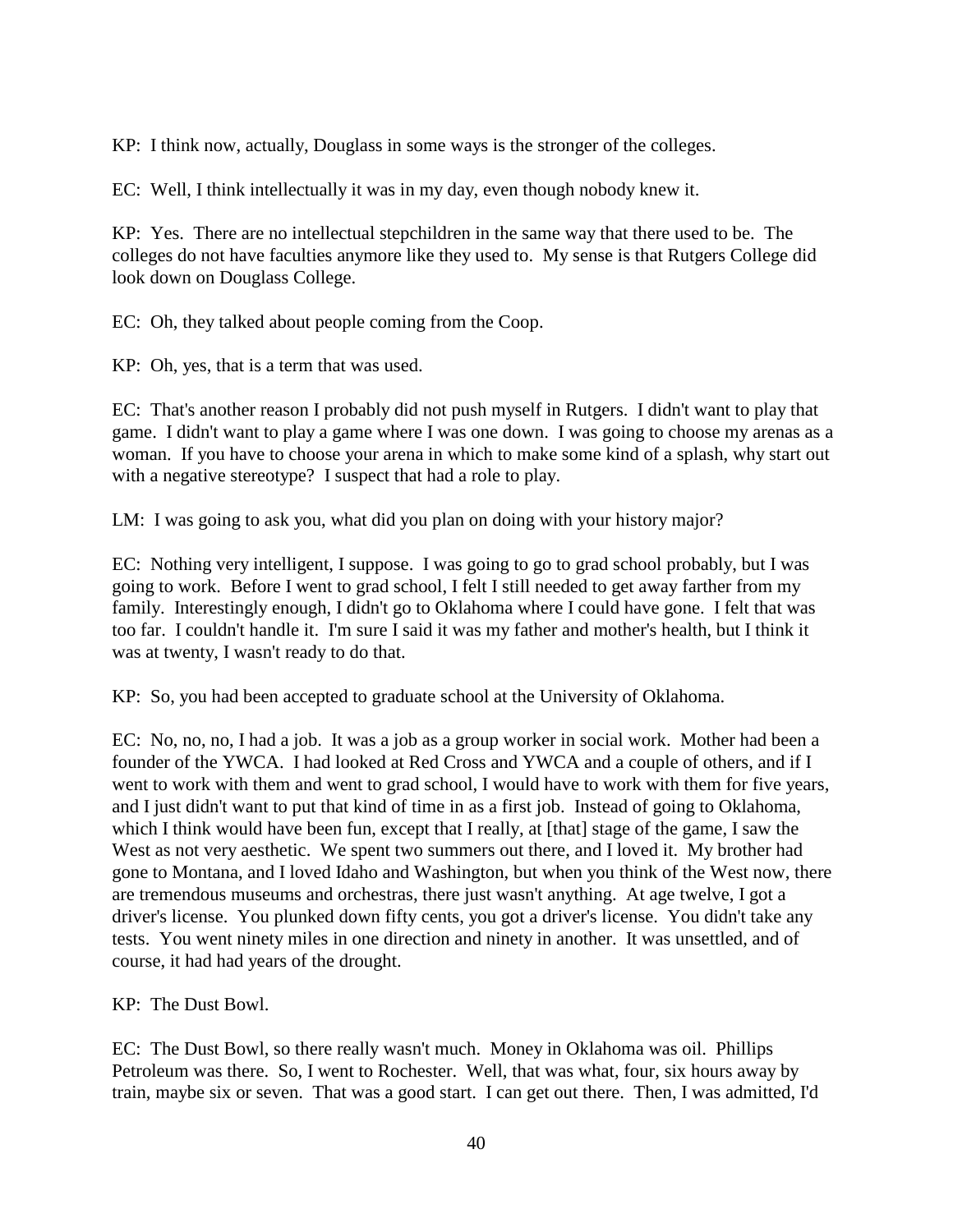KP: I think now, actually, Douglass in some ways is the stronger of the colleges.

EC: Well, I think intellectually it was in my day, even though nobody knew it.

KP: Yes. There are no intellectual stepchildren in the same way that there used to be. The colleges do not have faculties anymore like they used to. My sense is that Rutgers College did look down on Douglass College.

EC: Oh, they talked about people coming from the Coop.

KP: Oh, yes, that is a term that was used.

EC: That's another reason I probably did not push myself in Rutgers. I didn't want to play that game. I didn't want to play a game where I was one down. I was going to choose my arenas as a woman. If you have to choose your arena in which to make some kind of a splash, why start out with a negative stereotype? I suspect that had a role to play.

LM: I was going to ask you, what did you plan on doing with your history major?

EC: Nothing very intelligent, I suppose. I was going to go to grad school probably, but I was going to work. Before I went to grad school, I felt I still needed to get away farther from my family. Interestingly enough, I didn't go to Oklahoma where I could have gone. I felt that was too far. I couldn't handle it. I'm sure I said it was my father and mother's health, but I think it was at twenty, I wasn't ready to do that.

KP: So, you had been accepted to graduate school at the University of Oklahoma.

EC: No, no, no, I had a job. It was a job as a group worker in social work. Mother had been a founder of the YWCA. I had looked at Red Cross and YWCA and a couple of others, and if I went to work with them and went to grad school, I would have to work with them for five years, and I just didn't want to put that kind of time in as a first job. Instead of going to Oklahoma, which I think would have been fun, except that I really, at [that] stage of the game, I saw the West as not very aesthetic. We spent two summers out there, and I loved it. My brother had gone to Montana, and I loved Idaho and Washington, but when you think of the West now, there are tremendous museums and orchestras, there just wasn't anything. At age twelve, I got a driver's license. You plunked down fifty cents, you got a driver's license. You didn't take any tests. You went ninety miles in one direction and ninety in another. It was unsettled, and of course, it had had years of the drought.

KP: The Dust Bowl.

EC: The Dust Bowl, so there really wasn't much. Money in Oklahoma was oil. Phillips Petroleum was there. So, I went to Rochester. Well, that was what, four, six hours away by train, maybe six or seven. That was a good start. I can get out there. Then, I was admitted, I'd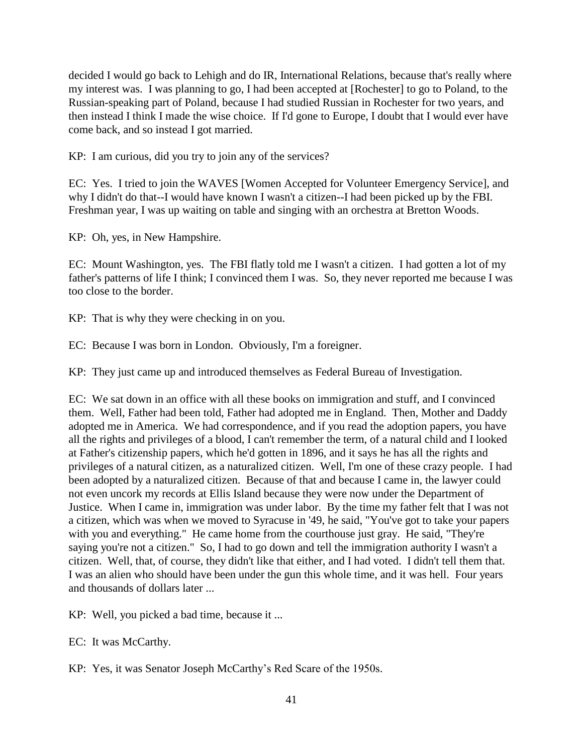decided I would go back to Lehigh and do IR, International Relations, because that's really where my interest was. I was planning to go, I had been accepted at [Rochester] to go to Poland, to the Russian-speaking part of Poland, because I had studied Russian in Rochester for two years, and then instead I think I made the wise choice. If I'd gone to Europe, I doubt that I would ever have come back, and so instead I got married.

KP: I am curious, did you try to join any of the services?

EC: Yes. I tried to join the WAVES [Women Accepted for Volunteer Emergency Service], and why I didn't do that--I would have known I wasn't a citizen--I had been picked up by the FBI. Freshman year, I was up waiting on table and singing with an orchestra at Bretton Woods.

KP: Oh, yes, in New Hampshire.

EC: Mount Washington, yes. The FBI flatly told me I wasn't a citizen. I had gotten a lot of my father's patterns of life I think; I convinced them I was. So, they never reported me because I was too close to the border.

KP: That is why they were checking in on you.

EC: Because I was born in London. Obviously, I'm a foreigner.

KP: They just came up and introduced themselves as Federal Bureau of Investigation.

EC: We sat down in an office with all these books on immigration and stuff, and I convinced them. Well, Father had been told, Father had adopted me in England. Then, Mother and Daddy adopted me in America. We had correspondence, and if you read the adoption papers, you have all the rights and privileges of a blood, I can't remember the term, of a natural child and I looked at Father's citizenship papers, which he'd gotten in 1896, and it says he has all the rights and privileges of a natural citizen, as a naturalized citizen. Well, I'm one of these crazy people. I had been adopted by a naturalized citizen. Because of that and because I came in, the lawyer could not even uncork my records at Ellis Island because they were now under the Department of Justice. When I came in, immigration was under labor. By the time my father felt that I was not a citizen, which was when we moved to Syracuse in '49, he said, "You've got to take your papers with you and everything." He came home from the courthouse just gray. He said, "They're saying you're not a citizen." So, I had to go down and tell the immigration authority I wasn't a citizen. Well, that, of course, they didn't like that either, and I had voted. I didn't tell them that. I was an alien who should have been under the gun this whole time, and it was hell. Four years and thousands of dollars later ...

KP: Well, you picked a bad time, because it ...

EC: It was McCarthy.

KP: Yes, it was Senator Joseph McCarthy's Red Scare of the 1950s.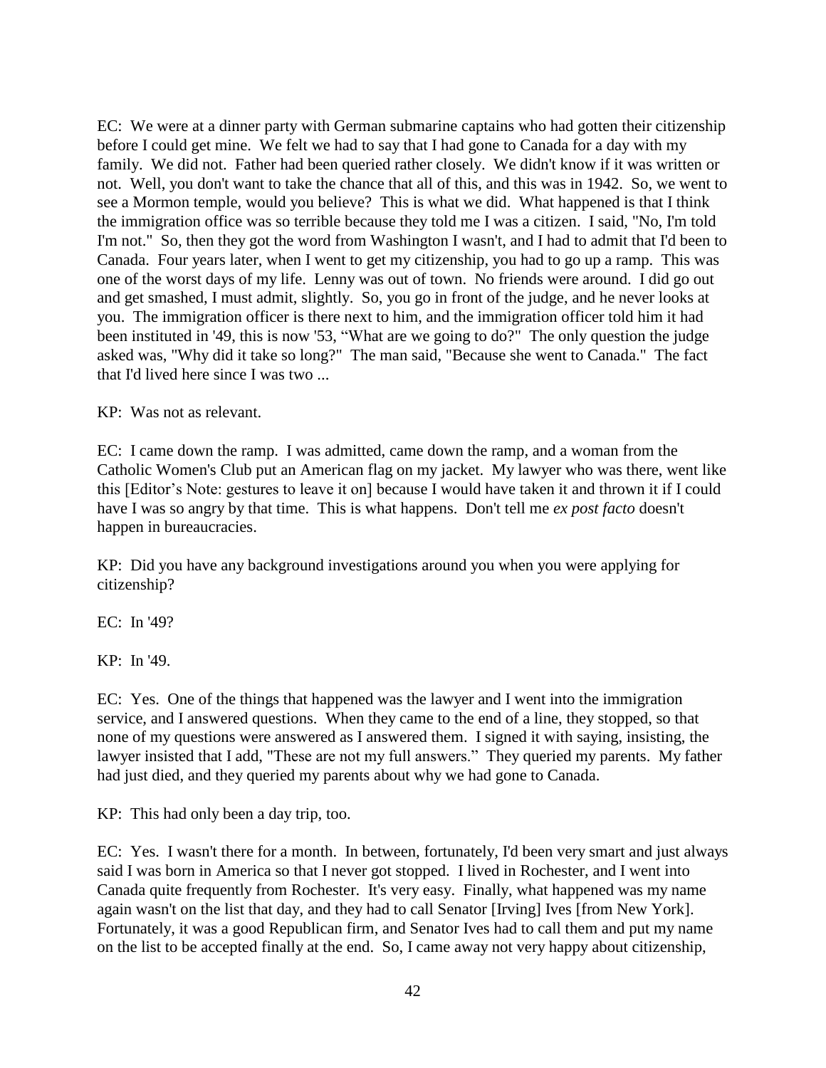EC: We were at a dinner party with German submarine captains who had gotten their citizenship before I could get mine. We felt we had to say that I had gone to Canada for a day with my family. We did not. Father had been queried rather closely. We didn't know if it was written or not. Well, you don't want to take the chance that all of this, and this was in 1942. So, we went to see a Mormon temple, would you believe? This is what we did. What happened is that I think the immigration office was so terrible because they told me I was a citizen. I said, "No, I'm told I'm not." So, then they got the word from Washington I wasn't, and I had to admit that I'd been to Canada. Four years later, when I went to get my citizenship, you had to go up a ramp. This was one of the worst days of my life. Lenny was out of town. No friends were around. I did go out and get smashed, I must admit, slightly. So, you go in front of the judge, and he never looks at you. The immigration officer is there next to him, and the immigration officer told him it had been instituted in '49, this is now '53, "What are we going to do?" The only question the judge asked was, "Why did it take so long?" The man said, "Because she went to Canada." The fact that I'd lived here since I was two ...

KP: Was not as relevant.

EC: I came down the ramp. I was admitted, came down the ramp, and a woman from the Catholic Women's Club put an American flag on my jacket. My lawyer who was there, went like this [Editor's Note: gestures to leave it on] because I would have taken it and thrown it if I could have I was so angry by that time. This is what happens. Don't tell me *ex post facto* doesn't happen in bureaucracies.

KP: Did you have any background investigations around you when you were applying for citizenship?

EC: In '49?

KP: In '49.

EC: Yes. One of the things that happened was the lawyer and I went into the immigration service, and I answered questions. When they came to the end of a line, they stopped, so that none of my questions were answered as I answered them. I signed it with saying, insisting, the lawyer insisted that I add, "These are not my full answers." They queried my parents. My father had just died, and they queried my parents about why we had gone to Canada.

KP: This had only been a day trip, too.

EC: Yes. I wasn't there for a month. In between, fortunately, I'd been very smart and just always said I was born in America so that I never got stopped. I lived in Rochester, and I went into Canada quite frequently from Rochester. It's very easy. Finally, what happened was my name again wasn't on the list that day, and they had to call Senator [Irving] Ives [from New York]. Fortunately, it was a good Republican firm, and Senator Ives had to call them and put my name on the list to be accepted finally at the end. So, I came away not very happy about citizenship,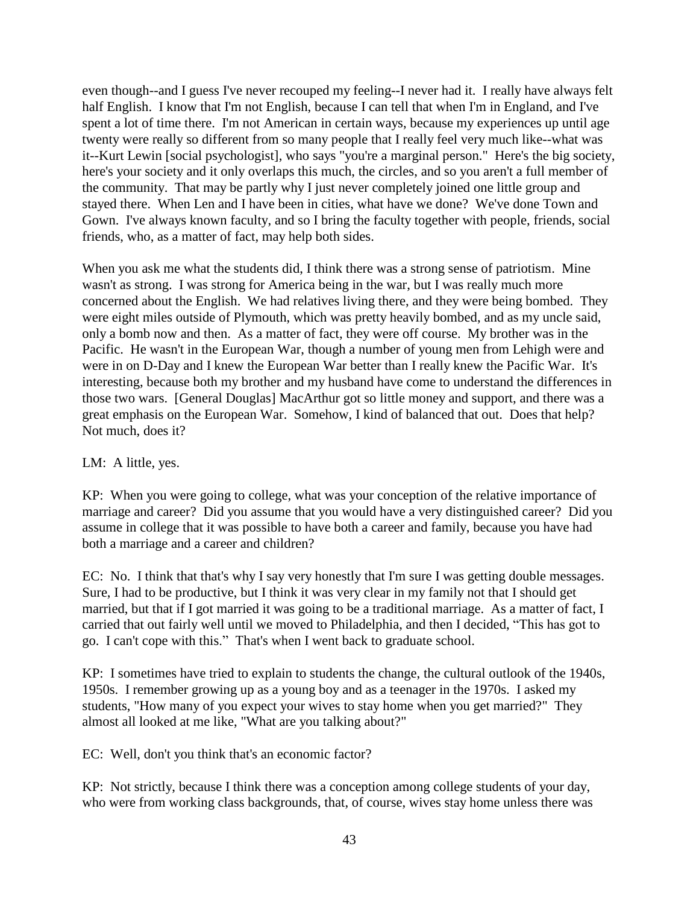even though--and I guess I've never recouped my feeling--I never had it. I really have always felt half English. I know that I'm not English, because I can tell that when I'm in England, and I've spent a lot of time there. I'm not American in certain ways, because my experiences up until age twenty were really so different from so many people that I really feel very much like--what was it--Kurt Lewin [social psychologist], who says "you're a marginal person." Here's the big society, here's your society and it only overlaps this much, the circles, and so you aren't a full member of the community. That may be partly why I just never completely joined one little group and stayed there. When Len and I have been in cities, what have we done? We've done Town and Gown. I've always known faculty, and so I bring the faculty together with people, friends, social friends, who, as a matter of fact, may help both sides.

When you ask me what the students did, I think there was a strong sense of patriotism. Mine wasn't as strong. I was strong for America being in the war, but I was really much more concerned about the English. We had relatives living there, and they were being bombed. They were eight miles outside of Plymouth, which was pretty heavily bombed, and as my uncle said, only a bomb now and then. As a matter of fact, they were off course. My brother was in the Pacific. He wasn't in the European War, though a number of young men from Lehigh were and were in on D-Day and I knew the European War better than I really knew the Pacific War. It's interesting, because both my brother and my husband have come to understand the differences in those two wars. [General Douglas] MacArthur got so little money and support, and there was a great emphasis on the European War. Somehow, I kind of balanced that out. Does that help? Not much, does it?

LM: A little, yes.

KP: When you were going to college, what was your conception of the relative importance of marriage and career? Did you assume that you would have a very distinguished career? Did you assume in college that it was possible to have both a career and family, because you have had both a marriage and a career and children?

EC: No. I think that that's why I say very honestly that I'm sure I was getting double messages. Sure, I had to be productive, but I think it was very clear in my family not that I should get married, but that if I got married it was going to be a traditional marriage. As a matter of fact, I carried that out fairly well until we moved to Philadelphia, and then I decided, "This has got to go. I can't cope with this." That's when I went back to graduate school.

KP: I sometimes have tried to explain to students the change, the cultural outlook of the 1940s, 1950s. I remember growing up as a young boy and as a teenager in the 1970s. I asked my students, "How many of you expect your wives to stay home when you get married?" They almost all looked at me like, "What are you talking about?"

EC: Well, don't you think that's an economic factor?

KP: Not strictly, because I think there was a conception among college students of your day, who were from working class backgrounds, that, of course, wives stay home unless there was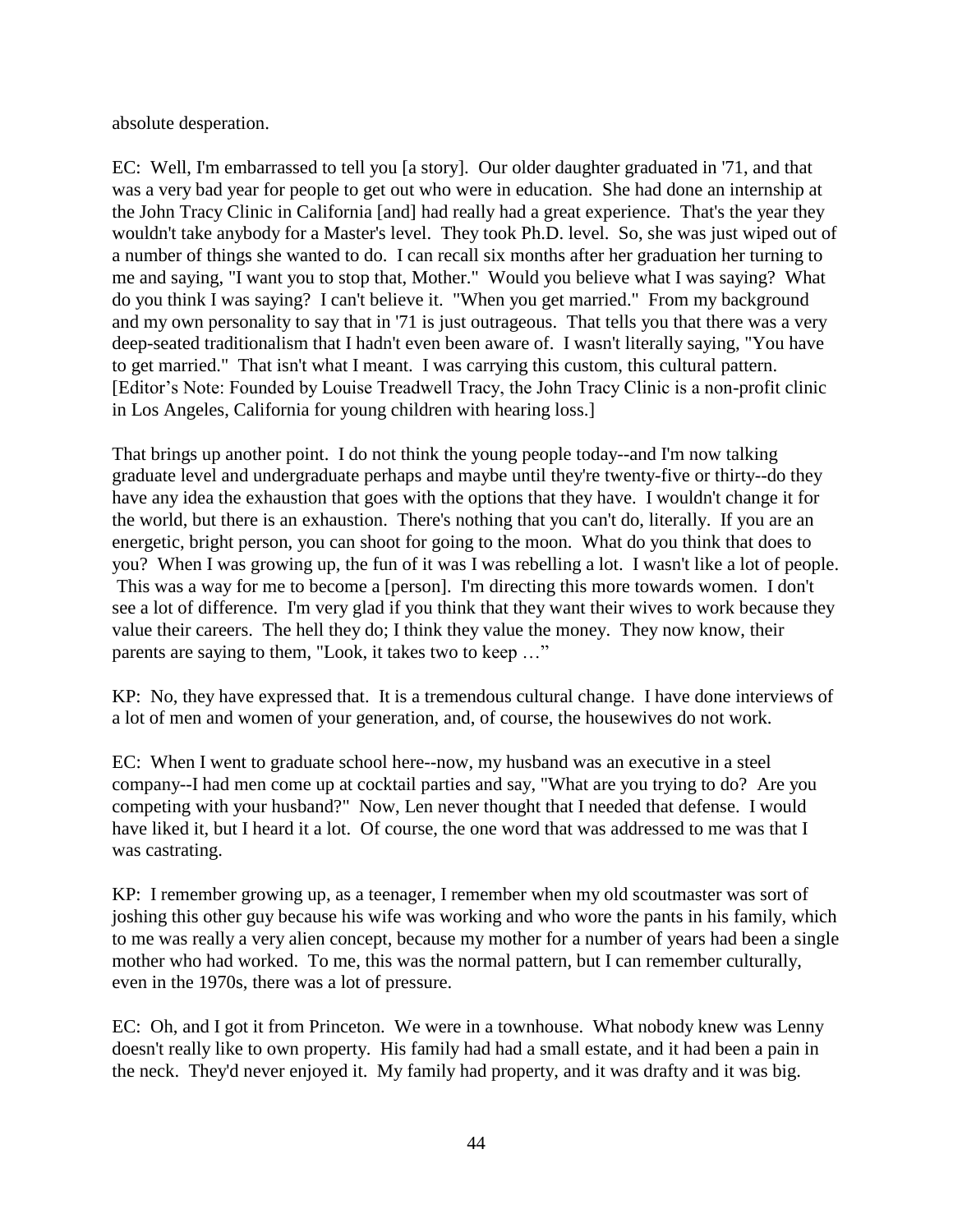absolute desperation.

EC: Well, I'm embarrassed to tell you [a story]. Our older daughter graduated in '71, and that was a very bad year for people to get out who were in education. She had done an internship at the John Tracy Clinic in California [and] had really had a great experience. That's the year they wouldn't take anybody for a Master's level. They took Ph.D. level. So, she was just wiped out of a number of things she wanted to do. I can recall six months after her graduation her turning to me and saying, "I want you to stop that, Mother." Would you believe what I was saying? What do you think I was saying? I can't believe it. "When you get married." From my background and my own personality to say that in '71 is just outrageous. That tells you that there was a very deep-seated traditionalism that I hadn't even been aware of. I wasn't literally saying, "You have to get married." That isn't what I meant. I was carrying this custom, this cultural pattern. [Editor's Note: Founded by Louise Treadwell Tracy, the John Tracy Clinic is a non-profit clinic in Los Angeles, California for young children with hearing loss.]

That brings up another point. I do not think the young people today--and I'm now talking graduate level and undergraduate perhaps and maybe until they're twenty-five or thirty--do they have any idea the exhaustion that goes with the options that they have. I wouldn't change it for the world, but there is an exhaustion. There's nothing that you can't do, literally. If you are an energetic, bright person, you can shoot for going to the moon. What do you think that does to you? When I was growing up, the fun of it was I was rebelling a lot. I wasn't like a lot of people. This was a way for me to become a [person]. I'm directing this more towards women. I don't see a lot of difference. I'm very glad if you think that they want their wives to work because they value their careers. The hell they do; I think they value the money. They now know, their parents are saying to them, "Look, it takes two to keep …"

KP: No, they have expressed that. It is a tremendous cultural change. I have done interviews of a lot of men and women of your generation, and, of course, the housewives do not work.

EC: When I went to graduate school here--now, my husband was an executive in a steel company--I had men come up at cocktail parties and say, "What are you trying to do? Are you competing with your husband?" Now, Len never thought that I needed that defense. I would have liked it, but I heard it a lot. Of course, the one word that was addressed to me was that I was castrating.

KP: I remember growing up, as a teenager, I remember when my old scoutmaster was sort of joshing this other guy because his wife was working and who wore the pants in his family, which to me was really a very alien concept, because my mother for a number of years had been a single mother who had worked. To me, this was the normal pattern, but I can remember culturally, even in the 1970s, there was a lot of pressure.

EC: Oh, and I got it from Princeton. We were in a townhouse. What nobody knew was Lenny doesn't really like to own property. His family had had a small estate, and it had been a pain in the neck. They'd never enjoyed it. My family had property, and it was drafty and it was big.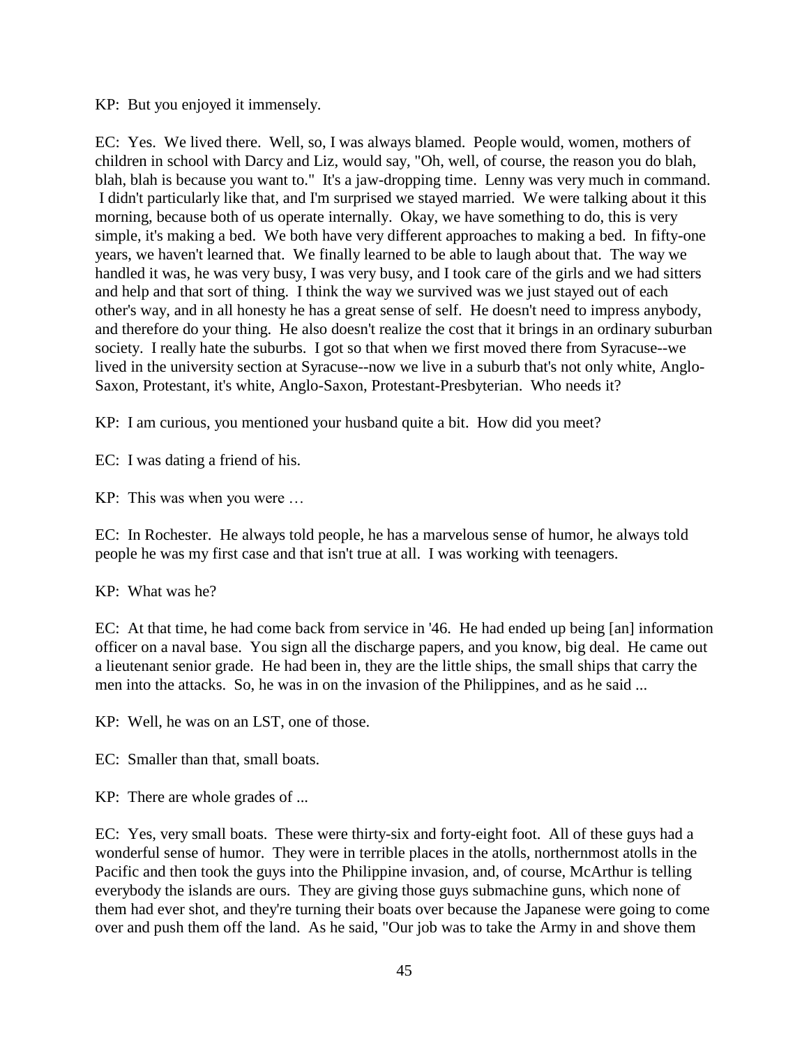KP: But you enjoyed it immensely.

EC: Yes. We lived there. Well, so, I was always blamed. People would, women, mothers of children in school with Darcy and Liz, would say, "Oh, well, of course, the reason you do blah, blah, blah is because you want to." It's a jaw-dropping time. Lenny was very much in command. I didn't particularly like that, and I'm surprised we stayed married. We were talking about it this morning, because both of us operate internally. Okay, we have something to do, this is very simple, it's making a bed. We both have very different approaches to making a bed. In fifty-one years, we haven't learned that. We finally learned to be able to laugh about that. The way we handled it was, he was very busy, I was very busy, and I took care of the girls and we had sitters and help and that sort of thing. I think the way we survived was we just stayed out of each other's way, and in all honesty he has a great sense of self. He doesn't need to impress anybody, and therefore do your thing. He also doesn't realize the cost that it brings in an ordinary suburban society. I really hate the suburbs. I got so that when we first moved there from Syracuse--we lived in the university section at Syracuse--now we live in a suburb that's not only white, Anglo-Saxon, Protestant, it's white, Anglo-Saxon, Protestant-Presbyterian. Who needs it?

KP: I am curious, you mentioned your husband quite a bit. How did you meet?

EC: I was dating a friend of his.

KP: This was when you were …

EC: In Rochester. He always told people, he has a marvelous sense of humor, he always told people he was my first case and that isn't true at all. I was working with teenagers.

KP: What was he?

EC: At that time, he had come back from service in '46. He had ended up being [an] information officer on a naval base. You sign all the discharge papers, and you know, big deal. He came out a lieutenant senior grade. He had been in, they are the little ships, the small ships that carry the men into the attacks. So, he was in on the invasion of the Philippines, and as he said ...

KP: Well, he was on an LST, one of those.

EC: Smaller than that, small boats.

KP: There are whole grades of ...

EC: Yes, very small boats. These were thirty-six and forty-eight foot. All of these guys had a wonderful sense of humor. They were in terrible places in the atolls, northernmost atolls in the Pacific and then took the guys into the Philippine invasion, and, of course, McArthur is telling everybody the islands are ours. They are giving those guys submachine guns, which none of them had ever shot, and they're turning their boats over because the Japanese were going to come over and push them off the land. As he said, "Our job was to take the Army in and shove them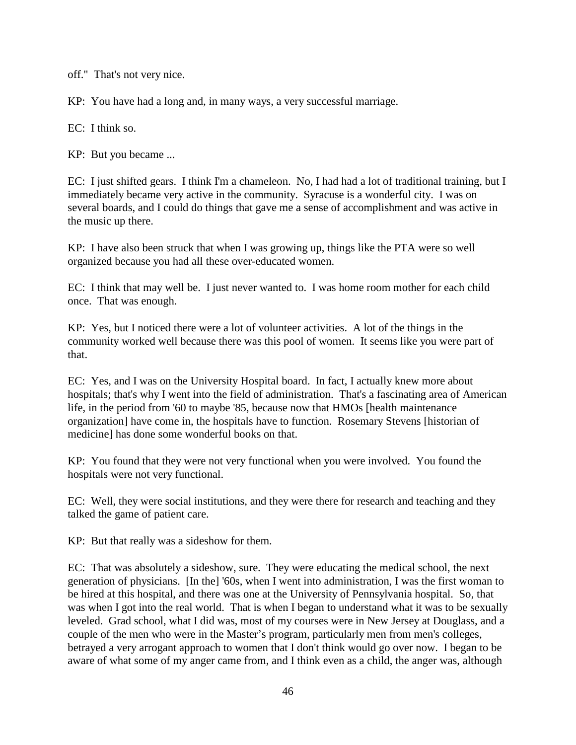off." That's not very nice.

KP: You have had a long and, in many ways, a very successful marriage.

EC: I think so.

KP: But you became ...

EC: I just shifted gears. I think I'm a chameleon. No, I had had a lot of traditional training, but I immediately became very active in the community. Syracuse is a wonderful city. I was on several boards, and I could do things that gave me a sense of accomplishment and was active in the music up there.

KP: I have also been struck that when I was growing up, things like the PTA were so well organized because you had all these over-educated women.

EC: I think that may well be. I just never wanted to. I was home room mother for each child once. That was enough.

KP: Yes, but I noticed there were a lot of volunteer activities. A lot of the things in the community worked well because there was this pool of women. It seems like you were part of that.

EC: Yes, and I was on the University Hospital board. In fact, I actually knew more about hospitals; that's why I went into the field of administration. That's a fascinating area of American life, in the period from '60 to maybe '85, because now that HMOs [health maintenance organization] have come in, the hospitals have to function. Rosemary Stevens [historian of medicine] has done some wonderful books on that.

KP: You found that they were not very functional when you were involved. You found the hospitals were not very functional.

EC: Well, they were social institutions, and they were there for research and teaching and they talked the game of patient care.

KP: But that really was a sideshow for them.

EC: That was absolutely a sideshow, sure. They were educating the medical school, the next generation of physicians. [In the] '60s, when I went into administration, I was the first woman to be hired at this hospital, and there was one at the University of Pennsylvania hospital. So, that was when I got into the real world. That is when I began to understand what it was to be sexually leveled. Grad school, what I did was, most of my courses were in New Jersey at Douglass, and a couple of the men who were in the Master's program, particularly men from men's colleges, betrayed a very arrogant approach to women that I don't think would go over now. I began to be aware of what some of my anger came from, and I think even as a child, the anger was, although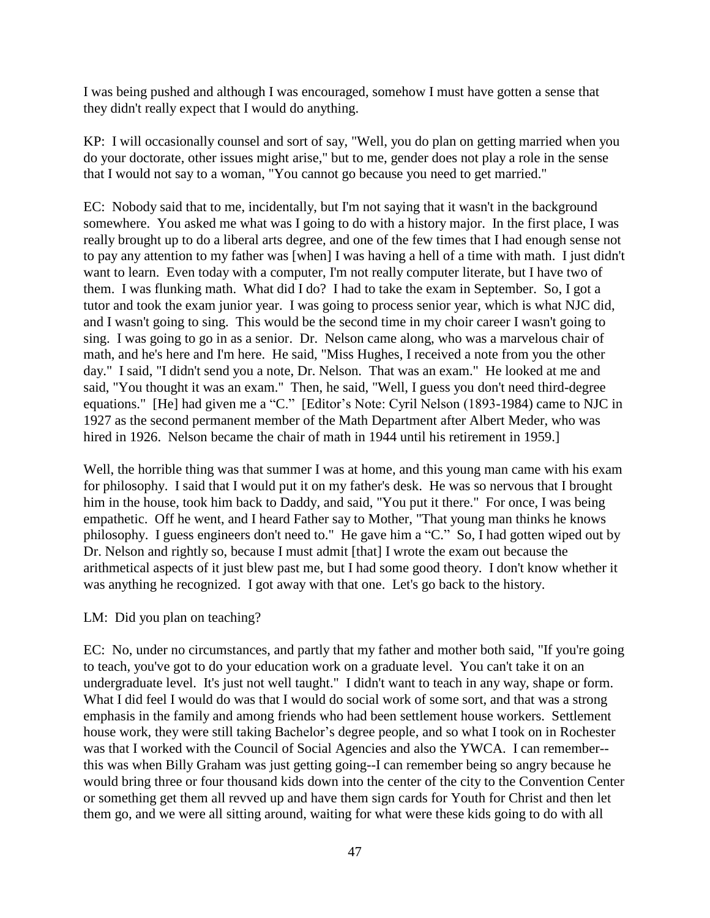I was being pushed and although I was encouraged, somehow I must have gotten a sense that they didn't really expect that I would do anything.

KP: I will occasionally counsel and sort of say, "Well, you do plan on getting married when you do your doctorate, other issues might arise," but to me, gender does not play a role in the sense that I would not say to a woman, "You cannot go because you need to get married."

EC: Nobody said that to me, incidentally, but I'm not saying that it wasn't in the background somewhere. You asked me what was I going to do with a history major. In the first place, I was really brought up to do a liberal arts degree, and one of the few times that I had enough sense not to pay any attention to my father was [when] I was having a hell of a time with math. I just didn't want to learn. Even today with a computer, I'm not really computer literate, but I have two of them. I was flunking math. What did I do? I had to take the exam in September. So, I got a tutor and took the exam junior year. I was going to process senior year, which is what NJC did, and I wasn't going to sing. This would be the second time in my choir career I wasn't going to sing. I was going to go in as a senior. Dr. Nelson came along, who was a marvelous chair of math, and he's here and I'm here. He said, "Miss Hughes, I received a note from you the other day." I said, "I didn't send you a note, Dr. Nelson. That was an exam." He looked at me and said, "You thought it was an exam." Then, he said, "Well, I guess you don't need third-degree equations." [He] had given me a "C." [Editor's Note: Cyril Nelson (1893-1984) came to NJC in 1927 as the second permanent member of the Math Department after Albert Meder, who was hired in 1926. Nelson became the chair of math in 1944 until his retirement in 1959.]

Well, the horrible thing was that summer I was at home, and this young man came with his exam for philosophy. I said that I would put it on my father's desk. He was so nervous that I brought him in the house, took him back to Daddy, and said, "You put it there." For once, I was being empathetic. Off he went, and I heard Father say to Mother, "That young man thinks he knows philosophy. I guess engineers don't need to." He gave him a "C." So, I had gotten wiped out by Dr. Nelson and rightly so, because I must admit [that] I wrote the exam out because the arithmetical aspects of it just blew past me, but I had some good theory. I don't know whether it was anything he recognized. I got away with that one. Let's go back to the history.

LM: Did you plan on teaching?

EC: No, under no circumstances, and partly that my father and mother both said, "If you're going to teach, you've got to do your education work on a graduate level. You can't take it on an undergraduate level. It's just not well taught." I didn't want to teach in any way, shape or form. What I did feel I would do was that I would do social work of some sort, and that was a strong emphasis in the family and among friends who had been settlement house workers. Settlement house work, they were still taking Bachelor's degree people, and so what I took on in Rochester was that I worked with the Council of Social Agencies and also the YWCA. I can remember--this was when Billy Graham was just getting going--I can remember being so angry because he would bring three or four thousand kids down into the center of the city to the Convention Center or something get them all revved up and have them sign cards for Youth for Christ and then let them go, and we were all sitting around, waiting for what were these kids going to do with all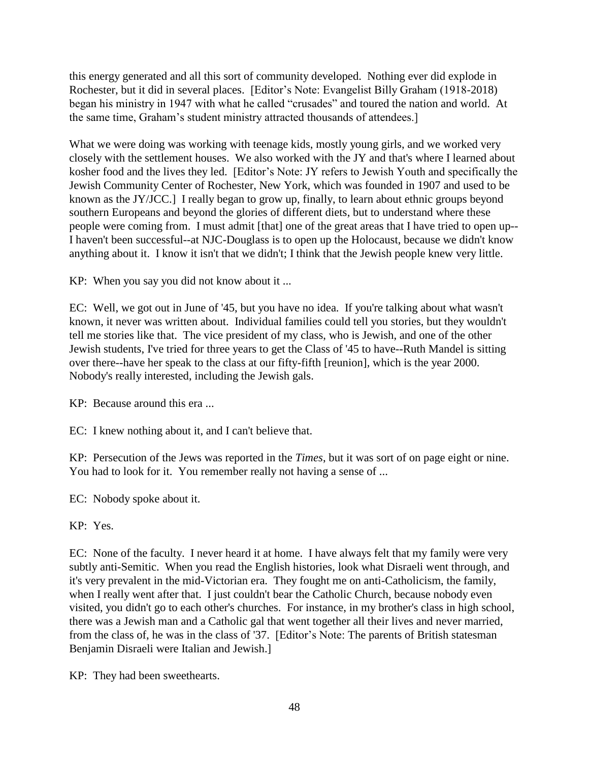this energy generated and all this sort of community developed. Nothing ever did explode in Rochester, but it did in several places. [Editor's Note: Evangelist Billy Graham (1918-2018) began his ministry in 1947 with what he called "crusades" and toured the nation and world. At the same time, Graham's student ministry attracted thousands of attendees.]

What we were doing was working with teenage kids, mostly young girls, and we worked very closely with the settlement houses. We also worked with the JY and that's where I learned about kosher food and the lives they led. [Editor's Note: JY refers to Jewish Youth and specifically the Jewish Community Center of Rochester, New York, which was founded in 1907 and used to be known as the JY/JCC.] I really began to grow up, finally, to learn about ethnic groups beyond southern Europeans and beyond the glories of different diets, but to understand where these people were coming from. I must admit [that] one of the great areas that I have tried to open up--I haven't been successful--at NJC-Douglass is to open up the Holocaust, because we didn't know anything about it. I know it isn't that we didn't; I think that the Jewish people knew very little.

KP: When you say you did not know about it ...

EC: Well, we got out in June of '45, but you have no idea. If you're talking about what wasn't known, it never was written about. Individual families could tell you stories, but they wouldn't tell me stories like that. The vice president of my class, who is Jewish, and one of the other Jewish students, I've tried for three years to get the Class of '45 to have--Ruth Mandel is sitting over there--have her speak to the class at our fifty-fifth [reunion], which is the year 2000. Nobody's really interested, including the Jewish gals.

KP: Because around this era ...

EC: I knew nothing about it, and I can't believe that.

KP: Persecution of the Jews was reported in the *Times*, but it was sort of on page eight or nine. You had to look for it. You remember really not having a sense of ...

EC: Nobody spoke about it.

KP: Yes.

EC: None of the faculty. I never heard it at home. I have always felt that my family were very subtly anti-Semitic. When you read the English histories, look what Disraeli went through, and it's very prevalent in the mid-Victorian era. They fought me on anti-Catholicism, the family, when I really went after that. I just couldn't bear the Catholic Church, because nobody even visited, you didn't go to each other's churches. For instance, in my brother's class in high school, there was a Jewish man and a Catholic gal that went together all their lives and never married, from the class of, he was in the class of '37. [Editor's Note: The parents of British statesman Benjamin Disraeli were Italian and Jewish.]

KP: They had been sweethearts.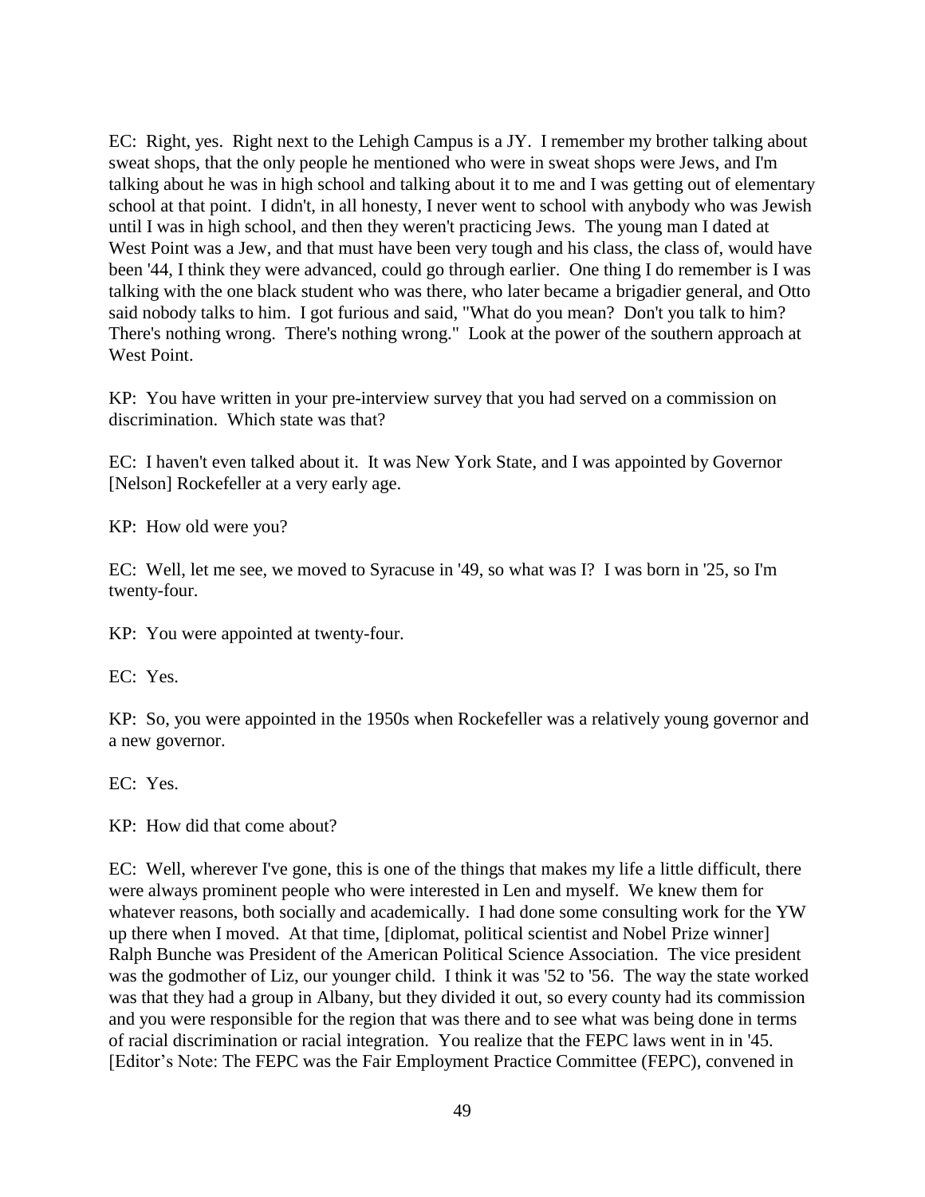EC: Right, yes. Right next to the Lehigh Campus is a JY. I remember my brother talking about sweat shops, that the only people he mentioned who were in sweat shops were Jews, and I'm talking about he was in high school and talking about it to me and I was getting out of elementary school at that point. I didn't, in all honesty, I never went to school with anybody who was Jewish until I was in high school, and then they weren't practicing Jews. The young man I dated at West Point was a Jew, and that must have been very tough and his class, the class of, would have been '44, I think they were advanced, could go through earlier. One thing I do remember is I was talking with the one black student who was there, who later became a brigadier general, and Otto said nobody talks to him. I got furious and said, "What do you mean? Don't you talk to him? There's nothing wrong. There's nothing wrong." Look at the power of the southern approach at West Point.

KP: You have written in your pre-interview survey that you had served on a commission on discrimination. Which state was that?

EC: I haven't even talked about it. It was New York State, and I was appointed by Governor [Nelson] Rockefeller at a very early age.

KP: How old were you?

EC: Well, let me see, we moved to Syracuse in '49, so what was I? I was born in '25, so I'm twenty-four.

KP: You were appointed at twenty-four.

EC: Yes.

KP: So, you were appointed in the 1950s when Rockefeller was a relatively young governor and a new governor.

EC: Yes.

KP: How did that come about?

EC: Well, wherever I've gone, this is one of the things that makes my life a little difficult, there were always prominent people who were interested in Len and myself. We knew them for whatever reasons, both socially and academically. I had done some consulting work for the YW up there when I moved. At that time, [diplomat, political scientist and Nobel Prize winner] Ralph Bunche was President of the American Political Science Association. The vice president was the godmother of Liz, our younger child. I think it was '52 to '56. The way the state worked was that they had a group in Albany, but they divided it out, so every county had its commission and you were responsible for the region that was there and to see what was being done in terms of racial discrimination or racial integration. You realize that the FEPC laws went in in '45. [Editor's Note: The FEPC was the Fair Employment Practice Committee (FEPC), convened in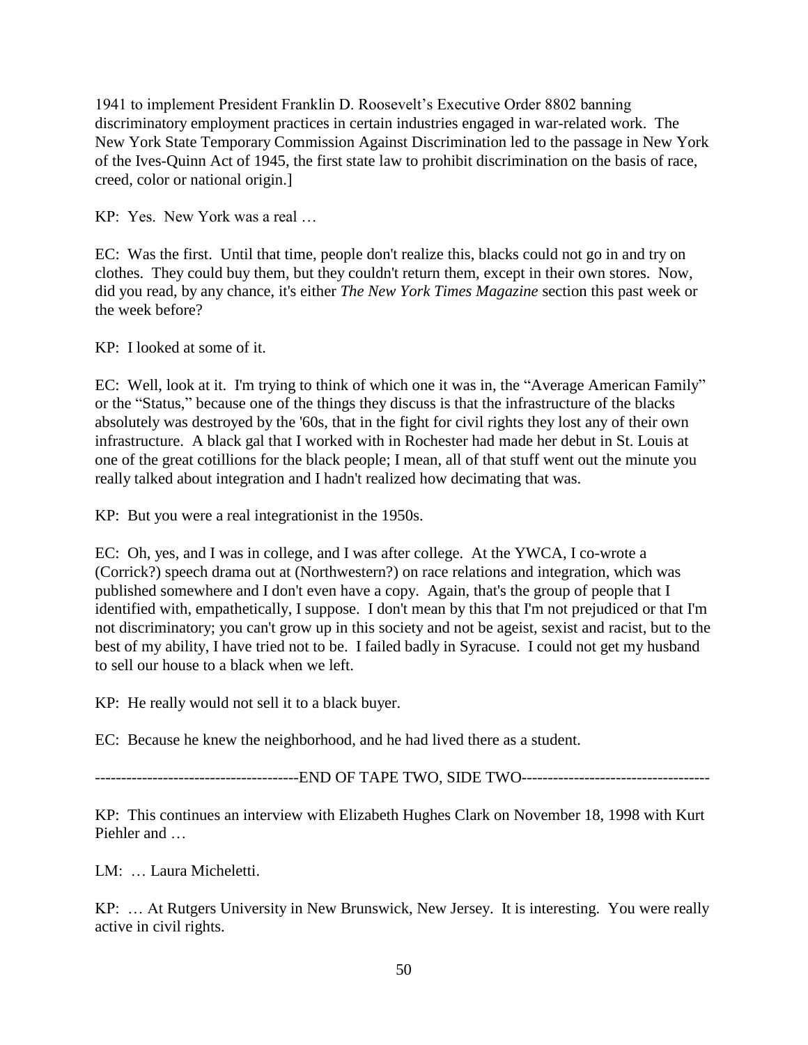1941 to implement President Franklin D. Roosevelt's Executive Order 8802 banning discriminatory employment practices in certain industries engaged in war-related work. The New York State Temporary Commission Against Discrimination led to the passage in New York of the Ives-Quinn Act of 1945, the first state law to prohibit discrimination on the basis of race, creed, color or national origin.]

KP: Yes. New York was a real …

EC: Was the first. Until that time, people don't realize this, blacks could not go in and try on clothes. They could buy them, but they couldn't return them, except in their own stores. Now, did you read, by any chance, it's either *The New York Times Magazine* section this past week or the week before?

KP: I looked at some of it.

EC: Well, look at it. I'm trying to think of which one it was in, the "Average American Family" or the "Status," because one of the things they discuss is that the infrastructure of the blacks absolutely was destroyed by the '60s, that in the fight for civil rights they lost any of their own infrastructure. A black gal that I worked with in Rochester had made her debut in St. Louis at one of the great cotillions for the black people; I mean, all of that stuff went out the minute you really talked about integration and I hadn't realized how decimating that was.

KP: But you were a real integrationist in the 1950s.

EC: Oh, yes, and I was in college, and I was after college. At the YWCA, I co-wrote a (Corrick?) speech drama out at (Northwestern?) on race relations and integration, which was published somewhere and I don't even have a copy. Again, that's the group of people that I identified with, empathetically, I suppose. I don't mean by this that I'm not prejudiced or that I'm not discriminatory; you can't grow up in this society and not be ageist, sexist and racist, but to the best of my ability, I have tried not to be. I failed badly in Syracuse. I could not get my husband to sell our house to a black when we left.

KP: He really would not sell it to a black buyer.

EC: Because he knew the neighborhood, and he had lived there as a student.

--------------------------------------END OF TAPE TWO, SIDE TWO-----------------------------------

KP: This continues an interview with Elizabeth Hughes Clark on November 18, 1998 with Kurt Piehler and …

LM: … Laura Micheletti.

KP: … At Rutgers University in New Brunswick, New Jersey. It is interesting. You were really active in civil rights.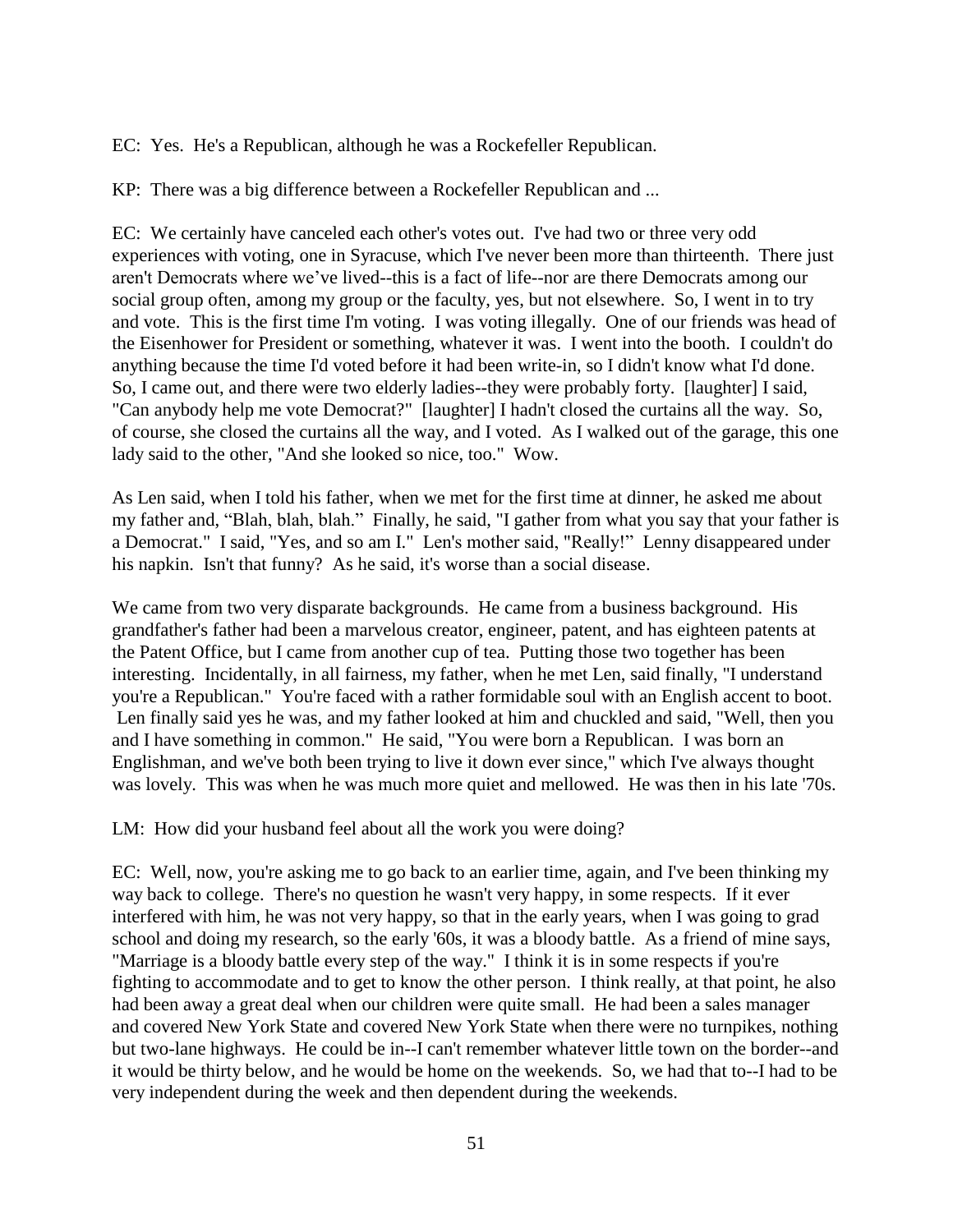EC: Yes. He's a Republican, although he was a Rockefeller Republican.

KP: There was a big difference between a Rockefeller Republican and ...

EC: We certainly have canceled each other's votes out. I've had two or three very odd experiences with voting, one in Syracuse, which I've never been more than thirteenth. There just aren't Democrats where we've lived--this is a fact of life--nor are there Democrats among our social group often, among my group or the faculty, yes, but not elsewhere. So, I went in to try and vote. This is the first time I'm voting. I was voting illegally. One of our friends was head of the Eisenhower for President or something, whatever it was. I went into the booth. I couldn't do anything because the time I'd voted before it had been write-in, so I didn't know what I'd done. So, I came out, and there were two elderly ladies--they were probably forty. [laughter] I said, "Can anybody help me vote Democrat?" [laughter] I hadn't closed the curtains all the way. So, of course, she closed the curtains all the way, and I voted. As I walked out of the garage, this one lady said to the other, "And she looked so nice, too." Wow.

As Len said, when I told his father, when we met for the first time at dinner, he asked me about my father and, "Blah, blah, blah." Finally, he said, "I gather from what you say that your father is a Democrat." I said, "Yes, and so am I." Len's mother said, "Really!" Lenny disappeared under his napkin. Isn't that funny? As he said, it's worse than a social disease.

We came from two very disparate backgrounds. He came from a business background. His grandfather's father had been a marvelous creator, engineer, patent, and has eighteen patents at the Patent Office, but I came from another cup of tea. Putting those two together has been interesting. Incidentally, in all fairness, my father, when he met Len, said finally, "I understand you're a Republican." You're faced with a rather formidable soul with an English accent to boot. Len finally said yes he was, and my father looked at him and chuckled and said, "Well, then you and I have something in common." He said, "You were born a Republican. I was born an Englishman, and we've both been trying to live it down ever since," which I've always thought was lovely. This was when he was much more quiet and mellowed. He was then in his late '70s.

LM: How did your husband feel about all the work you were doing?

EC: Well, now, you're asking me to go back to an earlier time, again, and I've been thinking my way back to college. There's no question he wasn't very happy, in some respects. If it ever interfered with him, he was not very happy, so that in the early years, when I was going to grad school and doing my research, so the early '60s, it was a bloody battle. As a friend of mine says, "Marriage is a bloody battle every step of the way." I think it is in some respects if you're fighting to accommodate and to get to know the other person. I think really, at that point, he also had been away a great deal when our children were quite small. He had been a sales manager and covered New York State and covered New York State when there were no turnpikes, nothing but two-lane highways. He could be in--I can't remember whatever little town on the border--and it would be thirty below, and he would be home on the weekends. So, we had that to--I had to be very independent during the week and then dependent during the weekends.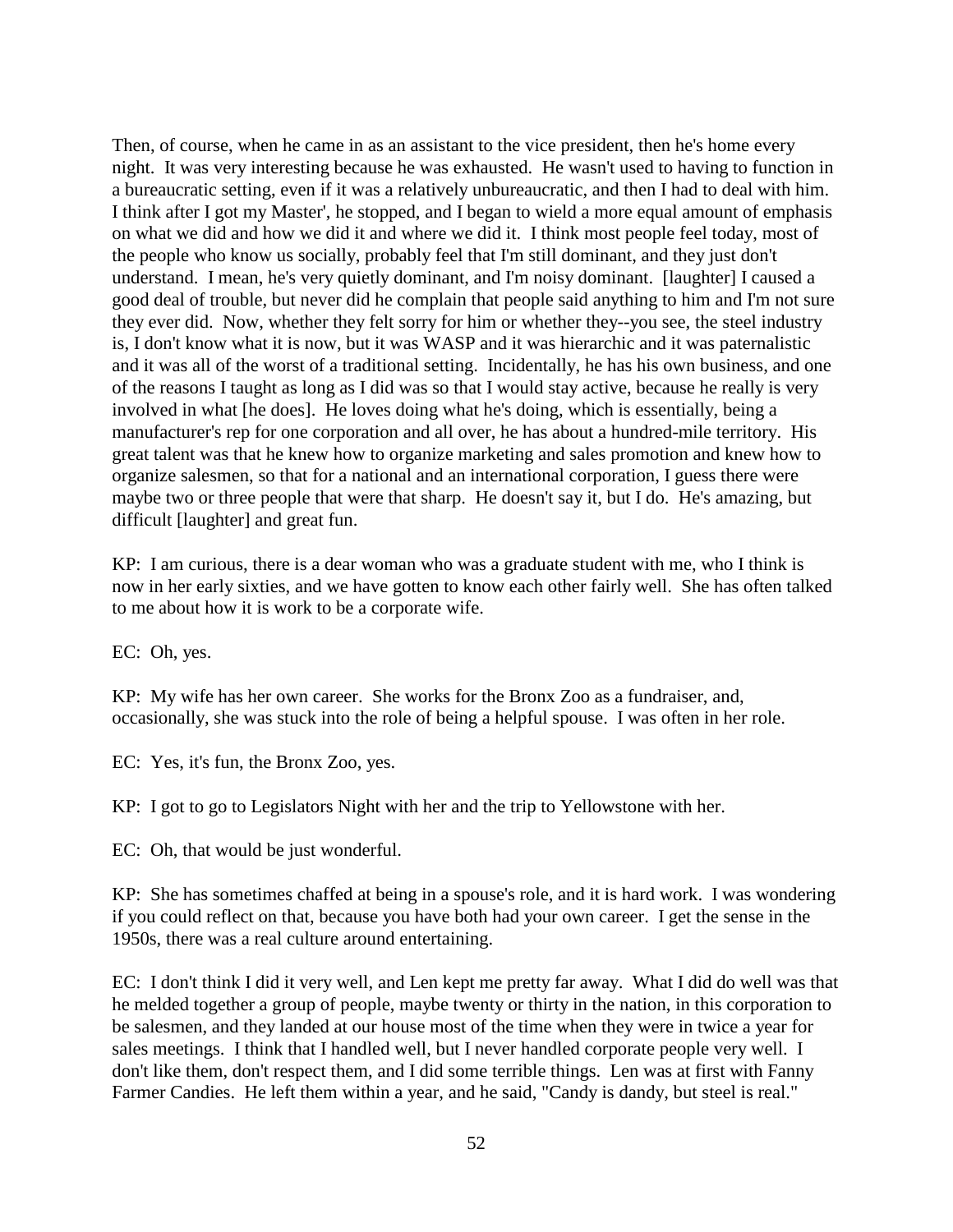Then, of course, when he came in as an assistant to the vice president, then he's home every night. It was very interesting because he was exhausted. He wasn't used to having to function in a bureaucratic setting, even if it was a relatively unbureaucratic, and then I had to deal with him. I think after I got my Master', he stopped, and I began to wield a more equal amount of emphasis on what we did and how we did it and where we did it. I think most people feel today, most of the people who know us socially, probably feel that I'm still dominant, and they just don't understand. I mean, he's very quietly dominant, and I'm noisy dominant. [laughter] I caused a good deal of trouble, but never did he complain that people said anything to him and I'm not sure they ever did. Now, whether they felt sorry for him or whether they--you see, the steel industry is, I don't know what it is now, but it was WASP and it was hierarchic and it was paternalistic and it was all of the worst of a traditional setting. Incidentally, he has his own business, and one of the reasons I taught as long as I did was so that I would stay active, because he really is very involved in what [he does]. He loves doing what he's doing, which is essentially, being a manufacturer's rep for one corporation and all over, he has about a hundred-mile territory. His great talent was that he knew how to organize marketing and sales promotion and knew how to organize salesmen, so that for a national and an international corporation, I guess there were maybe two or three people that were that sharp. He doesn't say it, but I do. He's amazing, but difficult [laughter] and great fun.

KP: I am curious, there is a dear woman who was a graduate student with me, who I think is now in her early sixties, and we have gotten to know each other fairly well. She has often talked to me about how it is work to be a corporate wife.

EC: Oh, yes.

KP: My wife has her own career. She works for the Bronx Zoo as a fundraiser, and, occasionally, she was stuck into the role of being a helpful spouse. I was often in her role.

EC: Yes, it's fun, the Bronx Zoo, yes.

KP: I got to go to Legislators Night with her and the trip to Yellowstone with her.

EC: Oh, that would be just wonderful.

KP: She has sometimes chaffed at being in a spouse's role, and it is hard work. I was wondering if you could reflect on that, because you have both had your own career. I get the sense in the 1950s, there was a real culture around entertaining.

EC: I don't think I did it very well, and Len kept me pretty far away. What I did do well was that he melded together a group of people, maybe twenty or thirty in the nation, in this corporation to be salesmen, and they landed at our house most of the time when they were in twice a year for sales meetings. I think that I handled well, but I never handled corporate people very well. I don't like them, don't respect them, and I did some terrible things. Len was at first with Fanny Farmer Candies. He left them within a year, and he said, "Candy is dandy, but steel is real."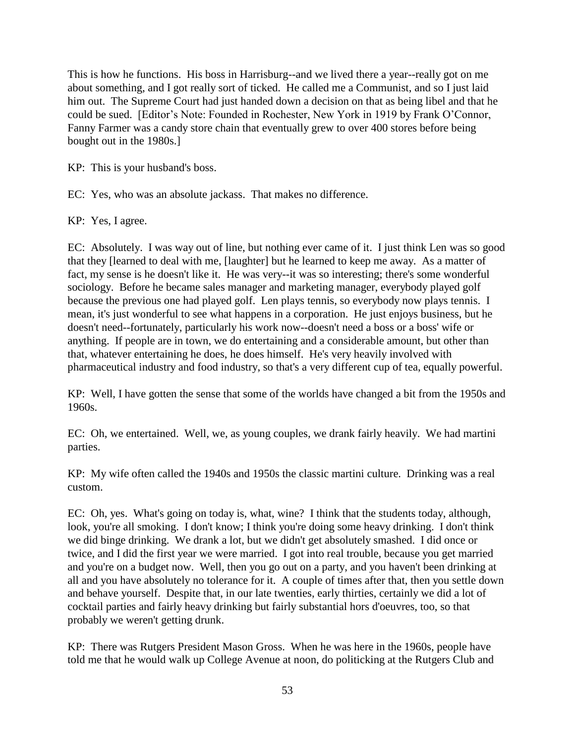This is how he functions. His boss in Harrisburg--and we lived there a year--really got on me about something, and I got really sort of ticked. He called me a Communist, and so I just laid him out. The Supreme Court had just handed down a decision on that as being libel and that he could be sued. [Editor's Note: Founded in Rochester, New York in 1919 by Frank O'Connor, Fanny Farmer was a candy store chain that eventually grew to over 400 stores before being bought out in the 1980s.]

KP: This is your husband's boss.

EC: Yes, who was an absolute jackass. That makes no difference.

KP: Yes, I agree.

EC: Absolutely. I was way out of line, but nothing ever came of it. I just think Len was so good that they [learned to deal with me, [laughter] but he learned to keep me away. As a matter of fact, my sense is he doesn't like it. He was very--it was so interesting; there's some wonderful sociology. Before he became sales manager and marketing manager, everybody played golf because the previous one had played golf. Len plays tennis, so everybody now plays tennis. I mean, it's just wonderful to see what happens in a corporation. He just enjoys business, but he doesn't need--fortunately, particularly his work now--doesn't need a boss or a boss' wife or anything. If people are in town, we do entertaining and a considerable amount, but other than that, whatever entertaining he does, he does himself. He's very heavily involved with pharmaceutical industry and food industry, so that's a very different cup of tea, equally powerful.

KP: Well, I have gotten the sense that some of the worlds have changed a bit from the 1950s and 1960s.

EC: Oh, we entertained. Well, we, as young couples, we drank fairly heavily. We had martini parties.

KP: My wife often called the 1940s and 1950s the classic martini culture. Drinking was a real custom.

EC: Oh, yes. What's going on today is, what, wine? I think that the students today, although, look, you're all smoking. I don't know; I think you're doing some heavy drinking. I don't think we did binge drinking. We drank a lot, but we didn't get absolutely smashed. I did once or twice, and I did the first year we were married. I got into real trouble, because you get married and you're on a budget now. Well, then you go out on a party, and you haven't been drinking at all and you have absolutely no tolerance for it. A couple of times after that, then you settle down and behave yourself. Despite that, in our late twenties, early thirties, certainly we did a lot of cocktail parties and fairly heavy drinking but fairly substantial hors d'oeuvres, too, so that probably we weren't getting drunk.

KP: There was Rutgers President Mason Gross. When he was here in the 1960s, people have told me that he would walk up College Avenue at noon, do politicking at the Rutgers Club and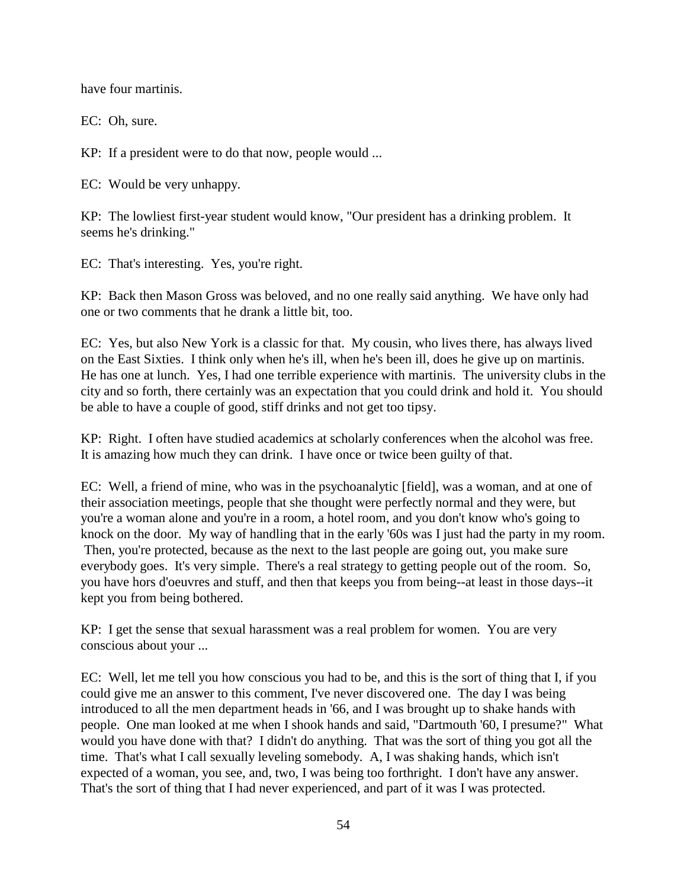have four martinis.

EC: Oh, sure.

KP: If a president were to do that now, people would ...

EC: Would be very unhappy.

KP: The lowliest first-year student would know, "Our president has a drinking problem. It seems he's drinking."

EC: That's interesting. Yes, you're right.

KP: Back then Mason Gross was beloved, and no one really said anything. We have only had one or two comments that he drank a little bit, too.

EC: Yes, but also New York is a classic for that. My cousin, who lives there, has always lived on the East Sixties. I think only when he's ill, when he's been ill, does he give up on martinis. He has one at lunch. Yes, I had one terrible experience with martinis. The university clubs in the city and so forth, there certainly was an expectation that you could drink and hold it. You should be able to have a couple of good, stiff drinks and not get too tipsy.

KP: Right. I often have studied academics at scholarly conferences when the alcohol was free. It is amazing how much they can drink. I have once or twice been guilty of that.

EC: Well, a friend of mine, who was in the psychoanalytic [field], was a woman, and at one of their association meetings, people that she thought were perfectly normal and they were, but you're a woman alone and you're in a room, a hotel room, and you don't know who's going to knock on the door. My way of handling that in the early '60s was I just had the party in my room. Then, you're protected, because as the next to the last people are going out, you make sure everybody goes. It's very simple. There's a real strategy to getting people out of the room. So, you have hors d'oeuvres and stuff, and then that keeps you from being--at least in those days--it kept you from being bothered.

KP: I get the sense that sexual harassment was a real problem for women. You are very conscious about your ...

EC: Well, let me tell you how conscious you had to be, and this is the sort of thing that I, if you could give me an answer to this comment, I've never discovered one. The day I was being introduced to all the men department heads in '66, and I was brought up to shake hands with people. One man looked at me when I shook hands and said, "Dartmouth '60, I presume?" What would you have done with that? I didn't do anything. That was the sort of thing you got all the time. That's what I call sexually leveling somebody. A, I was shaking hands, which isn't expected of a woman, you see, and, two, I was being too forthright. I don't have any answer. That's the sort of thing that I had never experienced, and part of it was I was protected.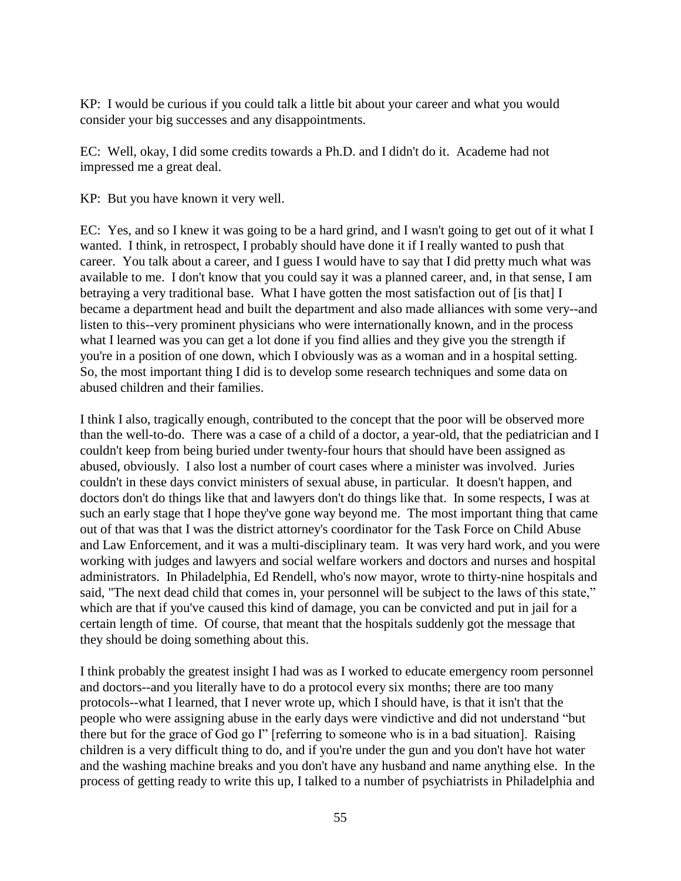KP: I would be curious if you could talk a little bit about your career and what you would consider your big successes and any disappointments.

EC: Well, okay, I did some credits towards a Ph.D. and I didn't do it. Academe had not impressed me a great deal.

KP: But you have known it very well.

EC: Yes, and so I knew it was going to be a hard grind, and I wasn't going to get out of it what I wanted. I think, in retrospect, I probably should have done it if I really wanted to push that career. You talk about a career, and I guess I would have to say that I did pretty much what was available to me. I don't know that you could say it was a planned career, and, in that sense, I am betraying a very traditional base. What I have gotten the most satisfaction out of [is that] I became a department head and built the department and also made alliances with some very--and listen to this--very prominent physicians who were internationally known, and in the process what I learned was you can get a lot done if you find allies and they give you the strength if you're in a position of one down, which I obviously was as a woman and in a hospital setting. So, the most important thing I did is to develop some research techniques and some data on abused children and their families.

I think I also, tragically enough, contributed to the concept that the poor will be observed more than the well-to-do. There was a case of a child of a doctor, a year-old, that the pediatrician and I couldn't keep from being buried under twenty-four hours that should have been assigned as abused, obviously. I also lost a number of court cases where a minister was involved. Juries couldn't in these days convict ministers of sexual abuse, in particular. It doesn't happen, and doctors don't do things like that and lawyers don't do things like that. In some respects, I was at such an early stage that I hope they've gone way beyond me. The most important thing that came out of that was that I was the district attorney's coordinator for the Task Force on Child Abuse and Law Enforcement, and it was a multi-disciplinary team. It was very hard work, and you were working with judges and lawyers and social welfare workers and doctors and nurses and hospital administrators. In Philadelphia, Ed Rendell, who's now mayor, wrote to thirty-nine hospitals and said, "The next dead child that comes in, your personnel will be subject to the laws of this state," which are that if you've caused this kind of damage, you can be convicted and put in jail for a certain length of time. Of course, that meant that the hospitals suddenly got the message that they should be doing something about this.

I think probably the greatest insight I had was as I worked to educate emergency room personnel and doctors--and you literally have to do a protocol every six months; there are too many protocols--what I learned, that I never wrote up, which I should have, is that it isn't that the people who were assigning abuse in the early days were vindictive and did not understand "but there but for the grace of God go I" [referring to someone who is in a bad situation]. Raising children is a very difficult thing to do, and if you're under the gun and you don't have hot water and the washing machine breaks and you don't have any husband and name anything else. In the process of getting ready to write this up, I talked to a number of psychiatrists in Philadelphia and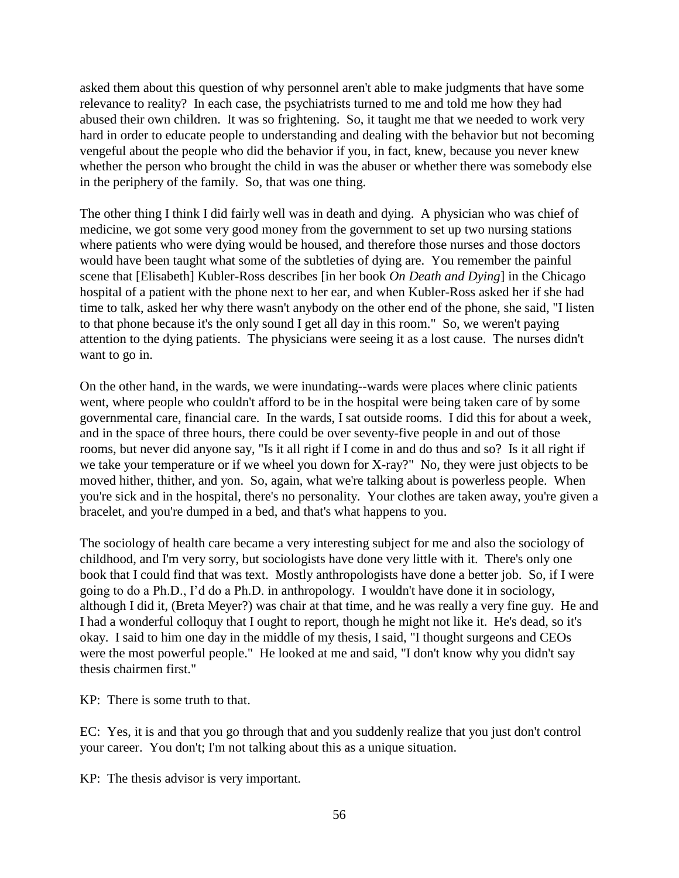asked them about this question of why personnel aren't able to make judgments that have some relevance to reality? In each case, the psychiatrists turned to me and told me how they had abused their own children. It was so frightening. So, it taught me that we needed to work very hard in order to educate people to understanding and dealing with the behavior but not becoming vengeful about the people who did the behavior if you, in fact, knew, because you never knew whether the person who brought the child in was the abuser or whether there was somebody else in the periphery of the family. So, that was one thing.

The other thing I think I did fairly well was in death and dying. A physician who was chief of medicine, we got some very good money from the government to set up two nursing stations where patients who were dying would be housed, and therefore those nurses and those doctors would have been taught what some of the subtleties of dying are. You remember the painful scene that [Elisabeth] Kubler-Ross describes [in her book *On Death and Dying*] in the Chicago hospital of a patient with the phone next to her ear, and when Kubler-Ross asked her if she had time to talk, asked her why there wasn't anybody on the other end of the phone, she said, "I listen to that phone because it's the only sound I get all day in this room." So, we weren't paying attention to the dying patients. The physicians were seeing it as a lost cause. The nurses didn't want to go in.

On the other hand, in the wards, we were inundating--wards were places where clinic patients went, where people who couldn't afford to be in the hospital were being taken care of by some governmental care, financial care. In the wards, I sat outside rooms. I did this for about a week, and in the space of three hours, there could be over seventy-five people in and out of those rooms, but never did anyone say, "Is it all right if I come in and do thus and so? Is it all right if we take your temperature or if we wheel you down for X-ray?" No, they were just objects to be moved hither, thither, and yon. So, again, what we're talking about is powerless people. When you're sick and in the hospital, there's no personality. Your clothes are taken away, you're given a bracelet, and you're dumped in a bed, and that's what happens to you.

The sociology of health care became a very interesting subject for me and also the sociology of childhood, and I'm very sorry, but sociologists have done very little with it. There's only one book that I could find that was text. Mostly anthropologists have done a better job. So, if I were going to do a Ph.D., I'd do a Ph.D. in anthropology. I wouldn't have done it in sociology, although I did it, (Breta Meyer?) was chair at that time, and he was really a very fine guy. He and I had a wonderful colloquy that I ought to report, though he might not like it. He's dead, so it's okay. I said to him one day in the middle of my thesis, I said, "I thought surgeons and CEOs were the most powerful people." He looked at me and said, "I don't know why you didn't say thesis chairmen first."

KP: There is some truth to that.

EC: Yes, it is and that you go through that and you suddenly realize that you just don't control your career. You don't; I'm not talking about this as a unique situation.

KP: The thesis advisor is very important.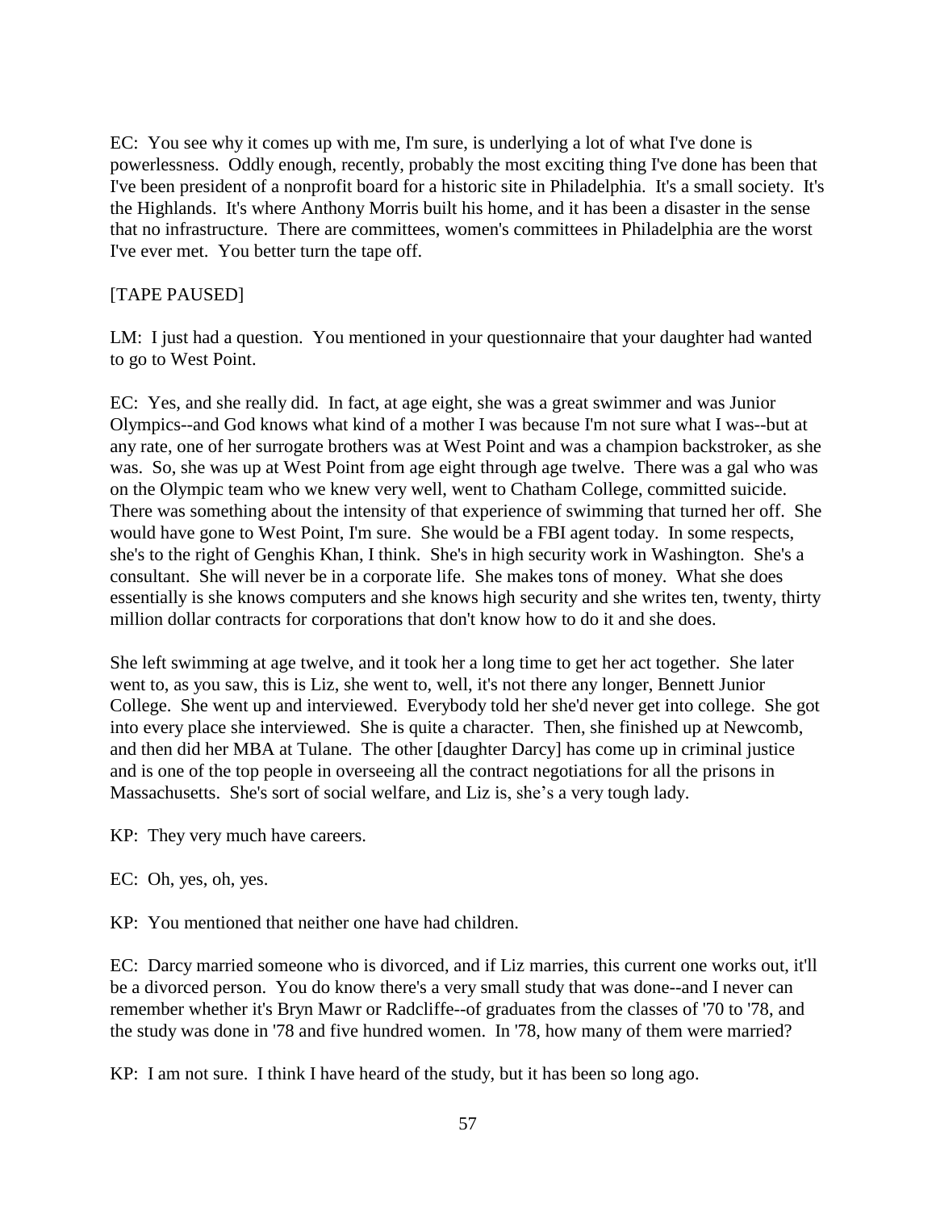EC: You see why it comes up with me, I'm sure, is underlying a lot of what I've done is powerlessness. Oddly enough, recently, probably the most exciting thing I've done has been that I've been president of a nonprofit board for a historic site in Philadelphia. It's a small society. It's the Highlands. It's where Anthony Morris built his home, and it has been a disaster in the sense that no infrastructure. There are committees, women's committees in Philadelphia are the worst I've ever met. You better turn the tape off.

[TAPE PAUSED]

LM: I just had a question. You mentioned in your questionnaire that your daughter had wanted to go to West Point.

EC: Yes, and she really did. In fact, at age eight, she was a great swimmer and was Junior Olympics--and God knows what kind of a mother I was because I'm not sure what I was--but at any rate, one of her surrogate brothers was at West Point and was a champion backstroker, as she was. So, she was up at West Point from age eight through age twelve. There was a gal who was on the Olympic team who we knew very well, went to Chatham College, committed suicide. There was something about the intensity of that experience of swimming that turned her off. She would have gone to West Point, I'm sure. She would be a FBI agent today. In some respects, she's to the right of Genghis Khan, I think. She's in high security work in Washington. She's a consultant. She will never be in a corporate life. She makes tons of money. What she does essentially is she knows computers and she knows high security and she writes ten, twenty, thirty million dollar contracts for corporations that don't know how to do it and she does.

She left swimming at age twelve, and it took her a long time to get her act together. She later went to, as you saw, this is Liz, she went to, well, it's not there any longer, Bennett Junior College. She went up and interviewed. Everybody told her she'd never get into college. She got into every place she interviewed. She is quite a character. Then, she finished up at Newcomb, and then did her MBA at Tulane. The other [daughter Darcy] has come up in criminal justice and is one of the top people in overseeing all the contract negotiations for all the prisons in Massachusetts. She's sort of social welfare, and Liz is, she's a very tough lady.

KP: They very much have careers.

EC: Oh, yes, oh, yes.

KP: You mentioned that neither one have had children.

EC: Darcy married someone who is divorced, and if Liz marries, this current one works out, it'll be a divorced person. You do know there's a very small study that was done--and I never can remember whether it's Bryn Mawr or Radcliffe--of graduates from the classes of '70 to '78, and the study was done in '78 and five hundred women. In '78, how many of them were married?

KP: I am not sure. I think I have heard of the study, but it has been so long ago.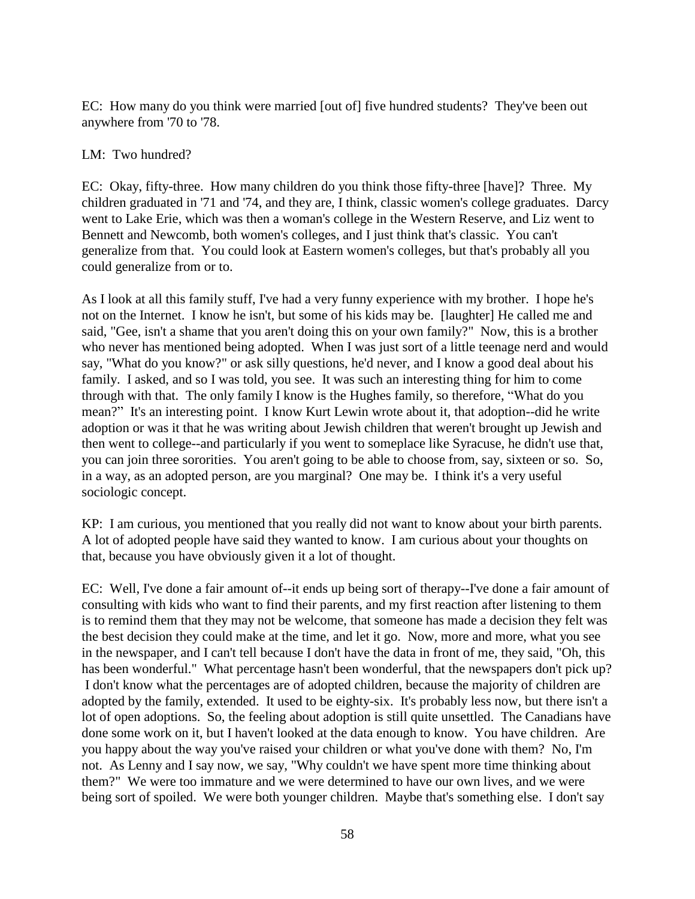EC: How many do you think were married [out of] five hundred students? They've been out anywhere from '70 to '78.

LM: Two hundred?

EC: Okay, fifty-three. How many children do you think those fifty-three [have]? Three. My children graduated in '71 and '74, and they are, I think, classic women's college graduates. Darcy went to Lake Erie, which was then a woman's college in the Western Reserve, and Liz went to Bennett and Newcomb, both women's colleges, and I just think that's classic. You can't generalize from that. You could look at Eastern women's colleges, but that's probably all you could generalize from or to.

As I look at all this family stuff, I've had a very funny experience with my brother. I hope he's not on the Internet. I know he isn't, but some of his kids may be. [laughter] He called me and said, "Gee, isn't a shame that you aren't doing this on your own family?" Now, this is a brother who never has mentioned being adopted. When I was just sort of a little teenage nerd and would say, "What do you know?" or ask silly questions, he'd never, and I know a good deal about his family. I asked, and so I was told, you see. It was such an interesting thing for him to come through with that. The only family I know is the Hughes family, so therefore, "What do you mean?" It's an interesting point. I know Kurt Lewin wrote about it, that adoption--did he write adoption or was it that he was writing about Jewish children that weren't brought up Jewish and then went to college--and particularly if you went to someplace like Syracuse, he didn't use that, you can join three sororities. You aren't going to be able to choose from, say, sixteen or so. So, in a way, as an adopted person, are you marginal? One may be. I think it's a very useful sociologic concept.

KP: I am curious, you mentioned that you really did not want to know about your birth parents. A lot of adopted people have said they wanted to know. I am curious about your thoughts on that, because you have obviously given it a lot of thought.

EC: Well, I've done a fair amount of--it ends up being sort of therapy--I've done a fair amount of consulting with kids who want to find their parents, and my first reaction after listening to them is to remind them that they may not be welcome, that someone has made a decision they felt was the best decision they could make at the time, and let it go. Now, more and more, what you see in the newspaper, and I can't tell because I don't have the data in front of me, they said, "Oh, this has been wonderful." What percentage hasn't been wonderful, that the newspapers don't pick up? I don't know what the percentages are of adopted children, because the majority of children are adopted by the family, extended. It used to be eighty-six. It's probably less now, but there isn't a lot of open adoptions. So, the feeling about adoption is still quite unsettled. The Canadians have done some work on it, but I haven't looked at the data enough to know. You have children. Are you happy about the way you've raised your children or what you've done with them? No, I'm not. As Lenny and I say now, we say, "Why couldn't we have spent more time thinking about them?" We were too immature and we were determined to have our own lives, and we were being sort of spoiled. We were both younger children. Maybe that's something else. I don't say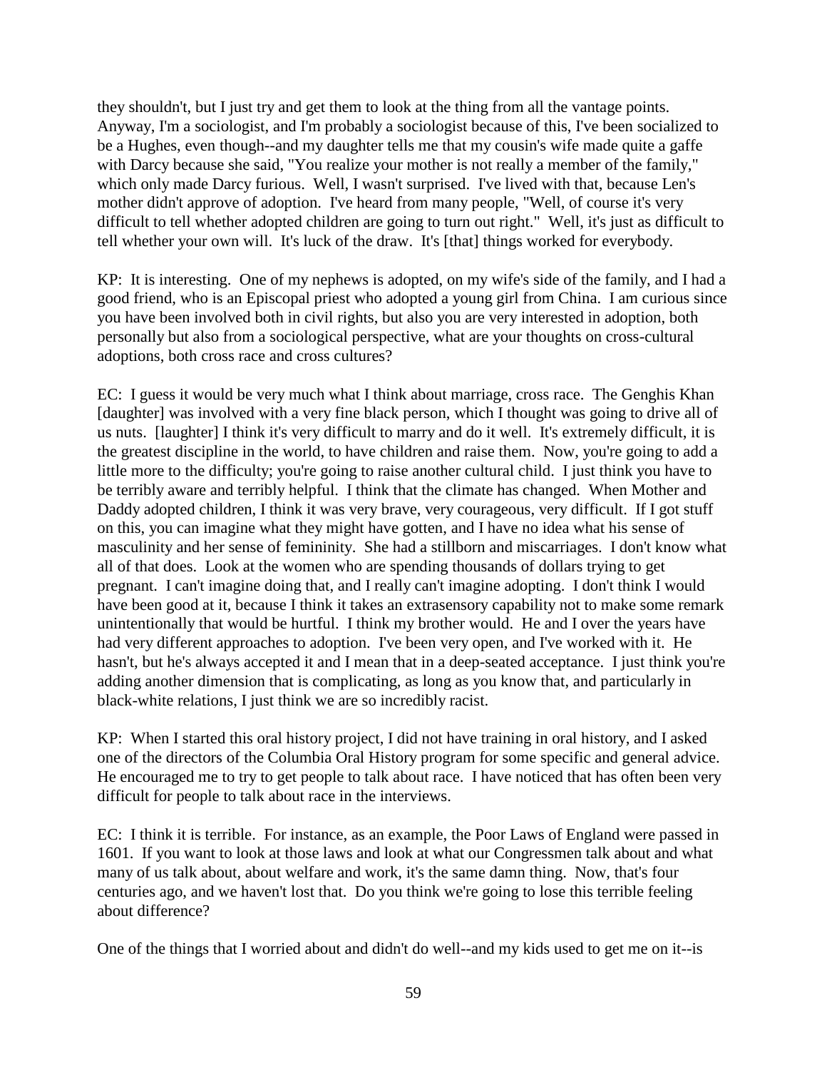they shouldn't, but I just try and get them to look at the thing from all the vantage points. Anyway, I'm a sociologist, and I'm probably a sociologist because of this, I've been socialized to be a Hughes, even though--and my daughter tells me that my cousin's wife made quite a gaffe with Darcy because she said, "You realize your mother is not really a member of the family," which only made Darcy furious. Well, I wasn't surprised. I've lived with that, because Len's mother didn't approve of adoption. I've heard from many people, "Well, of course it's very difficult to tell whether adopted children are going to turn out right." Well, it's just as difficult to tell whether your own will. It's luck of the draw. It's [that] things worked for everybody.

KP: It is interesting. One of my nephews is adopted, on my wife's side of the family, and I had a good friend, who is an Episcopal priest who adopted a young girl from China. I am curious since you have been involved both in civil rights, but also you are very interested in adoption, both personally but also from a sociological perspective, what are your thoughts on cross-cultural adoptions, both cross race and cross cultures?

EC: I guess it would be very much what I think about marriage, cross race. The Genghis Khan [daughter] was involved with a very fine black person, which I thought was going to drive all of us nuts. [laughter] I think it's very difficult to marry and do it well. It's extremely difficult, it is the greatest discipline in the world, to have children and raise them. Now, you're going to add a little more to the difficulty; you're going to raise another cultural child. I just think you have to be terribly aware and terribly helpful. I think that the climate has changed. When Mother and Daddy adopted children, I think it was very brave, very courageous, very difficult. If I got stuff on this, you can imagine what they might have gotten, and I have no idea what his sense of masculinity and her sense of femininity. She had a stillborn and miscarriages. I don't know what all of that does. Look at the women who are spending thousands of dollars trying to get pregnant. I can't imagine doing that, and I really can't imagine adopting. I don't think I would have been good at it, because I think it takes an extrasensory capability not to make some remark unintentionally that would be hurtful. I think my brother would. He and I over the years have had very different approaches to adoption. I've been very open, and I've worked with it. He hasn't, but he's always accepted it and I mean that in a deep-seated acceptance. I just think you're adding another dimension that is complicating, as long as you know that, and particularly in black-white relations, I just think we are so incredibly racist.

KP: When I started this oral history project, I did not have training in oral history, and I asked one of the directors of the Columbia Oral History program for some specific and general advice. He encouraged me to try to get people to talk about race. I have noticed that has often been very difficult for people to talk about race in the interviews.

EC: I think it is terrible. For instance, as an example, the Poor Laws of England were passed in 1601. If you want to look at those laws and look at what our Congressmen talk about and what many of us talk about, about welfare and work, it's the same damn thing. Now, that's four centuries ago, and we haven't lost that. Do you think we're going to lose this terrible feeling about difference?

One of the things that I worried about and didn't do well--and my kids used to get me on it--is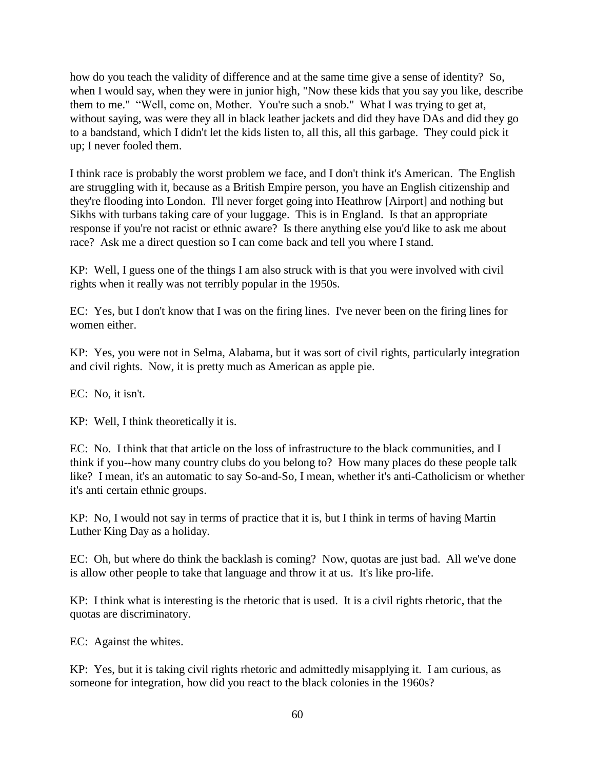how do you teach the validity of difference and at the same time give a sense of identity? So, when I would say, when they were in junior high, "Now these kids that you say you like, describe them to me." "Well, come on, Mother. You're such a snob." What I was trying to get at, without saying, was were they all in black leather jackets and did they have DAs and did they go to a bandstand, which I didn't let the kids listen to, all this, all this garbage. They could pick it up; I never fooled them.

I think race is probably the worst problem we face, and I don't think it's American. The English are struggling with it, because as a British Empire person, you have an English citizenship and they're flooding into London. I'll never forget going into Heathrow [Airport] and nothing but Sikhs with turbans taking care of your luggage. This is in England. Is that an appropriate response if you're not racist or ethnic aware? Is there anything else you'd like to ask me about race? Ask me a direct question so I can come back and tell you where I stand.

KP: Well, I guess one of the things I am also struck with is that you were involved with civil rights when it really was not terribly popular in the 1950s.

EC: Yes, but I don't know that I was on the firing lines. I've never been on the firing lines for women either.

KP: Yes, you were not in Selma, Alabama, but it was sort of civil rights, particularly integration and civil rights. Now, it is pretty much as American as apple pie.

EC: No, it isn't.

KP: Well, I think theoretically it is.

EC: No. I think that that article on the loss of infrastructure to the black communities, and I think if you--how many country clubs do you belong to? How many places do these people talk like? I mean, it's an automatic to say So-and-So, I mean, whether it's anti-Catholicism or whether it's anti certain ethnic groups.

KP: No, I would not say in terms of practice that it is, but I think in terms of having Martin Luther King Day as a holiday.

EC: Oh, but where do think the backlash is coming? Now, quotas are just bad. All we've done is allow other people to take that language and throw it at us. It's like pro-life.

KP: I think what is interesting is the rhetoric that is used. It is a civil rights rhetoric, that the quotas are discriminatory.

EC: Against the whites.

KP: Yes, but it is taking civil rights rhetoric and admittedly misapplying it. I am curious, as someone for integration, how did you react to the black colonies in the 1960s?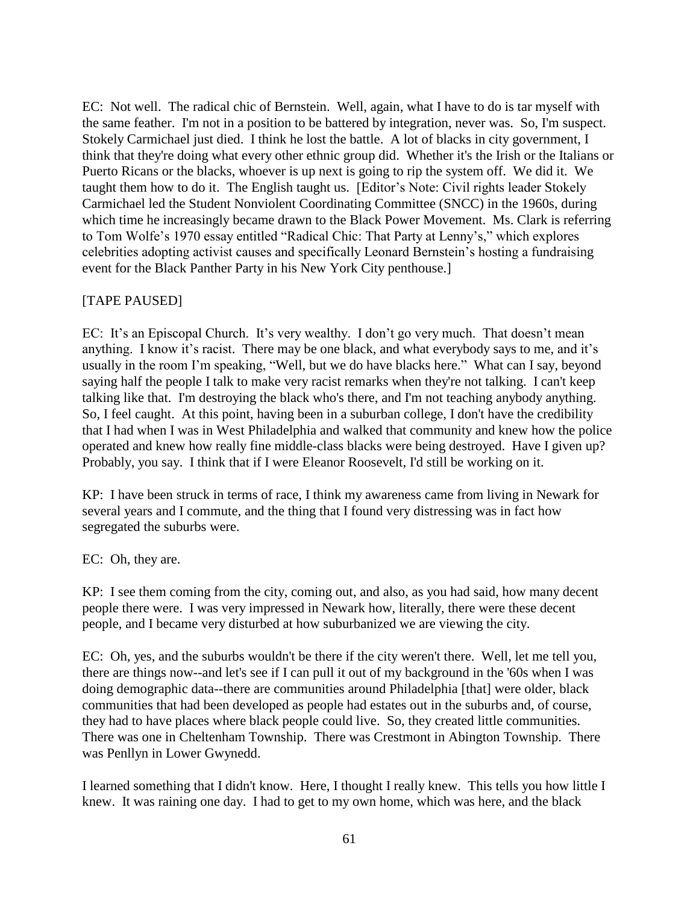EC: Not well. The radical chic of Bernstein. Well, again, what I have to do is tar myself with the same feather. I'm not in a position to be battered by integration, never was. So, I'm suspect. Stokely Carmichael just died. I think he lost the battle. A lot of blacks in city government, I think that they're doing what every other ethnic group did. Whether it's the Irish or the Italians or Puerto Ricans or the blacks, whoever is up next is going to rip the system off. We did it. We taught them how to do it. The English taught us. [Editor's Note: Civil rights leader Stokely Carmichael led the Student Nonviolent Coordinating Committee (SNCC) in the 1960s, during which time he increasingly became drawn to the Black Power Movement. Ms. Clark is referring to Tom Wolfe's 1970 essay entitled "Radical Chic: That Party at Lenny's," which explores celebrities adopting activist causes and specifically Leonard Bernstein's hosting a fundraising event for the Black Panther Party in his New York City penthouse.]

[TAPE PAUSED]

EC: It's an Episcopal Church. It's very wealthy. I don't go very much. That doesn't mean anything. I know it's racist. There may be one black, and what everybody says to me, and it's usually in the room I'm speaking, "Well, but we do have blacks here." What can I say, beyond saying half the people I talk to make very racist remarks when they're not talking. I can't keep talking like that. I'm destroying the black who's there, and I'm not teaching anybody anything. So, I feel caught. At this point, having been in a suburban college, I don't have the credibility that I had when I was in West Philadelphia and walked that community and knew how the police operated and knew how really fine middle-class blacks were being destroyed. Have I given up? Probably, you say. I think that if I were Eleanor Roosevelt, I'd still be working on it.

KP: I have been struck in terms of race, I think my awareness came from living in Newark for several years and I commute, and the thing that I found very distressing was in fact how segregated the suburbs were.

EC: Oh, they are.

KP: I see them coming from the city, coming out, and also, as you had said, how many decent people there were. I was very impressed in Newark how, literally, there were these decent people, and I became very disturbed at how suburbanized we are viewing the city.

EC: Oh, yes, and the suburbs wouldn't be there if the city weren't there. Well, let me tell you, there are things now--and let's see if I can pull it out of my background in the '60s when I was doing demographic data--there are communities around Philadelphia [that] were older, black communities that had been developed as people had estates out in the suburbs and, of course, they had to have places where black people could live. So, they created little communities. There was one in Cheltenham Township. There was Crestmont in Abington Township. There was Penllyn in Lower Gwynedd.

I learned something that I didn't know. Here, I thought I really knew. This tells you how little I knew. It was raining one day. I had to get to my own home, which was here, and the black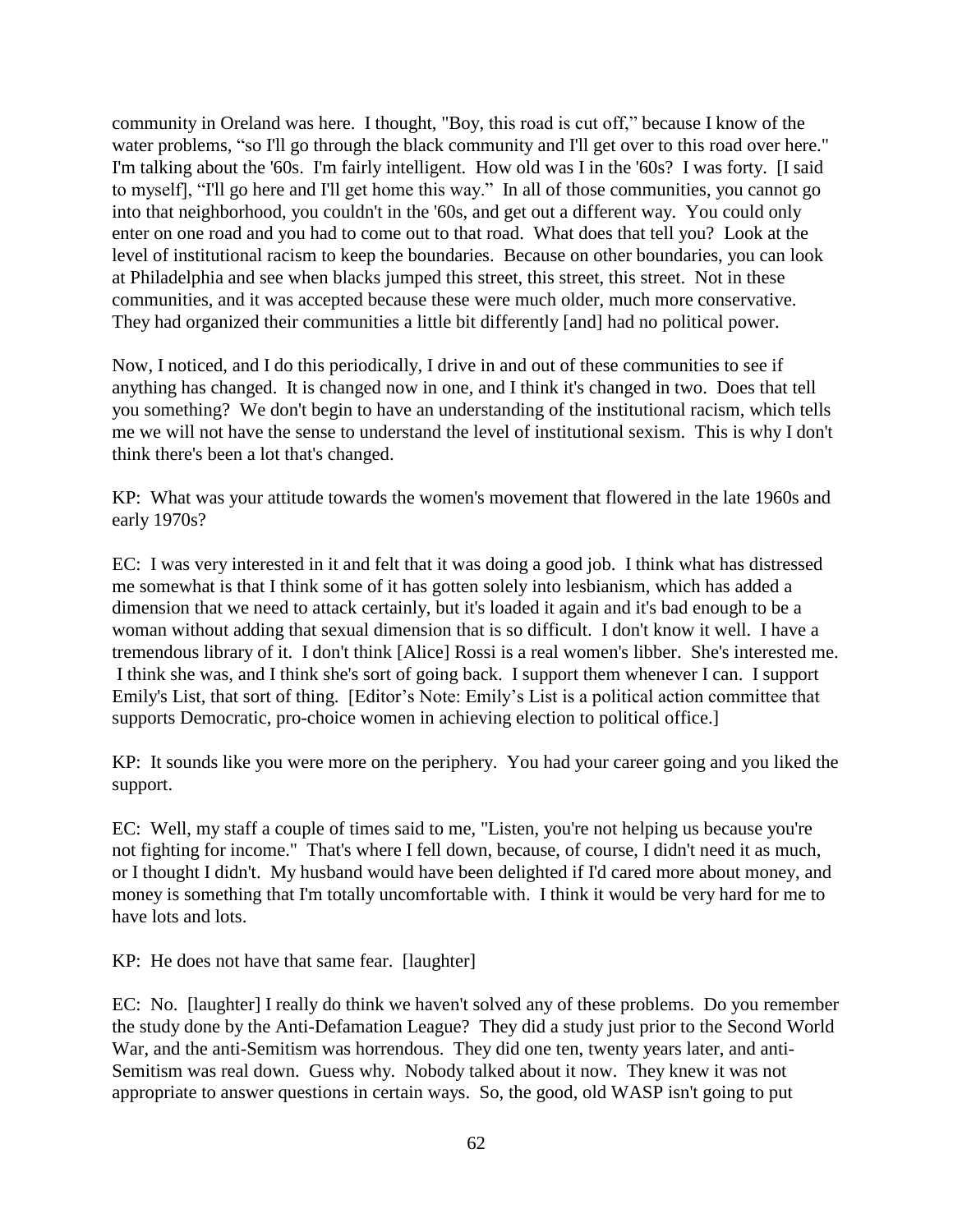community in Oreland was here. I thought, "Boy, this road is cut off," because I know of the water problems, "so I'll go through the black community and I'll get over to this road over here." I'm talking about the '60s. I'm fairly intelligent. How old was I in the '60s? I was forty. [I said to myself], "I'll go here and I'll get home this way." In all of those communities, you cannot go into that neighborhood, you couldn't in the '60s, and get out a different way. You could only enter on one road and you had to come out to that road. What does that tell you? Look at the level of institutional racism to keep the boundaries. Because on other boundaries, you can look at Philadelphia and see when blacks jumped this street, this street, this street. Not in these communities, and it was accepted because these were much older, much more conservative. They had organized their communities a little bit differently [and] had no political power.

Now, I noticed, and I do this periodically, I drive in and out of these communities to see if anything has changed. It is changed now in one, and I think it's changed in two. Does that tell you something? We don't begin to have an understanding of the institutional racism, which tells me we will not have the sense to understand the level of institutional sexism. This is why I don't think there's been a lot that's changed.

KP: What was your attitude towards the women's movement that flowered in the late 1960s and early 1970s?

EC: I was very interested in it and felt that it was doing a good job. I think what has distressed me somewhat is that I think some of it has gotten solely into lesbianism, which has added a dimension that we need to attack certainly, but it's loaded it again and it's bad enough to be a woman without adding that sexual dimension that is so difficult. I don't know it well. I have a tremendous library of it. I don't think [Alice] Rossi is a real women's libber. She's interested me. I think she was, and I think she's sort of going back. I support them whenever I can. I support Emily's List, that sort of thing. [Editor's Note: Emily's List is a political action committee that supports Democratic, pro-choice women in achieving election to political office.]

KP: It sounds like you were more on the periphery. You had your career going and you liked the support.

EC: Well, my staff a couple of times said to me, "Listen, you're not helping us because you're not fighting for income." That's where I fell down, because, of course, I didn't need it as much, or I thought I didn't. My husband would have been delighted if I'd cared more about money, and money is something that I'm totally uncomfortable with. I think it would be very hard for me to have lots and lots.

KP: He does not have that same fear. [laughter]

EC: No. [laughter] I really do think we haven't solved any of these problems. Do you remember the study done by the Anti-Defamation League? They did a study just prior to the Second World War, and the anti-Semitism was horrendous. They did one ten, twenty years later, and anti-Semitism was real down. Guess why. Nobody talked about it now. They knew it was not appropriate to answer questions in certain ways. So, the good, old WASP isn't going to put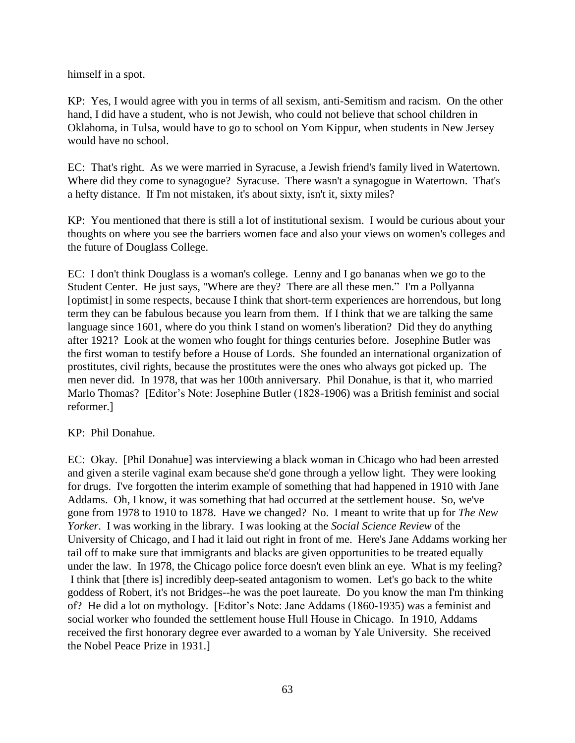himself in a spot.

KP: Yes, I would agree with you in terms of all sexism, anti-Semitism and racism. On the other hand, I did have a student, who is not Jewish, who could not believe that school children in Oklahoma, in Tulsa, would have to go to school on Yom Kippur, when students in New Jersey would have no school.

EC: That's right. As we were married in Syracuse, a Jewish friend's family lived in Watertown. Where did they come to synagogue? Syracuse. There wasn't a synagogue in Watertown. That's a hefty distance. If I'm not mistaken, it's about sixty, isn't it, sixty miles?

KP: You mentioned that there is still a lot of institutional sexism. I would be curious about your thoughts on where you see the barriers women face and also your views on women's colleges and the future of Douglass College.

EC: I don't think Douglass is a woman's college. Lenny and I go bananas when we go to the Student Center. He just says, "Where are they? There are all these men." I'm a Pollyanna [optimist] in some respects, because I think that short-term experiences are horrendous, but long term they can be fabulous because you learn from them. If I think that we are talking the same language since 1601, where do you think I stand on women's liberation? Did they do anything after 1921? Look at the women who fought for things centuries before. Josephine Butler was the first woman to testify before a House of Lords. She founded an international organization of prostitutes, civil rights, because the prostitutes were the ones who always got picked up. The men never did. In 1978, that was her 100th anniversary. Phil Donahue, is that it, who married Marlo Thomas? [Editor's Note: Josephine Butler (1828-1906) was a British feminist and social reformer.]

KP: Phil Donahue.

EC: Okay. [Phil Donahue] was interviewing a black woman in Chicago who had been arrested and given a sterile vaginal exam because she'd gone through a yellow light. They were looking for drugs. I've forgotten the interim example of something that had happened in 1910 with Jane Addams. Oh, I know, it was something that had occurred at the settlement house. So, we've gone from 1978 to 1910 to 1878. Have we changed? No. I meant to write that up for *The New Yorker*. I was working in the library. I was looking at the *Social Science Review* of the University of Chicago, and I had it laid out right in front of me. Here's Jane Addams working her tail off to make sure that immigrants and blacks are given opportunities to be treated equally under the law. In 1978, the Chicago police force doesn't even blink an eye. What is my feeling? I think that [there is] incredibly deep-seated antagonism to women. Let's go back to the white goddess of Robert, it's not Bridges--he was the poet laureate. Do you know the man I'm thinking of? He did a lot on mythology. [Editor's Note: Jane Addams (1860-1935) was a feminist and social worker who founded the settlement house Hull House in Chicago. In 1910, Addams received the first honorary degree ever awarded to a woman by Yale University. She received the Nobel Peace Prize in 1931.]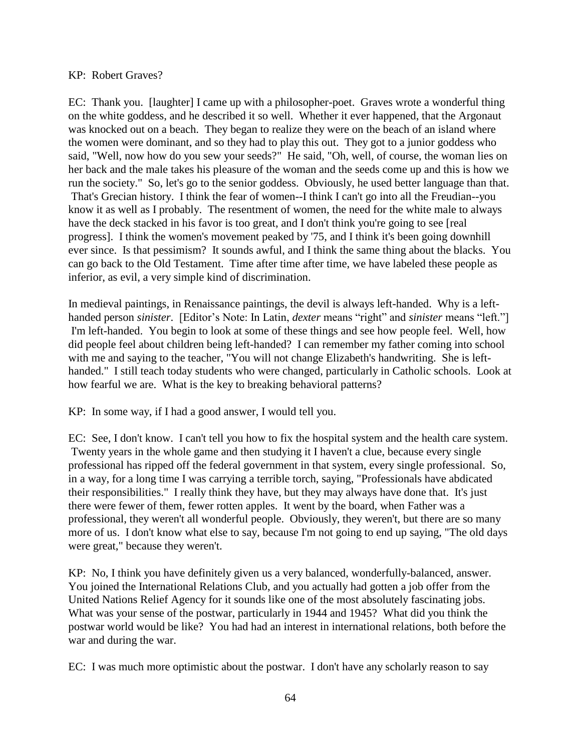KP: Robert Graves?

EC: Thank you. [laughter] I came up with a philosopher-poet. Graves wrote a wonderful thing on the white goddess, and he described it so well. Whether it ever happened, that the Argonaut was knocked out on a beach. They began to realize they were on the beach of an island where the women were dominant, and so they had to play this out. They got to a junior goddess who said, "Well, now how do you sew your seeds?" He said, "Oh, well, of course, the woman lies on her back and the male takes his pleasure of the woman and the seeds come up and this is how we run the society." So, let's go to the senior goddess. Obviously, he used better language than that. That's Grecian history. I think the fear of women--I think I can't go into all the Freudian--you know it as well as I probably. The resentment of women, the need for the white male to always have the deck stacked in his favor is too great, and I don't think you're going to see [real progress]. I think the women's movement peaked by '75, and I think it's been going downhill ever since. Is that pessimism? It sounds awful, and I think the same thing about the blacks. You can go back to the Old Testament. Time after time after time, we have labeled these people as inferior, as evil, a very simple kind of discrimination.

In medieval paintings, in Renaissance paintings, the devil is always left-handed. Why is a left-handed person *sinister*. [Editor's Note: In Latin, *dexter* means "right" and *sinister* means "left."] I'm left-handed. You begin to look at some of these things and see how people feel. Well, how did people feel about children being left-handed? I can remember my father coming into school with me and saying to the teacher, "You will not change Elizabeth's handwriting. She is left-handed." I still teach today students who were changed, particularly in Catholic schools. Look at how fearful we are. What is the key to breaking behavioral patterns?

KP: In some way, if I had a good answer, I would tell you.

EC: See, I don't know. I can't tell you how to fix the hospital system and the health care system. Twenty years in the whole game and then studying it I haven't a clue, because every single professional has ripped off the federal government in that system, every single professional. So, in a way, for a long time I was carrying a terrible torch, saying, "Professionals have abdicated their responsibilities." I really think they have, but they may always have done that. It's just there were fewer of them, fewer rotten apples. It went by the board, when Father was a professional, they weren't all wonderful people. Obviously, they weren't, but there are so many more of us. I don't know what else to say, because I'm not going to end up saying, "The old days were great," because they weren't.

KP: No, I think you have definitely given us a very balanced, wonderfully-balanced, answer. You joined the International Relations Club, and you actually had gotten a job offer from the United Nations Relief Agency for it sounds like one of the most absolutely fascinating jobs. What was your sense of the postwar, particularly in 1944 and 1945? What did you think the postwar world would be like? You had had an interest in international relations, both before the war and during the war.

EC: I was much more optimistic about the postwar. I don't have any scholarly reason to say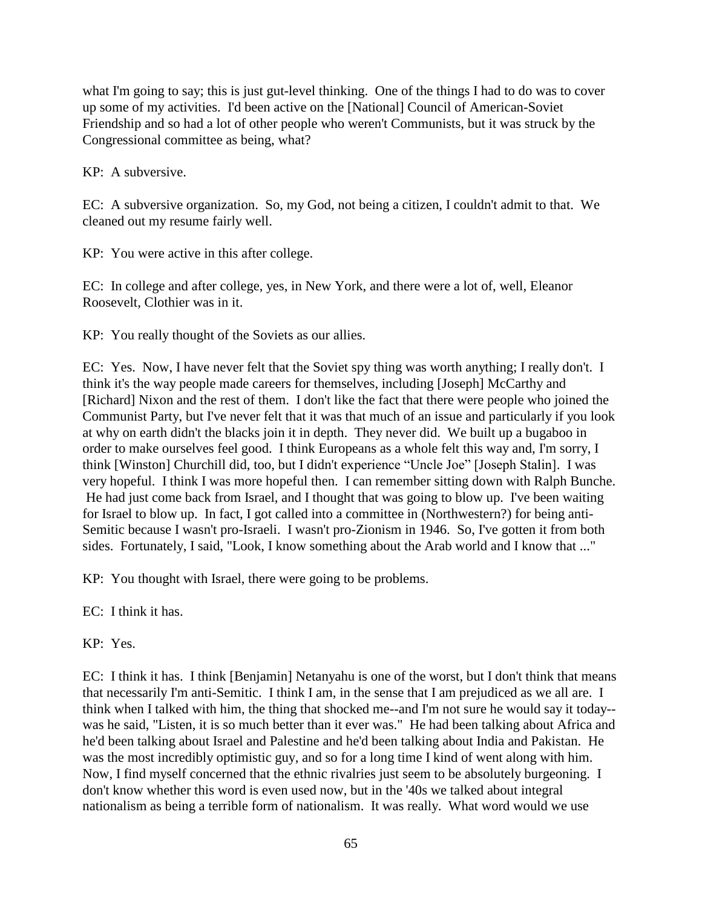what I'm going to say; this is just gut-level thinking. One of the things I had to do was to cover up some of my activities. I'd been active on the [National] Council of American-Soviet Friendship and so had a lot of other people who weren't Communists, but it was struck by the Congressional committee as being, what?

KP: A subversive.

EC: A subversive organization. So, my God, not being a citizen, I couldn't admit to that. We cleaned out my resume fairly well.

KP: You were active in this after college.

EC: In college and after college, yes, in New York, and there were a lot of, well, Eleanor Roosevelt, Clothier was in it.

KP: You really thought of the Soviets as our allies.

EC: Yes. Now, I have never felt that the Soviet spy thing was worth anything; I really don't. I think it's the way people made careers for themselves, including [Joseph] McCarthy and [Richard] Nixon and the rest of them. I don't like the fact that there were people who joined the Communist Party, but I've never felt that it was that much of an issue and particularly if you look at why on earth didn't the blacks join it in depth. They never did. We built up a bugaboo in order to make ourselves feel good. I think Europeans as a whole felt this way and, I'm sorry, I think [Winston] Churchill did, too, but I didn't experience "Uncle Joe" [Joseph Stalin]. I was very hopeful. I think I was more hopeful then. I can remember sitting down with Ralph Bunche. He had just come back from Israel, and I thought that was going to blow up. I've been waiting for Israel to blow up. In fact, I got called into a committee in (Northwestern?) for being anti-Semitic because I wasn't pro-Israeli. I wasn't pro-Zionism in 1946. So, I've gotten it from both sides. Fortunately, I said, "Look, I know something about the Arab world and I know that ..."

KP: You thought with Israel, there were going to be problems.

EC: I think it has.

KP: Yes.

EC: I think it has. I think [Benjamin] Netanyahu is one of the worst, but I don't think that means that necessarily I'm anti-Semitic. I think I am, in the sense that I am prejudiced as we all are. I think when I talked with him, the thing that shocked me--and I'm not sure he would say it today--was he said, "Listen, it is so much better than it ever was." He had been talking about Africa and he'd been talking about Israel and Palestine and he'd been talking about India and Pakistan. He was the most incredibly optimistic guy, and so for a long time I kind of went along with him. Now, I find myself concerned that the ethnic rivalries just seem to be absolutely burgeoning. I don't know whether this word is even used now, but in the '40s we talked about integral nationalism as being a terrible form of nationalism. It was really. What word would we use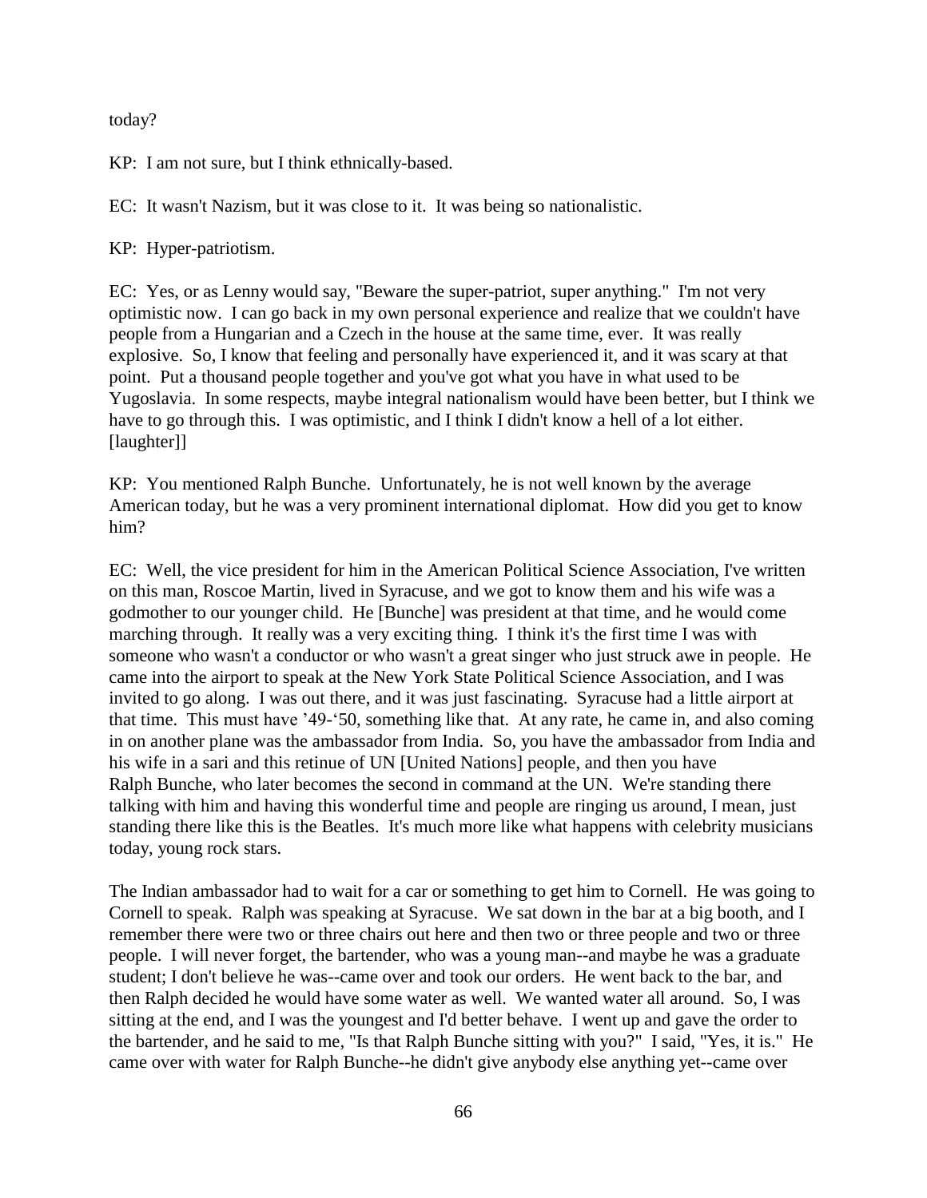today?

KP: I am not sure, but I think ethnically-based.

EC: It wasn't Nazism, but it was close to it. It was being so nationalistic.

KP: Hyper-patriotism.

EC: Yes, or as Lenny would say, "Beware the super-patriot, super anything." I'm not very optimistic now. I can go back in my own personal experience and realize that we couldn't have people from a Hungarian and a Czech in the house at the same time, ever. It was really explosive. So, I know that feeling and personally have experienced it, and it was scary at that point. Put a thousand people together and you've got what you have in what used to be Yugoslavia. In some respects, maybe integral nationalism would have been better, but I think we have to go through this. I was optimistic, and I think I didn't know a hell of a lot either. [laughter]]

KP: You mentioned Ralph Bunche. Unfortunately, he is not well known by the average American today, but he was a very prominent international diplomat. How did you get to know him?

EC: Well, the vice president for him in the American Political Science Association, I've written on this man, Roscoe Martin, lived in Syracuse, and we got to know them and his wife was a godmother to our younger child. He [Bunche] was president at that time, and he would come marching through. It really was a very exciting thing. I think it's the first time I was with someone who wasn't a conductor or who wasn't a great singer who just struck awe in people. He came into the airport to speak at the New York State Political Science Association, and I was invited to go along. I was out there, and it was just fascinating. Syracuse had a little airport at that time. This must have '49-'50, something like that. At any rate, he came in, and also coming in on another plane was the ambassador from India. So, you have the ambassador from India and his wife in a sari and this retinue of UN [United Nations] people, and then you have Ralph Bunche, who later becomes the second in command at the UN. We're standing there talking with him and having this wonderful time and people are ringing us around, I mean, just standing there like this is the Beatles. It's much more like what happens with celebrity musicians today, young rock stars.

The Indian ambassador had to wait for a car or something to get him to Cornell. He was going to Cornell to speak. Ralph was speaking at Syracuse. We sat down in the bar at a big booth, and I remember there were two or three chairs out here and then two or three people and two or three people. I will never forget, the bartender, who was a young man--and maybe he was a graduate student; I don't believe he was--came over and took our orders. He went back to the bar, and then Ralph decided he would have some water as well. We wanted water all around. So, I was sitting at the end, and I was the youngest and I'd better behave. I went up and gave the order to the bartender, and he said to me, "Is that Ralph Bunche sitting with you?" I said, "Yes, it is." He came over with water for Ralph Bunche--he didn't give anybody else anything yet--came over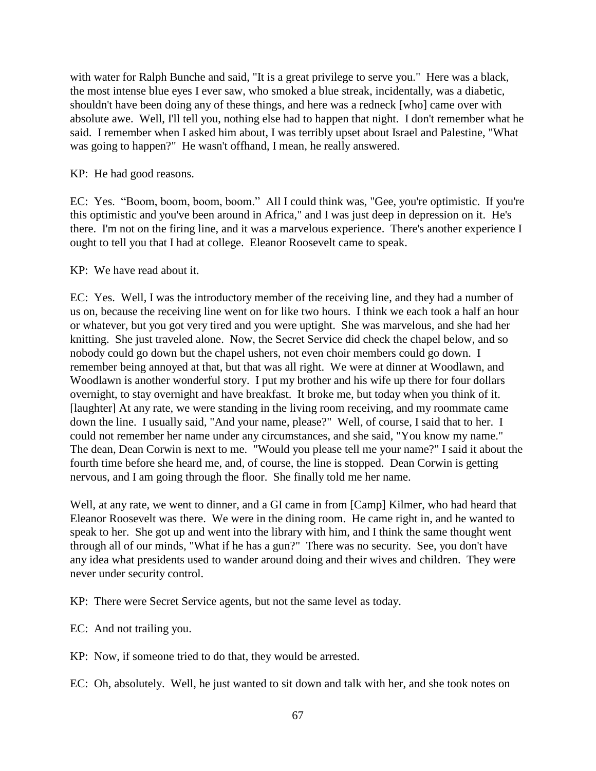with water for Ralph Bunche and said, "It is a great privilege to serve you." Here was a black, the most intense blue eyes I ever saw, who smoked a blue streak, incidentally, was a diabetic, shouldn't have been doing any of these things, and here was a redneck [who] came over with absolute awe. Well, I'll tell you, nothing else had to happen that night. I don't remember what he said. I remember when I asked him about, I was terribly upset about Israel and Palestine, "What was going to happen?" He wasn't offhand, I mean, he really answered.

KP: He had good reasons.

EC: Yes. "Boom, boom, boom, boom." All I could think was, "Gee, you're optimistic. If you're this optimistic and you've been around in Africa," and I was just deep in depression on it. He's there. I'm not on the firing line, and it was a marvelous experience. There's another experience I ought to tell you that I had at college. Eleanor Roosevelt came to speak.

KP: We have read about it.

EC: Yes. Well, I was the introductory member of the receiving line, and they had a number of us on, because the receiving line went on for like two hours. I think we each took a half an hour or whatever, but you got very tired and you were uptight. She was marvelous, and she had her knitting. She just traveled alone. Now, the Secret Service did check the chapel below, and so nobody could go down but the chapel ushers, not even choir members could go down. I remember being annoyed at that, but that was all right. We were at dinner at Woodlawn, and Woodlawn is another wonderful story. I put my brother and his wife up there for four dollars overnight, to stay overnight and have breakfast. It broke me, but today when you think of it. [laughter] At any rate, we were standing in the living room receiving, and my roommate came down the line. I usually said, "And your name, please?" Well, of course, I said that to her. I could not remember her name under any circumstances, and she said, "You know my name." The dean, Dean Corwin is next to me. "Would you please tell me your name?" I said it about the fourth time before she heard me, and, of course, the line is stopped. Dean Corwin is getting nervous, and I am going through the floor. She finally told me her name.

Well, at any rate, we went to dinner, and a GI came in from [Camp] Kilmer, who had heard that Eleanor Roosevelt was there. We were in the dining room. He came right in, and he wanted to speak to her. She got up and went into the library with him, and I think the same thought went through all of our minds, "What if he has a gun?" There was no security. See, you don't have any idea what presidents used to wander around doing and their wives and children. They were never under security control.

KP: There were Secret Service agents, but not the same level as today.

EC: And not trailing you.

KP: Now, if someone tried to do that, they would be arrested.

EC: Oh, absolutely. Well, he just wanted to sit down and talk with her, and she took notes on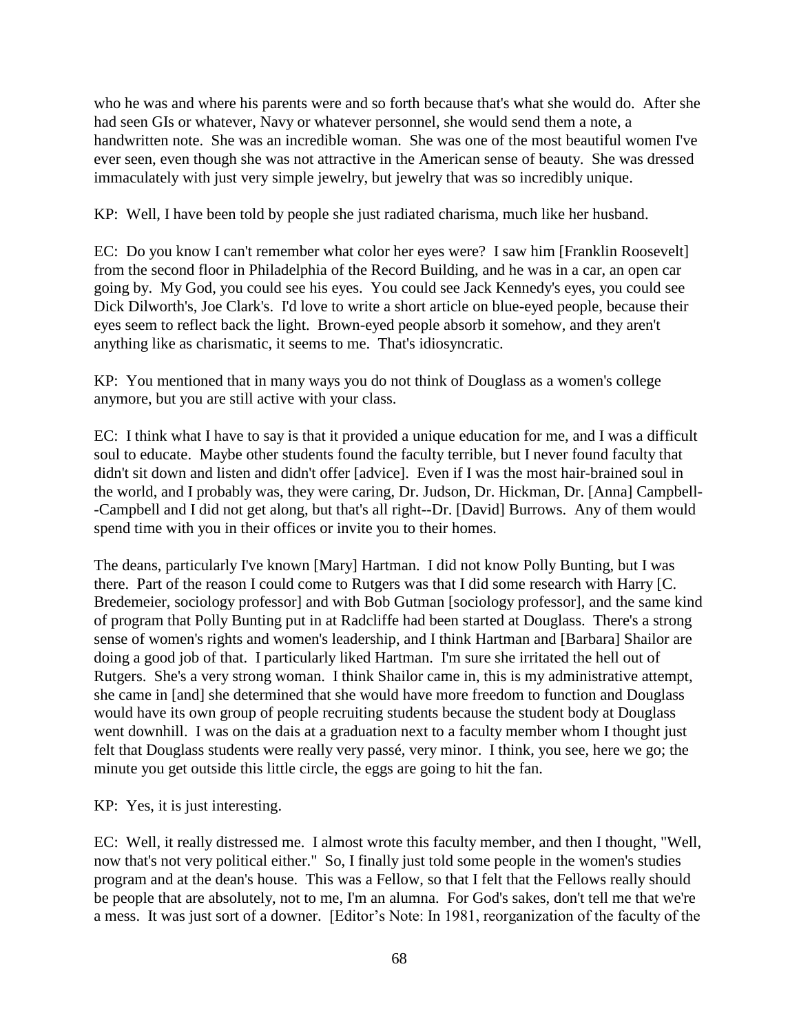who he was and where his parents were and so forth because that's what she would do. After she had seen GIs or whatever, Navy or whatever personnel, she would send them a note, a handwritten note. She was an incredible woman. She was one of the most beautiful women I've ever seen, even though she was not attractive in the American sense of beauty. She was dressed immaculately with just very simple jewelry, but jewelry that was so incredibly unique.

KP: Well, I have been told by people she just radiated charisma, much like her husband.

EC: Do you know I can't remember what color her eyes were? I saw him [Franklin Roosevelt] from the second floor in Philadelphia of the Record Building, and he was in a car, an open car going by. My God, you could see his eyes. You could see Jack Kennedy's eyes, you could see Dick Dilworth's, Joe Clark's. I'd love to write a short article on blue-eyed people, because their eyes seem to reflect back the light. Brown-eyed people absorb it somehow, and they aren't anything like as charismatic, it seems to me. That's idiosyncratic.

KP: You mentioned that in many ways you do not think of Douglass as a women's college anymore, but you are still active with your class.

EC: I think what I have to say is that it provided a unique education for me, and I was a difficult soul to educate. Maybe other students found the faculty terrible, but I never found faculty that didn't sit down and listen and didn't offer [advice]. Even if I was the most hair-brained soul in the world, and I probably was, they were caring, Dr. Judson, Dr. Hickman, Dr. [Anna] Campbell--Campbell and I did not get along, but that's all right--Dr. [David] Burrows. Any of them would spend time with you in their offices or invite you to their homes.

The deans, particularly I've known [Mary] Hartman. I did not know Polly Bunting, but I was there. Part of the reason I could come to Rutgers was that I did some research with Harry [C. Bredemeier, sociology professor] and with Bob Gutman [sociology professor], and the same kind of program that Polly Bunting put in at Radcliffe had been started at Douglass. There's a strong sense of women's rights and women's leadership, and I think Hartman and [Barbara] Shailor are doing a good job of that. I particularly liked Hartman. I'm sure she irritated the hell out of Rutgers. She's a very strong woman. I think Shailor came in, this is my administrative attempt, she came in [and] she determined that she would have more freedom to function and Douglass would have its own group of people recruiting students because the student body at Douglass went downhill. I was on the dais at a graduation next to a faculty member whom I thought just felt that Douglass students were really very passé, very minor. I think, you see, here we go; the minute you get outside this little circle, the eggs are going to hit the fan.

KP: Yes, it is just interesting.

EC: Well, it really distressed me. I almost wrote this faculty member, and then I thought, "Well, now that's not very political either." So, I finally just told some people in the women's studies program and at the dean's house. This was a Fellow, so that I felt that the Fellows really should be people that are absolutely, not to me, I'm an alumna. For God's sakes, don't tell me that we're a mess. It was just sort of a downer. [Editor's Note: In 1981, reorganization of the faculty of the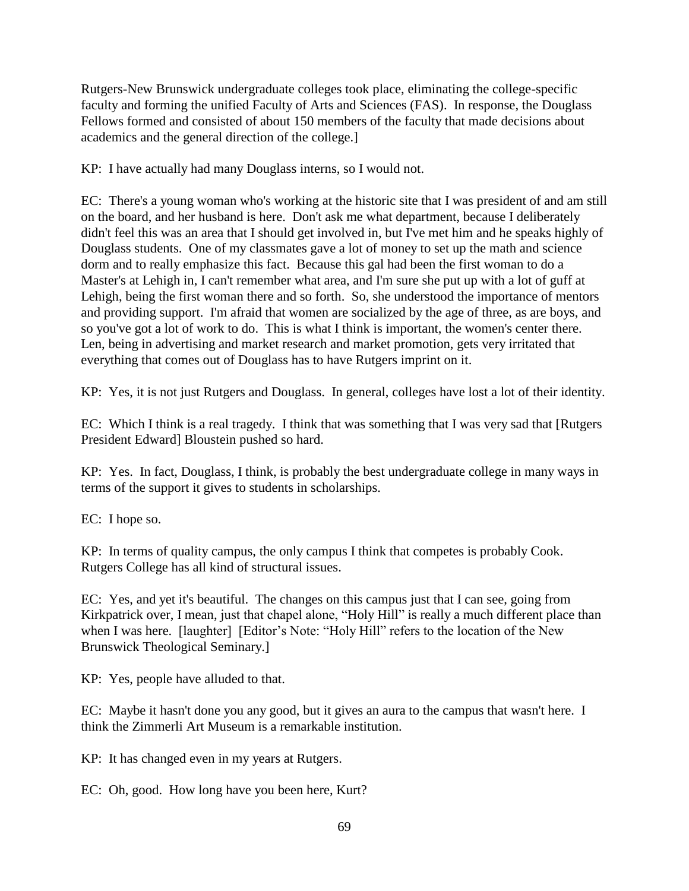Rutgers-New Brunswick undergraduate colleges took place, eliminating the college-specific faculty and forming the unified Faculty of Arts and Sciences (FAS). In response, the Douglass Fellows formed and consisted of about 150 members of the faculty that made decisions about academics and the general direction of the college.]

KP: I have actually had many Douglass interns, so I would not.

EC: There's a young woman who's working at the historic site that I was president of and am still on the board, and her husband is here. Don't ask me what department, because I deliberately didn't feel this was an area that I should get involved in, but I've met him and he speaks highly of Douglass students. One of my classmates gave a lot of money to set up the math and science dorm and to really emphasize this fact. Because this gal had been the first woman to do a Master's at Lehigh in, I can't remember what area, and I'm sure she put up with a lot of guff at Lehigh, being the first woman there and so forth. So, she understood the importance of mentors and providing support. I'm afraid that women are socialized by the age of three, as are boys, and so you've got a lot of work to do. This is what I think is important, the women's center there. Len, being in advertising and market research and market promotion, gets very irritated that everything that comes out of Douglass has to have Rutgers imprint on it.

KP: Yes, it is not just Rutgers and Douglass. In general, colleges have lost a lot of their identity.

EC: Which I think is a real tragedy. I think that was something that I was very sad that [Rutgers President Edward] Bloustein pushed so hard.

KP: Yes. In fact, Douglass, I think, is probably the best undergraduate college in many ways in terms of the support it gives to students in scholarships.

EC: I hope so.

KP: In terms of quality campus, the only campus I think that competes is probably Cook. Rutgers College has all kind of structural issues.

EC: Yes, and yet it's beautiful. The changes on this campus just that I can see, going from Kirkpatrick over, I mean, just that chapel alone, "Holy Hill" is really a much different place than when I was here. [laughter] [Editor's Note: "Holy Hill" refers to the location of the New Brunswick Theological Seminary.]

KP: Yes, people have alluded to that.

EC: Maybe it hasn't done you any good, but it gives an aura to the campus that wasn't here. I think the Zimmerli Art Museum is a remarkable institution.

KP: It has changed even in my years at Rutgers.

EC: Oh, good. How long have you been here, Kurt?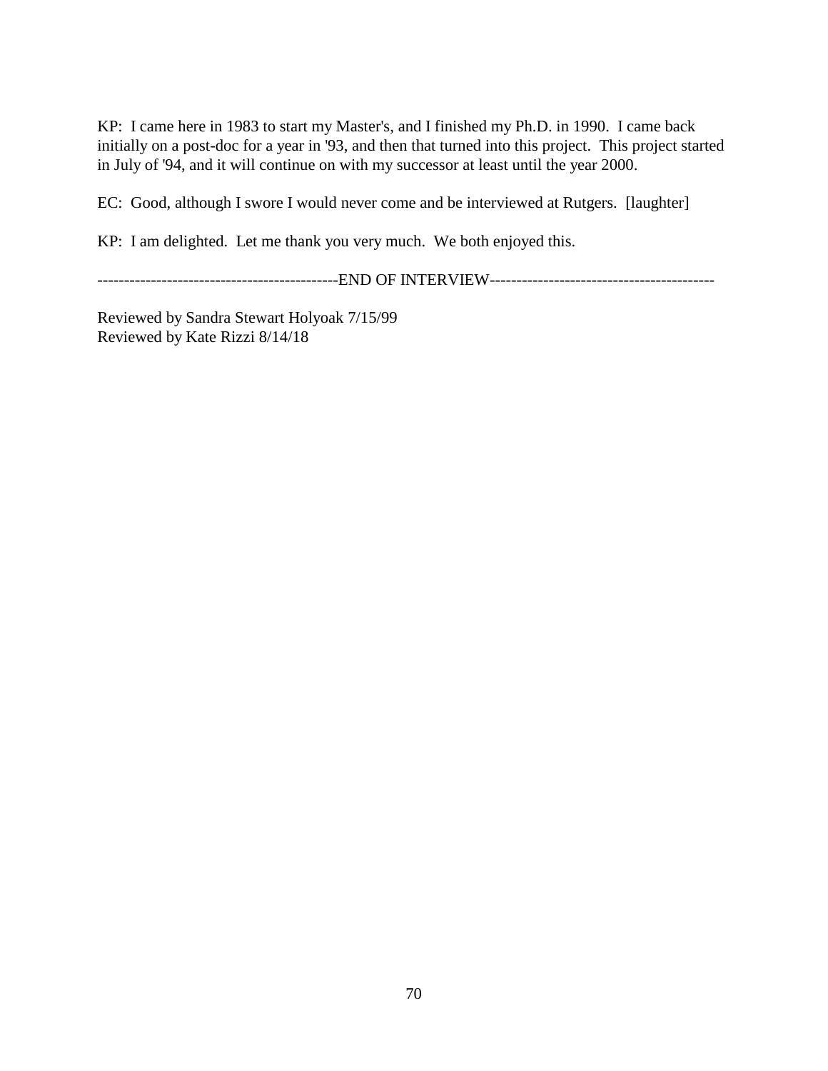KP: I came here in 1983 to start my Master's, and I finished my Ph.D. in 1990. I came back initially on a post-doc for a year in '93, and then that turned into this project. This project started in July of '94, and it will continue on with my successor at least until the year 2000.

EC: Good, although I swore I would never come and be interviewed at Rutgers. [laughter]

KP: I am delighted. Let me thank you very much. We both enjoyed this.

---------------------------------------------END OF INTERVIEW------------------------------------------

Reviewed by Sandra Stewart Holyoak 7/15/99
Reviewed by Kate Rizzi 8/14/18